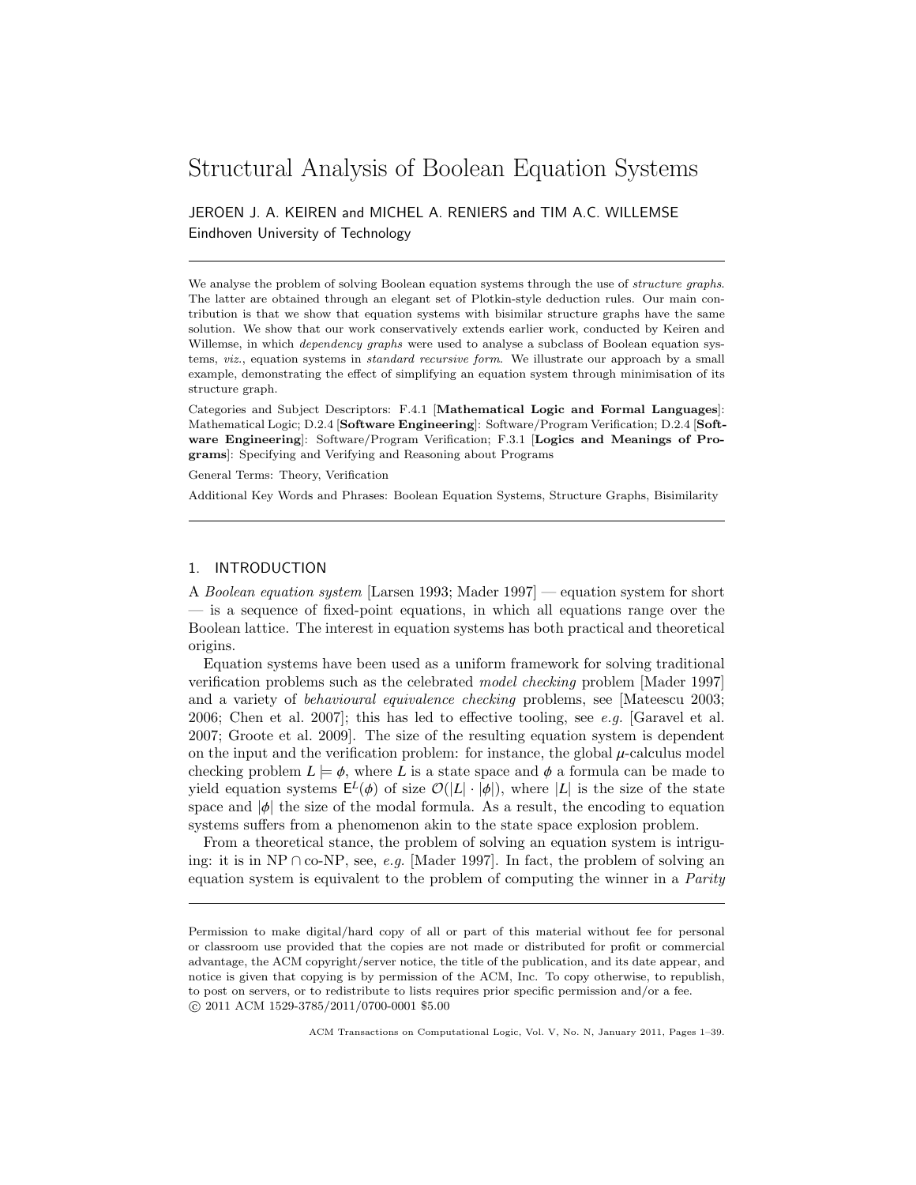# Structural Analysis of Boolean Equation Systems

JEROEN J. A. KEIREN and MICHEL A. RENIERS and TIM A.C. WILLEMSE
Eindhoven University of Technology

We analyse the problem of solving Boolean equation systems through the use of *structure graphs*. The latter are obtained through an elegant set of Plotkin-style deduction rules. Our main contribution is that we show that equation systems with bisimilar structure graphs have the same solution. We show that our work conservatively extends earlier work, conducted by Keiren and Willemse, in which *dependency graphs* were used to analyse a subclass of Boolean equation systems, *viz.*, equation systems in *standard recursive form*. We illustrate our approach by a small example, demonstrating the effect of simplifying an equation system through minimisation of its structure graph.

Categories and Subject Descriptors: F.4.1 [**Mathematical Logic and Formal Languages**]: Mathematical Logic; D.2.4 [**Software Engineering**]: Software/Program Verification; D.2.4 [**Software Engineering**]: Software/Program Verification; F.3.1 [**Logics and Meanings of Programs**]: Specifying and Verifying and Reasoning about Programs

General Terms: Theory, Verification

Additional Key Words and Phrases: Boolean Equation Systems, Structure Graphs, Bisimilarity

## 1. INTRODUCTION

A *Boolean equation system* [Larsen 1993; Mader 1997] — equation system for short — is a sequence of fixed-point equations, in which all equations range over the Boolean lattice. The interest in equation systems has both practical and theoretical origins.

Equation systems have been used as a uniform framework for solving traditional verification problems such as the celebrated *model checking* problem [Mader 1997] and a variety of *behavioural equivalence checking* problems, see [Mateescu 2003; 2006; Chen et al. 2007]; this has led to effective tooling, see *e.g.* [Garavel et al. 2007; Groote et al. 2009]. The size of the resulting equation system is dependent on the input and the verification problem: for instance, the global $\mu$-calculus model checking problem $L \models \phi$, where $L$ is a state space and $\phi$ a formula can be made to yield equation systems $\mathsf{E}^L(\phi)$ of size $\mathcal{O}(|L| \cdot |\phi|)$, where $|L|$ is the size of the state space and $|\phi|$ the size of the modal formula. As a result, the encoding to equation systems suffers from a phenomenon akin to the state space explosion problem.

From a theoretical stance, the problem of solving an equation system is intriguing: it is in NP $\cap$ co-NP, see, *e.g.* [Mader 1997]. In fact, the problem of solving an equation system is equivalent to the problem of computing the winner in a *Parity*

---

Permission to make digital/hard copy of all or part of this material without fee for personal or classroom use provided that the copies are not made or distributed for profit or commercial advantage, the ACM copyright/server notice, the title of the publication, and its date appear, and notice is given that copying is by permission of the ACM, Inc. To copy otherwise, to republish, to post on servers, or to redistribute to lists requires prior specific permission and/or a fee.
© 2011 ACM 1529-3785/2011/0700-0001 $5.00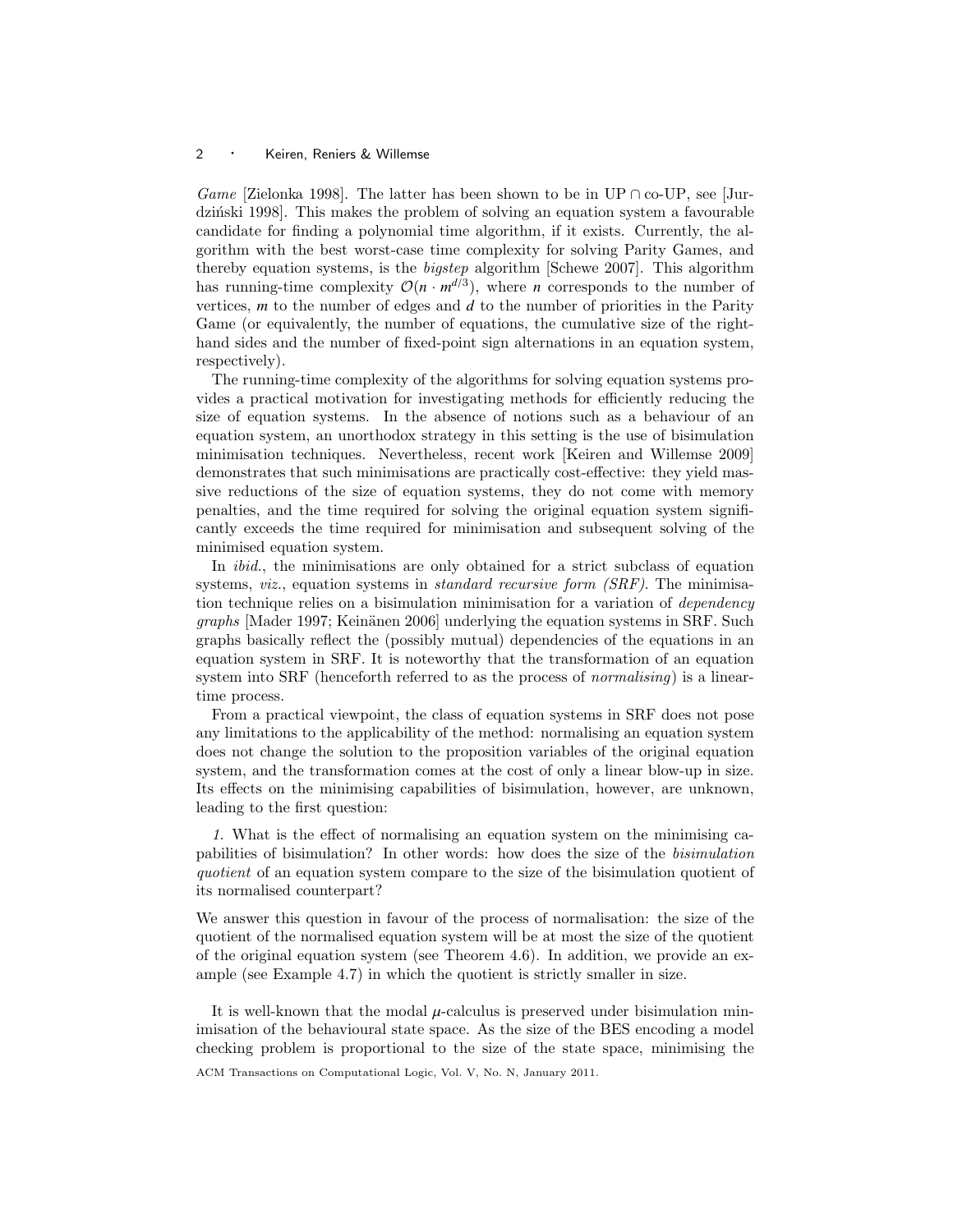*Game* [Zielonka 1998]. The latter has been shown to be in UP ∩ co-UP, see [Jurdziński 1998]. This makes the problem of solving an equation system a favourable candidate for finding a polynomial time algorithm, if it exists. Currently, the algorithm with the best worst-case time complexity for solving Parity Games, and thereby equation systems, is the *bigstep* algorithm [Schewe 2007]. This algorithm has running-time complexity $\mathcal{O}(n \cdot m^{d/3})$, where $n$ corresponds to the number of vertices, $m$ to the number of edges and $d$ to the number of priorities in the Parity Game (or equivalently, the number of equations, the cumulative size of the right-hand sides and the number of fixed-point sign alternations in an equation system, respectively).

The running-time complexity of the algorithms for solving equation systems provides a practical motivation for investigating methods for efficiently reducing the size of equation systems. In the absence of notions such as a behaviour of an equation system, an unorthodox strategy in this setting is the use of bisimulation minimisation techniques. Nevertheless, recent work [Keiren and Willemse 2009] demonstrates that such minimisations are practically cost-effective: they yield massive reductions of the size of equation systems, they do not come with memory penalties, and the time required for solving the original equation system significantly exceeds the time required for minimisation and subsequent solving of the minimised equation system.

In *ibid.*, the minimisations are only obtained for a strict subclass of equation systems, *viz.*, equation systems in *standard recursive form (SRF)*. The minimisation technique relies on a bisimulation minimisation for a variation of *dependency graphs* [Mader 1997; Keinänen 2006] underlying the equation systems in SRF. Such graphs basically reflect the (possibly mutual) dependencies of the equations in an equation system in SRF. It is noteworthy that the transformation of an equation system into SRF (henceforth referred to as the process of *normalising*) is a linear-time process.

From a practical viewpoint, the class of equation systems in SRF does not pose any limitations to the applicability of the method: normalising an equation system does not change the solution to the proposition variables of the original equation system, and the transformation comes at the cost of only a linear blow-up in size. Its effects on the minimising capabilities of bisimulation, however, are unknown, leading to the first question:

*1.* What is the effect of normalising an equation system on the minimising capabilities of bisimulation? In other words: how does the size of the *bisimulation quotient* of an equation system compare to the size of the bisimulation quotient of its normalised counterpart?

We answer this question in favour of the process of normalisation: the size of the quotient of the normalised equation system will be at most the size of the quotient of the original equation system (see Theorem 4.6). In addition, we provide an example (see Example 4.7) in which the quotient is strictly smaller in size.

It is well-known that the modal $\mu$-calculus is preserved under bisimulation minimisation of the behavioural state space. As the size of the BES encoding a model checking problem is proportional to the size of the state space, minimising the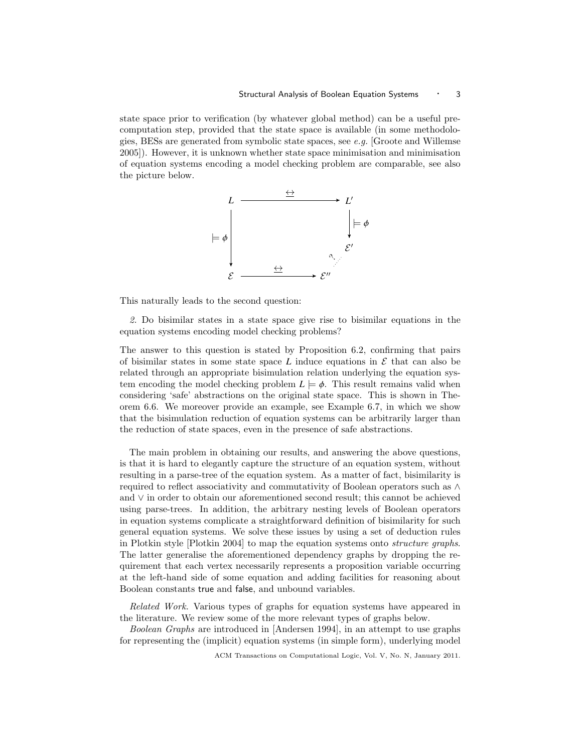state space prior to verification (by whatever global method) can be a useful precomputation step, provided that the state space is available (in some methodologies, BESs are generated from symbolic state spaces, see *e.g.* [Groote and Willemse 2005]). However, it is unknown whether state space minimisation and minimisation of equation systems encoding a model checking problem are comparable, see also the picture below.

$$
\begin{array}{ccc}
L & \xrightarrow{\;\underline{\leftrightarrow}\;} & L' \\
\Big\downarrow \models \phi & & \Big\downarrow \models \phi \\
 & & \mathcal{E}' \\
 & & \;\;\vdots\; ? \\
\mathcal{E} & \xrightarrow{\;\underline{\leftrightarrow}\;} & \mathcal{E}''
\end{array}
$$

This naturally leads to the second question:

*2.* Do bisimilar states in a state space give rise to bisimilar equations in the equation systems encoding model checking problems?

The answer to this question is stated by Proposition 6.2, confirming that pairs of bisimilar states in some state space $L$ induce equations in $\mathcal{E}$ that can also be related through an appropriate bisimulation relation underlying the equation system encoding the model checking problem $L \models \phi$. This result remains valid when considering 'safe' abstractions on the original state space. This is shown in Theorem 6.6. We moreover provide an example, see Example 6.7, in which we show that the bisimulation reduction of equation systems can be arbitrarily larger than the reduction of state spaces, even in the presence of safe abstractions.

The main problem in obtaining our results, and answering the above questions, is that it is hard to elegantly capture the structure of an equation system, without resulting in a parse-tree of the equation system. As a matter of fact, bisimilarity is required to reflect associativity and commutativity of Boolean operators such as $\wedge$ and $\vee$ in order to obtain our aforementioned second result; this cannot be achieved using parse-trees. In addition, the arbitrary nesting levels of Boolean operators in equation systems complicate a straightforward definition of bisimilarity for such general equation systems. We solve these issues by using a set of deduction rules in Plotkin style [Plotkin 2004] to map the equation systems onto *structure graphs*. The latter generalise the aforementioned dependency graphs by dropping the requirement that each vertex necessarily represents a proposition variable occurring at the left-hand side of some equation and adding facilities for reasoning about Boolean constants true and false, and unbound variables.

*Related Work.* Various types of graphs for equation systems have appeared in the literature. We review some of the more relevant types of graphs below.

*Boolean Graphs* are introduced in [Andersen 1994], in an attempt to use graphs for representing the (implicit) equation systems (in simple form), underlying model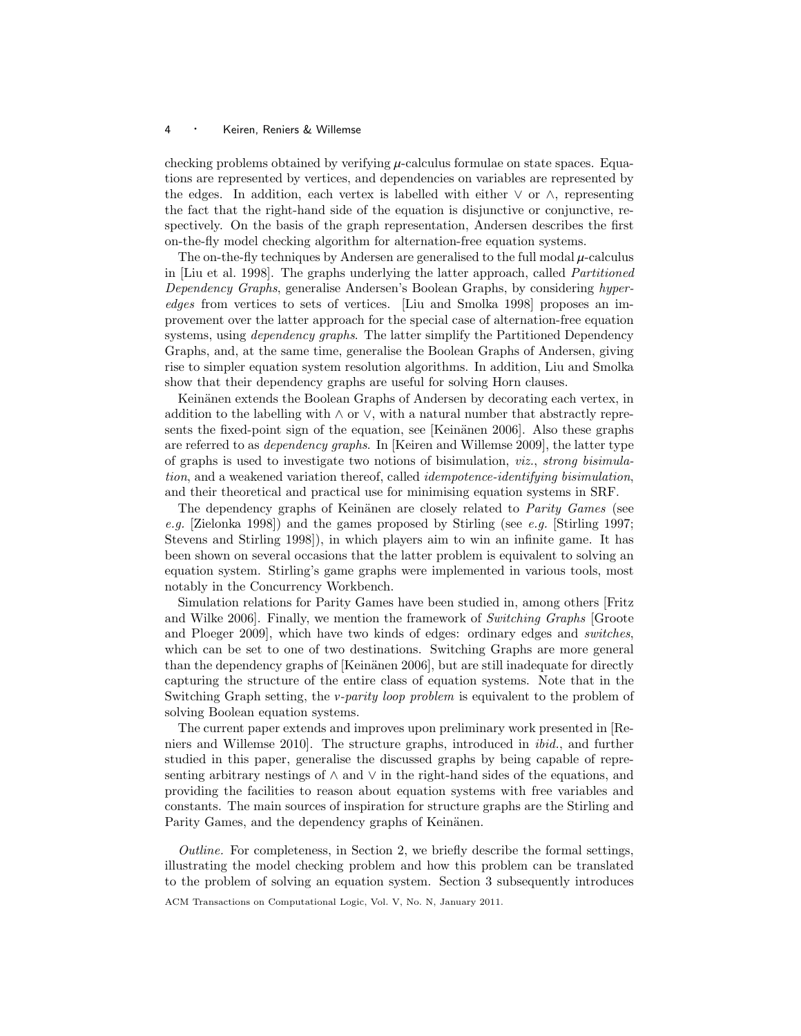checking problems obtained by verifying $\mu$-calculus formulae on state spaces. Equations are represented by vertices, and dependencies on variables are represented by the edges. In addition, each vertex is labelled with either $\vee$ or $\wedge$, representing the fact that the right-hand side of the equation is disjunctive or conjunctive, respectively. On the basis of the graph representation, Andersen describes the first on-the-fly model checking algorithm for alternation-free equation systems.

The on-the-fly techniques by Andersen are generalised to the full modal $\mu$-calculus in [Liu et al. 1998]. The graphs underlying the latter approach, called *Partitioned Dependency Graphs*, generalise Andersen's Boolean Graphs, by considering *hyperedges* from vertices to sets of vertices. [Liu and Smolka 1998] proposes an improvement over the latter approach for the special case of alternation-free equation systems, using *dependency graphs*. The latter simplify the Partitioned Dependency Graphs, and, at the same time, generalise the Boolean Graphs of Andersen, giving rise to simpler equation system resolution algorithms. In addition, Liu and Smolka show that their dependency graphs are useful for solving Horn clauses.

Keinänen extends the Boolean Graphs of Andersen by decorating each vertex, in addition to the labelling with $\wedge$ or $\vee$, with a natural number that abstractly represents the fixed-point sign of the equation, see [Keinänen 2006]. Also these graphs are referred to as *dependency graphs*. In [Keiren and Willemse 2009], the latter type of graphs is used to investigate two notions of bisimulation, *viz.*, *strong bisimulation*, and a weakened variation thereof, called *idempotence-identifying bisimulation*, and their theoretical and practical use for minimising equation systems in SRF.

The dependency graphs of Keinänen are closely related to *Parity Games* (see *e.g.* [Zielonka 1998]) and the games proposed by Stirling (see *e.g.* [Stirling 1997; Stevens and Stirling 1998]), in which players aim to win an infinite game. It has been shown on several occasions that the latter problem is equivalent to solving an equation system. Stirling's game graphs were implemented in various tools, most notably in the Concurrency Workbench.

Simulation relations for Parity Games have been studied in, among others [Fritz and Wilke 2006]. Finally, we mention the framework of *Switching Graphs* [Groote and Ploeger 2009], which have two kinds of edges: ordinary edges and *switches*, which can be set to one of two destinations. Switching Graphs are more general than the dependency graphs of [Keinänen 2006], but are still inadequate for directly capturing the structure of the entire class of equation systems. Note that in the Switching Graph setting, the *v-parity loop problem* is equivalent to the problem of solving Boolean equation systems.

The current paper extends and improves upon preliminary work presented in [Reniers and Willemse 2010]. The structure graphs, introduced in *ibid.*, and further studied in this paper, generalise the discussed graphs by being capable of representing arbitrary nestings of $\wedge$ and $\vee$ in the right-hand sides of the equations, and providing the facilities to reason about equation systems with free variables and constants. The main sources of inspiration for structure graphs are the Stirling and Parity Games, and the dependency graphs of Keinänen.

*Outline.* For completeness, in Section 2, we briefly describe the formal settings, illustrating the model checking problem and how this problem can be translated to the problem of solving an equation system. Section 3 subsequently introduces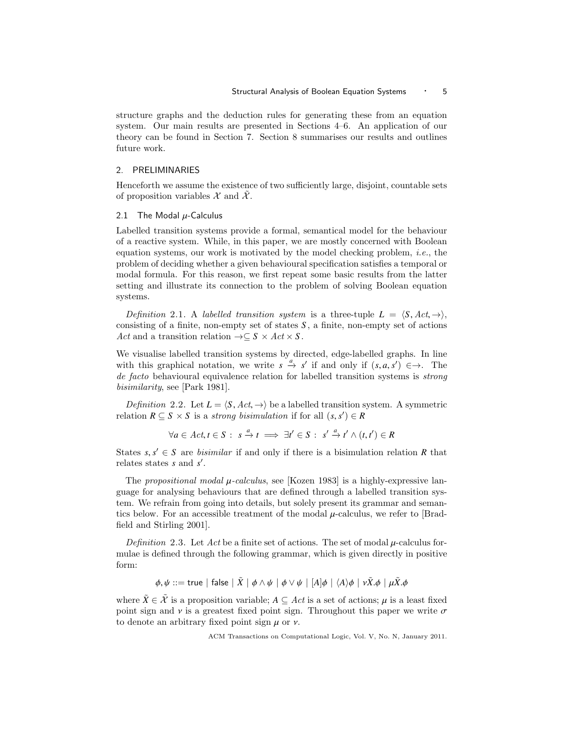structure graphs and the deduction rules for generating these from an equation system. Our main results are presented in Sections 4–6. An application of our theory can be found in Section 7. Section 8 summarises our results and outlines future work.

## 2. PRELIMINARIES

Henceforth we assume the existence of two sufficiently large, disjoint, countable sets of proposition variables $\mathcal{X}$ and $\tilde{\mathcal{X}}$.

### 2.1 The Modal $\mu$-Calculus

Labelled transition systems provide a formal, semantical model for the behaviour of a reactive system. While, in this paper, we are mostly concerned with Boolean equation systems, our work is motivated by the model checking problem, *i.e.*, the problem of deciding whether a given behavioural specification satisfies a temporal or modal formula. For this reason, we first repeat some basic results from the latter setting and illustrate its connection to the problem of solving Boolean equation systems.

*Definition* 2.1. A *labelled transition system* is a three-tuple $L = \langle S, Act, \to \rangle$, consisting of a finite, non-empty set of states $S$, a finite, non-empty set of actions $Act$ and a transition relation $\to \subseteq S \times Act \times S$.

We visualise labelled transition systems by directed, edge-labelled graphs. In line with this graphical notation, we write $s \xrightarrow{a} s'$ if and only if $(s, a, s') \in \to$. The *de facto* behavioural equivalence relation for labelled transition systems is *strong bisimilarity*, see [Park 1981].

*Definition* 2.2. Let $L = \langle S, Act, \to \rangle$ be a labelled transition system. A symmetric relation $R \subseteq S \times S$ is a *strong bisimulation* if for all $(s, s') \in R$

$$\forall a \in Act, t \in S : \; s \xrightarrow{a} t \implies \exists t' \in S : \; s' \xrightarrow{a} t' \wedge (t, t') \in R$$

States $s, s' \in S$ are *bisimilar* if and only if there is a bisimulation relation $R$ that relates states $s$ and $s'$.

The *propositional modal $\mu$-calculus*, see [Kozen 1983] is a highly-expressive language for analysing behaviours that are defined through a labelled transition system. We refrain from going into details, but solely present its grammar and semantics below. For an accessible treatment of the modal $\mu$-calculus, we refer to [Bradfield and Stirling 2001].

*Definition* 2.3. Let $Act$ be a finite set of actions. The set of modal $\mu$-calculus formulae is defined through the following grammar, which is given directly in positive form:

$$\phi, \psi ::= \mathsf{true} \mid \mathsf{false} \mid \tilde{X} \mid \phi \wedge \psi \mid \phi \vee \psi \mid [A]\phi \mid \langle A \rangle \phi \mid \nu \tilde{X}.\phi \mid \mu \tilde{X}.\phi$$

where $\tilde{X} \in \tilde{\mathcal{X}}$ is a proposition variable; $A \subseteq Act$ is a set of actions; $\mu$ is a least fixed point sign and $\nu$ is a greatest fixed point sign. Throughout this paper we write $\sigma$ to denote an arbitrary fixed point sign $\mu$ or $\nu$.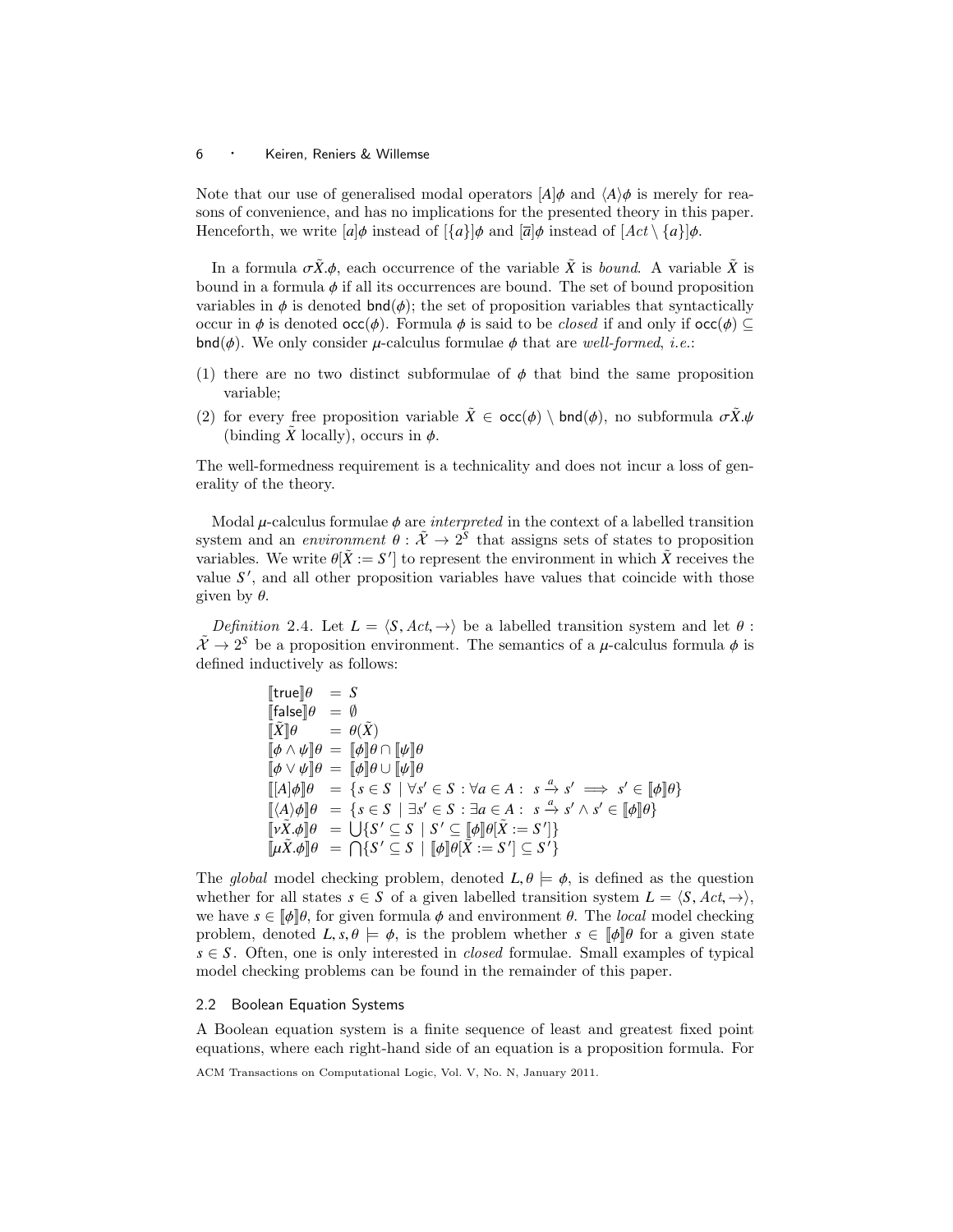Note that our use of generalised modal operators $[A]\phi$ and $\langle A\rangle\phi$ is merely for reasons of convenience, and has no implications for the presented theory in this paper. Henceforth, we write $[a]\phi$ instead of $[\{a\}]\phi$ and $[\overline{a}]\phi$ instead of $[Act \setminus \{a\}]\phi$.

In a formula $\sigma\tilde{X}.\phi$, each occurrence of the variable $\tilde{X}$ is *bound*. A variable $\tilde{X}$ is bound in a formula $\phi$ if all its occurrences are bound. The set of bound proposition variables in $\phi$ is denoted $\mathsf{bnd}(\phi)$; the set of proposition variables that syntactically occur in $\phi$ is denoted $\mathsf{occ}(\phi)$. Formula $\phi$ is said to be *closed* if and only if $\mathsf{occ}(\phi) \subseteq \mathsf{bnd}(\phi)$. We only consider $\mu$-calculus formulae $\phi$ that are *well-formed*, *i.e.*:

(1) there are no two distinct subformulae of $\phi$ that bind the same proposition variable;

(2) for every free proposition variable $\tilde{X} \in \mathsf{occ}(\phi) \setminus \mathsf{bnd}(\phi)$, no subformula $\sigma\tilde{X}.\psi$ (binding $\tilde{X}$ locally), occurs in $\phi$.

The well-formedness requirement is a technicality and does not incur a loss of generality of the theory.

Modal $\mu$-calculus formulae $\phi$ are *interpreted* in the context of a labelled transition system and an *environment* $\theta : \tilde{\mathcal{X}} \to 2^S$ that assigns sets of states to proposition variables. We write $\theta[\tilde{X} := S']$ to represent the environment in which $\tilde{X}$ receives the value $S'$, and all other proposition variables have values that coincide with those given by $\theta$.

*Definition* 2.4. Let $L = \langle S, Act, \to\rangle$ be a labelled transition system and let $\theta : \tilde{\mathcal{X}} \to 2^S$ be a proposition environment. The semantics of a $\mu$-calculus formula $\phi$ is defined inductively as follows:

$$
\begin{array}{lcl}
[\![\mathsf{true}]\!]\theta & = & S \\
[\![\mathsf{false}]\!]\theta & = & \emptyset \\
[\![\tilde{X}]\!]\theta & = & \theta(\tilde{X}) \\
[\![\phi \wedge \psi]\!]\theta & = & [\![\phi]\!]\theta \cap [\![\psi]\!]\theta \\
[\![\phi \vee \psi]\!]\theta & = & [\![\phi]\!]\theta \cup [\![\psi]\!]\theta \\
[\![[A]\phi]\!]\theta & = & \{s \in S \mid \forall s' \in S : \forall a \in A : \; s \xrightarrow{a} s' \implies s' \in [\![\phi]\!]\theta\} \\
[\![\langle A\rangle\phi]\!]\theta & = & \{s \in S \mid \exists s' \in S : \exists a \in A : \; s \xrightarrow{a} s' \wedge s' \in [\![\phi]\!]\theta\} \\
[\![\nu\tilde{X}.\phi]\!]\theta & = & \bigcup\{S' \subseteq S \mid S' \subseteq [\![\phi]\!]\theta[\tilde{X} := S']\} \\
[\![\mu\tilde{X}.\phi]\!]\theta & = & \bigcap\{S' \subseteq S \mid [\![\phi]\!]\theta[\tilde{X} := S'] \subseteq S'\}
\end{array}
$$

The *global* model checking problem, denoted $L, \theta \models \phi$, is defined as the question whether for all states $s \in S$ of a given labelled transition system $L = \langle S, Act, \to\rangle$, we have $s \in [\![\phi]\!]\theta$, for given formula $\phi$ and environment $\theta$. The *local* model checking problem, denoted $L, s, \theta \models \phi$, is the problem whether $s \in [\![\phi]\!]\theta$ for a given state $s \in S$. Often, one is only interested in *closed* formulae. Small examples of typical model checking problems can be found in the remainder of this paper.

### 2.2 Boolean Equation Systems

A Boolean equation system is a finite sequence of least and greatest fixed point equations, where each right-hand side of an equation is a proposition formula. For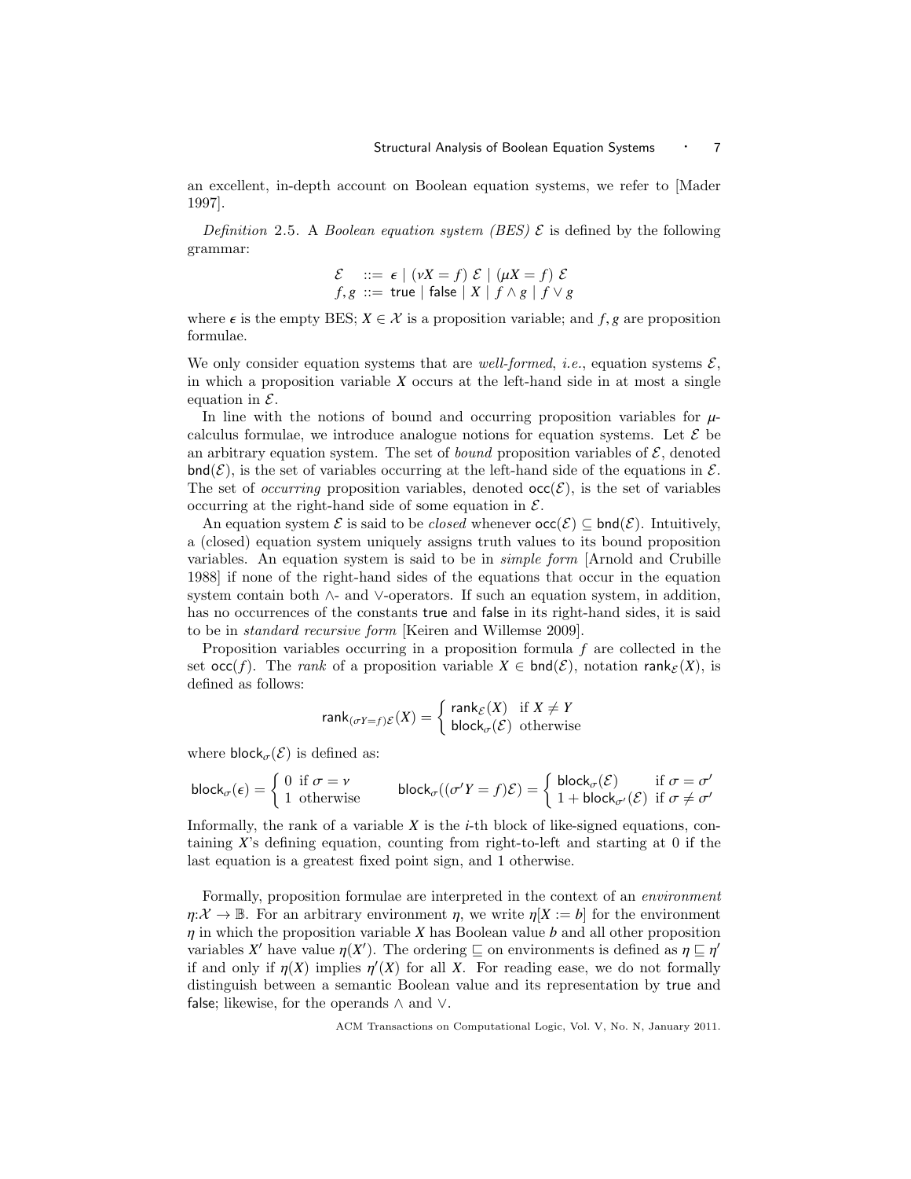an excellent, in-depth account on Boolean equation systems, we refer to [Mader 1997].

*Definition* 2.5. A *Boolean equation system (BES)* $\mathcal{E}$ is defined by the following grammar:

$$
\begin{aligned}
\mathcal{E} \;\; &::= \; \epsilon \mid (\nu X = f)\; \mathcal{E} \mid (\mu X = f)\; \mathcal{E} \\
f, g \;\; &::= \; \mathsf{true} \mid \mathsf{false} \mid X \mid f \wedge g \mid f \vee g
\end{aligned}
$$

where $\epsilon$ is the empty BES; $X \in \mathcal{X}$ is a proposition variable; and $f, g$ are proposition formulae.

We only consider equation systems that are *well-formed*, *i.e.*, equation systems $\mathcal{E}$, in which a proposition variable $X$ occurs at the left-hand side in at most a single equation in $\mathcal{E}$.

In line with the notions of bound and occurring proposition variables for $\mu$-calculus formulae, we introduce analogue notions for equation systems. Let $\mathcal{E}$ be an arbitrary equation system. The set of *bound* proposition variables of $\mathcal{E}$, denoted $\mathsf{bnd}(\mathcal{E})$, is the set of variables occurring at the left-hand side of the equations in $\mathcal{E}$. The set of *occurring* proposition variables, denoted $\mathsf{occ}(\mathcal{E})$, is the set of variables occurring at the right-hand side of some equation in $\mathcal{E}$.

An equation system $\mathcal{E}$ is said to be *closed* whenever $\mathsf{occ}(\mathcal{E}) \subseteq \mathsf{bnd}(\mathcal{E})$. Intuitively, a (closed) equation system uniquely assigns truth values to its bound proposition variables. An equation system is said to be in *simple form* [Arnold and Crubille 1988] if none of the right-hand sides of the equations that occur in the equation system contain both $\wedge$- and $\vee$-operators. If such an equation system, in addition, has no occurrences of the constants $\mathsf{true}$ and $\mathsf{false}$ in its right-hand sides, it is said to be in *standard recursive form* [Keiren and Willemse 2009].

Proposition variables occurring in a proposition formula $f$ are collected in the set $\mathsf{occ}(f)$. The *rank* of a proposition variable $X \in \mathsf{bnd}(\mathcal{E})$, notation $\mathsf{rank}_{\mathcal{E}}(X)$, is defined as follows:

$$
\mathsf{rank}_{(\sigma Y = f)\mathcal{E}}(X) = \begin{cases} \mathsf{rank}_{\mathcal{E}}(X) & \text{if } X \neq Y \\ \mathsf{block}_{\sigma}(\mathcal{E}) & \text{otherwise} \end{cases}
$$

where $\mathsf{block}_{\sigma}(\mathcal{E})$ is defined as:

$$
\mathsf{block}_{\sigma}(\epsilon) = \begin{cases} 0 & \text{if } \sigma = \nu \\ 1 & \text{otherwise} \end{cases} \qquad \mathsf{block}_{\sigma}((\sigma' Y = f)\mathcal{E}) = \begin{cases} \mathsf{block}_{\sigma}(\mathcal{E}) & \text{if } \sigma = \sigma' \\ 1 + \mathsf{block}_{\sigma'}(\mathcal{E}) & \text{if } \sigma \neq \sigma' \end{cases}
$$

Informally, the rank of a variable $X$ is the $i$-th block of like-signed equations, containing $X$'s defining equation, counting from right-to-left and starting at 0 if the last equation is a greatest fixed point sign, and 1 otherwise.

Formally, proposition formulae are interpreted in the context of an *environment* $\eta{:}\mathcal{X} \to \mathbb{B}$. For an arbitrary environment $\eta$, we write $\eta[X := b]$ for the environment $\eta$ in which the proposition variable $X$ has Boolean value $b$ and all other proposition variables $X'$ have value $\eta(X')$. The ordering $\sqsubseteq$ on environments is defined as $\eta \sqsubseteq \eta'$ if and only if $\eta(X)$ implies $\eta'(X)$ for all $X$. For reading ease, we do not formally distinguish between a semantic Boolean value and its representation by $\mathsf{true}$ and $\mathsf{false}$; likewise, for the operands $\wedge$ and $\vee$.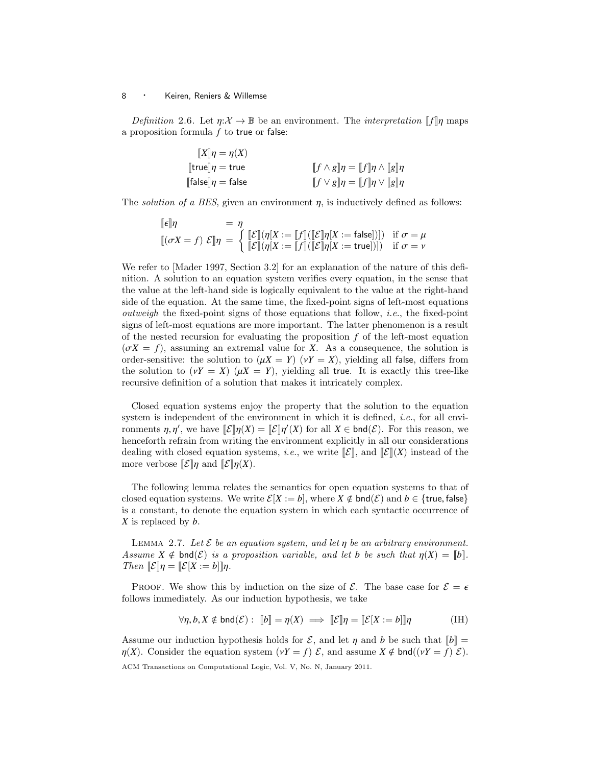*Definition* 2.6. Let $\eta : \mathcal{X} \to \mathbb{B}$ be an environment. The *interpretation* $[\![f]\!]\eta$ maps a proposition formula $f$ to $\mathsf{true}$ or $\mathsf{false}$:

$$
\begin{array}{ll}
[\![X]\!]\eta = \eta(X) & \\
[\![\mathsf{true}]\!]\eta = \mathsf{true} & [\![f \wedge g]\!]\eta = [\![f]\!]\eta \wedge [\![g]\!]\eta \\
[\![\mathsf{false}]\!]\eta = \mathsf{false} & [\![f \vee g]\!]\eta = [\![f]\!]\eta \vee [\![g]\!]\eta
\end{array}
$$

The *solution of a BES*, given an environment $\eta$, is inductively defined as follows:

$$
\begin{array}{ll}
[\![\epsilon]\!]\eta & = \eta \\
[\![(\sigma X = f)\ \mathcal{E}]\!]\eta & = \left\{ \begin{array}{ll} [\![\mathcal{E}]\!](\eta[X := [\![f]\!]([\![\mathcal{E}]\!]\eta[X := \mathsf{false}])]) & \text{if } \sigma = \mu \\ [\![\mathcal{E}]\!](\eta[X := [\![f]\!]([\![\mathcal{E}]\!]\eta[X := \mathsf{true}])]) & \text{if } \sigma = \nu \end{array} \right.
\end{array}
$$

We refer to [Mader 1997, Section 3.2] for an explanation of the nature of this definition. A solution to an equation system verifies every equation, in the sense that the value at the left-hand side is logically equivalent to the value at the right-hand side of the equation. At the same time, the fixed-point signs of left-most equations *outweigh* the fixed-point signs of those equations that follow, *i.e.*, the fixed-point signs of left-most equations are more important. The latter phenomenon is a result of the nested recursion for evaluating the proposition $f$ of the left-most equation $(\sigma X = f)$, assuming an extremal value for $X$. As a consequence, the solution is order-sensitive: the solution to $(\mu X = Y)\ (\nu Y = X)$, yielding all $\mathsf{false}$, differs from the solution to $(\nu Y = X)\ (\mu X = Y)$, yielding all $\mathsf{true}$. It is exactly this tree-like recursive definition of a solution that makes it intricately complex.

Closed equation systems enjoy the property that the solution to the equation system is independent of the environment in which it is defined, *i.e.*, for all environments $\eta, \eta'$, we have $[\![\mathcal{E}]\!]\eta(X) = [\![\mathcal{E}]\!]\eta'(X)$ for all $X \in \mathsf{bnd}(\mathcal{E})$. For this reason, we henceforth refrain from writing the environment explicitly in all our considerations dealing with closed equation systems, *i.e.*, we write $[\![\mathcal{E}]\!]$, and $[\![\mathcal{E}]\!](X)$ instead of the more verbose $[\![\mathcal{E}]\!]\eta$ and $[\![\mathcal{E}]\!]\eta(X)$.

The following lemma relates the semantics for open equation systems to that of closed equation systems. We write $\mathcal{E}[X := b]$, where $X \notin \mathsf{bnd}(\mathcal{E})$ and $b \in \{\mathsf{true}, \mathsf{false}\}$ is a constant, to denote the equation system in which each syntactic occurrence of $X$ is replaced by $b$.

LEMMA 2.7. *Let $\mathcal{E}$ be an equation system, and let $\eta$ be an arbitrary environment. Assume $X \notin \mathsf{bnd}(\mathcal{E})$ is a proposition variable, and let $b$ be such that $\eta(X) = [\![b]\!]$. Then $[\![\mathcal{E}]\!]\eta = [\![\mathcal{E}[X := b]]\!]\eta$.*

PROOF. We show this by induction on the size of $\mathcal{E}$. The base case for $\mathcal{E} = \epsilon$ follows immediately. As our induction hypothesis, we take

$$
\forall \eta, b, X \notin \mathsf{bnd}(\mathcal{E}) :\ [\![b]\!] = \eta(X) \implies [\![\mathcal{E}]\!]\eta = [\![\mathcal{E}[X := b]]\!]\eta \tag{IH}
$$

Assume our induction hypothesis holds for $\mathcal{E}$, and let $\eta$ and $b$ be such that $[\![b]\!] = \eta(X)$. Consider the equation system $(\nu Y = f)\ \mathcal{E}$, and assume $X \notin \mathsf{bnd}((\nu Y = f)\ \mathcal{E})$.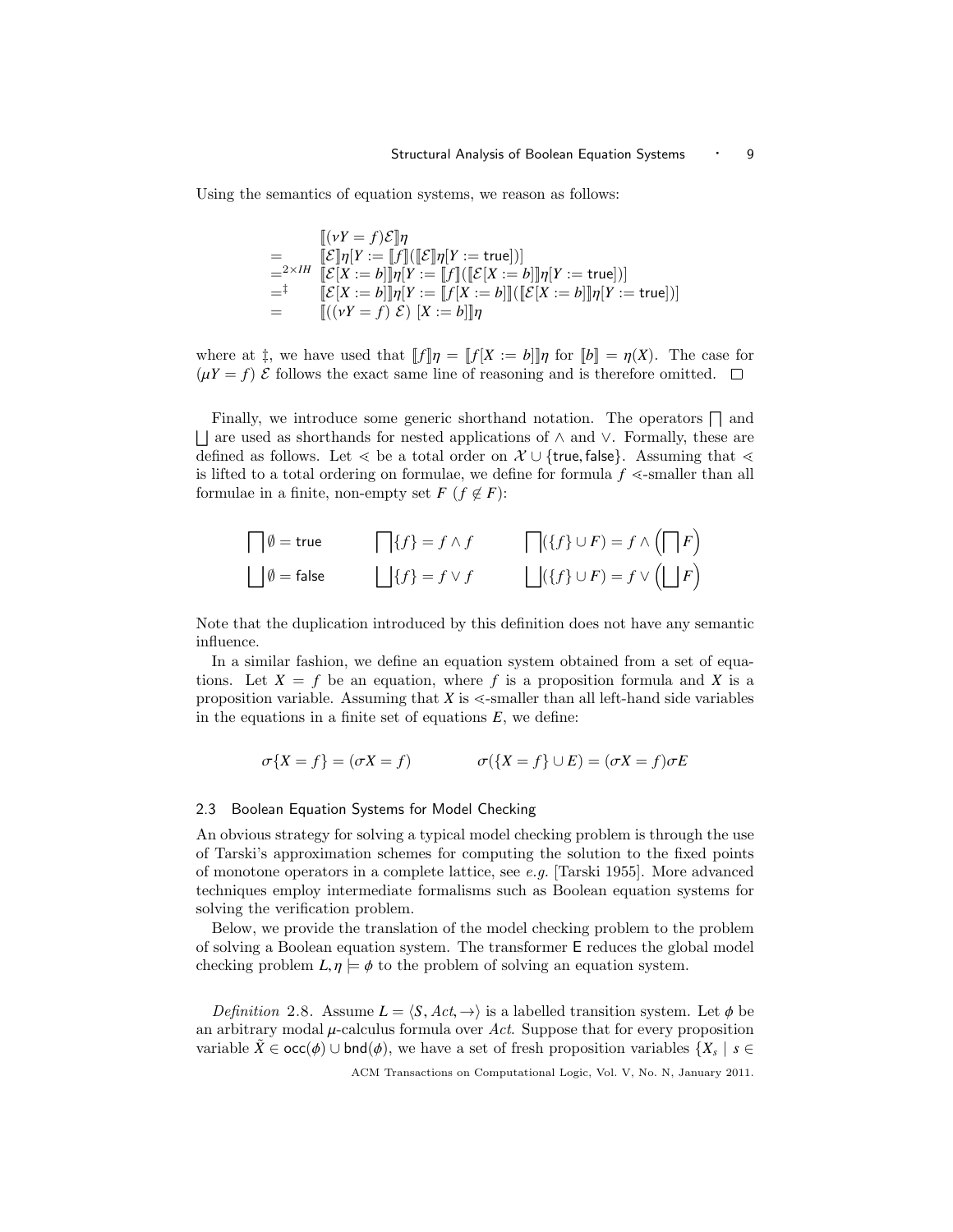Using the semantics of equation systems, we reason as follows:

$$
\begin{array}{ll}
 & [\![(\nu Y = f)\mathcal{E}]\!]\eta \\
= & [\![\mathcal{E}]\!]\eta[Y := [\![f]\!]([\![\mathcal{E}]\!]\eta[Y := \mathsf{true}])] \\
=^{2\times IH} & [\![\mathcal{E}[X := b]]\!]\eta[Y := [\![f]\!]([\![\mathcal{E}[X := b]]\!]\eta[Y := \mathsf{true}])] \\
=^{\ddagger} & [\![\mathcal{E}[X := b]]\!]\eta[Y := [\![f[X := b]]\!]([\![\mathcal{E}[X := b]]\!]\eta[Y := \mathsf{true}])] \\
= & [\![((\nu Y = f)\ \mathcal{E})\ [X := b]]\!]\eta
\end{array}
$$

where at $\ddagger$, we have used that $[\![f]\!]\eta = [\![f[X := b]]\!]\eta$ for $[\![b]\!] = \eta(X)$. The case for $(\mu Y = f)\ \mathcal{E}$ follows the exact same line of reasoning and is therefore omitted. $\square$

Finally, we introduce some generic shorthand notation. The operators $\bigsqcap$ and $\bigsqcup$ are used as shorthands for nested applications of $\wedge$ and $\vee$. Formally, these are defined as follows. Let $\lessdot$ be a total order on $\mathcal{X} \cup \{\mathsf{true}, \mathsf{false}\}$. Assuming that $\lessdot$ is lifted to a total ordering on formulae, we define for formula $f$ $\lessdot$-smaller than all formulae in a finite, non-empty set $F$ ($f \notin F$):

$$
\begin{array}{lll}
\bigsqcap \emptyset = \mathsf{true} & \bigsqcap \{f\} = f \wedge f & \bigsqcap (\{f\} \cup F) = f \wedge \left(\bigsqcap F\right) \\
\bigsqcup \emptyset = \mathsf{false} & \bigsqcup \{f\} = f \vee f & \bigsqcup (\{f\} \cup F) = f \vee \left(\bigsqcup F\right)
\end{array}
$$

Note that the duplication introduced by this definition does not have any semantic influence.

In a similar fashion, we define an equation system obtained from a set of equations. Let $X = f$ be an equation, where $f$ is a proposition formula and $X$ is a proposition variable. Assuming that $X$ is $\lessdot$-smaller than all left-hand side variables in the equations in a finite set of equations $E$, we define:

$$
\sigma\{X = f\} = (\sigma X = f) \qquad\qquad \sigma(\{X = f\} \cup E) = (\sigma X = f)\sigma E
$$

### 2.3 Boolean Equation Systems for Model Checking

An obvious strategy for solving a typical model checking problem is through the use of Tarski's approximation schemes for computing the solution to the fixed points of monotone operators in a complete lattice, see *e.g.* [Tarski 1955]. More advanced techniques employ intermediate formalisms such as Boolean equation systems for solving the verification problem.

Below, we provide the translation of the model checking problem to the problem of solving a Boolean equation system. The transformer $\mathsf{E}$ reduces the global model checking problem $L, \eta \models \phi$ to the problem of solving an equation system.

*Definition* 2.8. Assume $L = \langle S, Act, \rightarrow \rangle$ is a labelled transition system. Let $\phi$ be an arbitrary modal $\mu$-calculus formula over $Act$. Suppose that for every proposition variable $\tilde{X} \in \mathsf{occ}(\phi) \cup \mathsf{bnd}(\phi)$, we have a set of fresh proposition variables $\{X_s \mid s \in$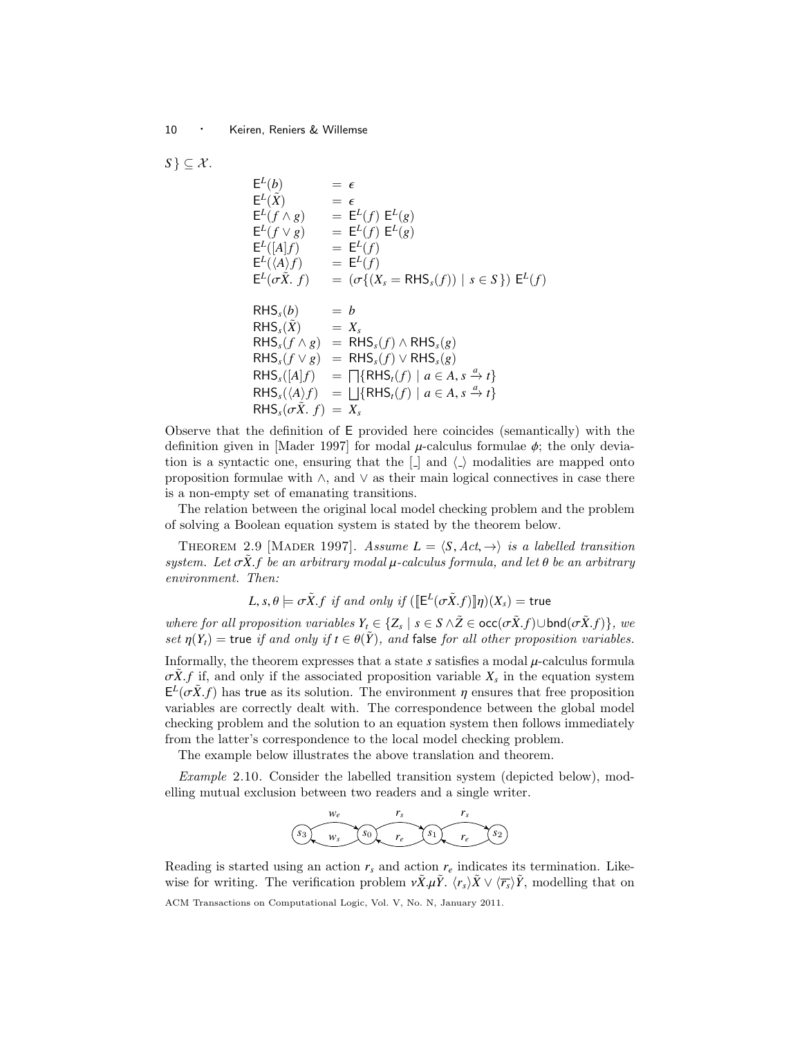$S\} \subseteq \mathcal{X}$.

$$
\begin{array}{lll}
\mathsf{E}^L(b) & = & \epsilon \\
\mathsf{E}^L(\tilde{X}) & = & \epsilon \\
\mathsf{E}^L(f \wedge g) & = & \mathsf{E}^L(f)\ \mathsf{E}^L(g) \\
\mathsf{E}^L(f \vee g) & = & \mathsf{E}^L(f)\ \mathsf{E}^L(g) \\
\mathsf{E}^L([A]f) & = & \mathsf{E}^L(f) \\
\mathsf{E}^L(\langle A \rangle f) & = & \mathsf{E}^L(f) \\
\mathsf{E}^L(\sigma \tilde{X}.\ f) & = & (\sigma \{(X_s = \mathsf{RHS}_s(f)) \mid s \in S\})\ \mathsf{E}^L(f)
\end{array}
$$

$$
\begin{array}{lll}
\mathsf{RHS}_s(b) & = & b \\
\mathsf{RHS}_s(\tilde{X}) & = & X_s \\
\mathsf{RHS}_s(f \wedge g) & = & \mathsf{RHS}_s(f) \wedge \mathsf{RHS}_s(g) \\
\mathsf{RHS}_s(f \vee g) & = & \mathsf{RHS}_s(f) \vee \mathsf{RHS}_s(g) \\
\mathsf{RHS}_s([A]f) & = & \bigsqcap \{\mathsf{RHS}_t(f) \mid a \in A, s \xrightarrow{a} t\} \\
\mathsf{RHS}_s(\langle A \rangle f) & = & \bigsqcup \{\mathsf{RHS}_t(f) \mid a \in A, s \xrightarrow{a} t\} \\
\mathsf{RHS}_s(\sigma \tilde{X}.\ f) & = & X_s
\end{array}
$$

Observe that the definition of $\mathsf{E}$ provided here coincides (semantically) with the definition given in [Mader 1997] for modal $\mu$-calculus formulae $\phi$; the only deviation is a syntactic one, ensuring that the $[\_]$ and $\langle \_ \rangle$ modalities are mapped onto proposition formulae with $\wedge$, and $\vee$ as their main logical connectives in case there is a non-empty set of emanating transitions.

The relation between the original local model checking problem and the problem of solving a Boolean equation system is stated by the theorem below.

Theorem 2.9 [Mader 1997]. *Assume $L = \langle S, Act, \rightarrow \rangle$ is a labelled transition system. Let $\sigma \tilde{X}.f$ be an arbitrary modal $\mu$-calculus formula, and let $\theta$ be an arbitrary environment. Then:*

$$L, s, \theta \models \sigma \tilde{X}.f \text{ if and only if } ([\![\mathsf{E}^L(\sigma \tilde{X}.f)]\!]\eta)(X_s) = \mathsf{true}$$

*where for all proposition variables $Y_t \in \{Z_s \mid s \in S \wedge \tilde{Z} \in \mathsf{occ}(\sigma \tilde{X}.f) \cup \mathsf{bnd}(\sigma \tilde{X}.f)\}$, we set $\eta(Y_t) = \mathsf{true}$ if and only if $t \in \theta(\tilde{Y})$, and $\mathsf{false}$ for all other proposition variables.*

Informally, the theorem expresses that a state $s$ satisfies a modal $\mu$-calculus formula $\sigma \tilde{X}.f$ if, and only if the associated proposition variable $X_s$ in the equation system $\mathsf{E}^L(\sigma \tilde{X}.f)$ has $\mathsf{true}$ as its solution. The environment $\eta$ ensures that free proposition variables are correctly dealt with. The correspondence between the global model checking problem and the solution to an equation system then follows immediately from the latter's correspondence to the local model checking problem.

The example below illustrates the above translation and theorem.

*Example* 2.10. Consider the labelled transition system (depicted below), modelling mutual exclusion between two readers and a single writer.

Reading is started using an action $r_s$ and action $r_e$ indicates its termination. Likewise for writing. The verification problem $\nu \tilde{X}.\mu \tilde{Y}.\ \langle r_s \rangle \tilde{X} \vee \langle \overline{r_s} \rangle \tilde{Y}$, modelling that on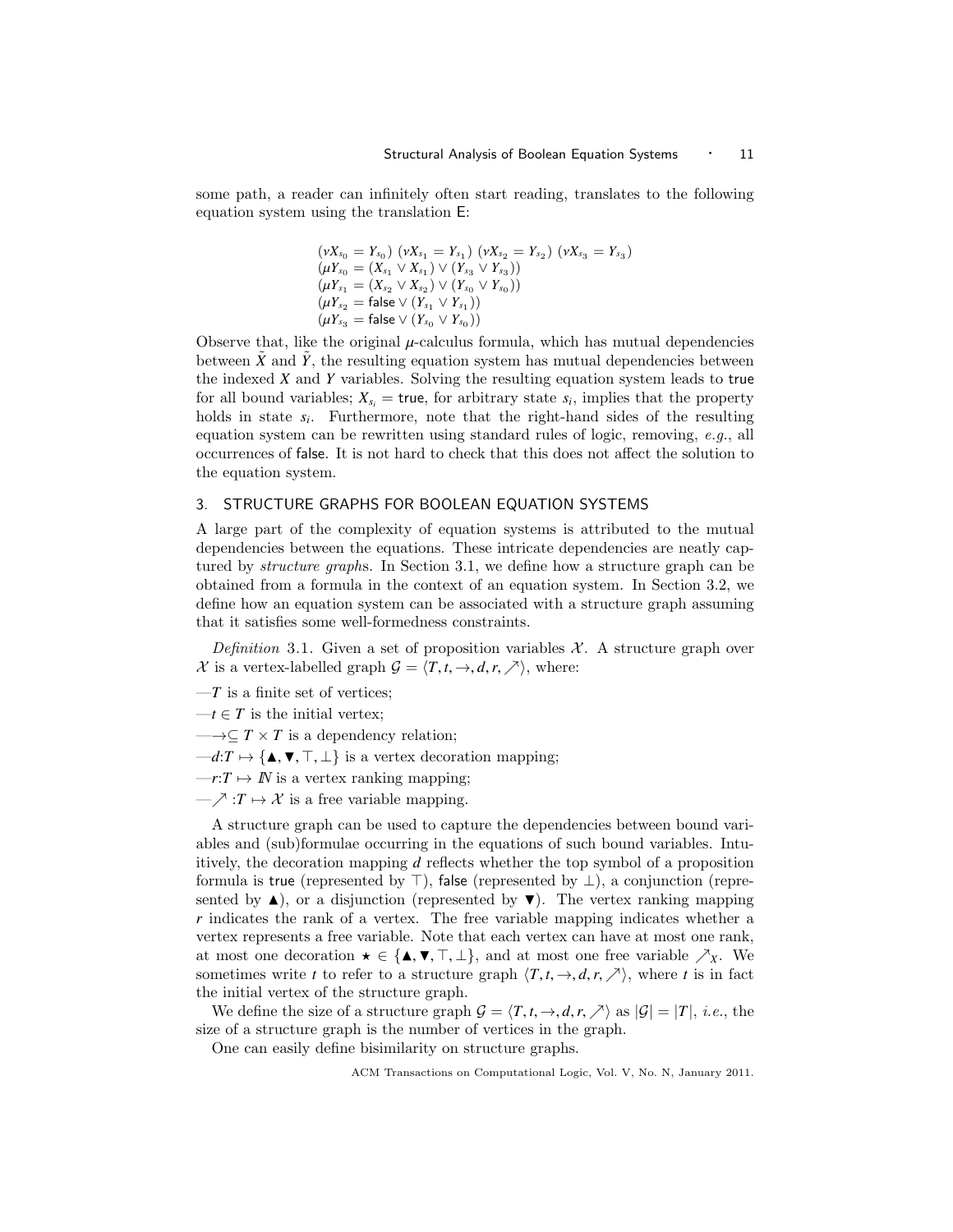some path, a reader can infinitely often start reading, translates to the following equation system using the translation $\mathsf{E}$:

$$
\begin{array}{l}
(\nu X_{s_0} = Y_{s_0})\ (\nu X_{s_1} = Y_{s_1})\ (\nu X_{s_2} = Y_{s_2})\ (\nu X_{s_3} = Y_{s_3}) \\
(\mu Y_{s_0} = (X_{s_1} \vee X_{s_1}) \vee (Y_{s_3} \vee Y_{s_3})) \\
(\mu Y_{s_1} = (X_{s_2} \vee X_{s_2}) \vee (Y_{s_0} \vee Y_{s_0})) \\
(\mu Y_{s_2} = \mathsf{false} \vee (Y_{s_1} \vee Y_{s_1})) \\
(\mu Y_{s_3} = \mathsf{false} \vee (Y_{s_0} \vee Y_{s_0}))
\end{array}
$$

Observe that, like the original $\mu$-calculus formula, which has mutual dependencies between $\tilde{X}$ and $\tilde{Y}$, the resulting equation system has mutual dependencies between the indexed $X$ and $Y$ variables. Solving the resulting equation system leads to $\mathsf{true}$ for all bound variables; $X_{s_i} = \mathsf{true}$, for arbitrary state $s_i$, implies that the property holds in state $s_i$. Furthermore, note that the right-hand sides of the resulting equation system can be rewritten using standard rules of logic, removing, *e.g.*, all occurrences of $\mathsf{false}$. It is not hard to check that this does not affect the solution to the equation system.

## 3. STRUCTURE GRAPHS FOR BOOLEAN EQUATION SYSTEMS

A large part of the complexity of equation systems is attributed to the mutual dependencies between the equations. These intricate dependencies are neatly captured by *structure graphs*. In Section 3.1, we define how a structure graph can be obtained from a formula in the context of an equation system. In Section 3.2, we define how an equation system can be associated with a structure graph assuming that it satisfies some well-formedness constraints.

*Definition* 3.1. Given a set of proposition variables $\mathcal{X}$. A structure graph over $\mathcal{X}$ is a vertex-labelled graph $\mathcal{G} = \langle T, t, \to, d, r, \nearrow \rangle$, where:

- $T$ is a finite set of vertices;
- $t \in T$ is the initial vertex;
- $\to \subseteq T \times T$ is a dependency relation;
- $d{:}T \mapsto \{\blacktriangle, \blacktriangledown, \top, \bot\}$ is a vertex decoration mapping;
- $r{:}T \mapsto \mathbb{N}$ is a vertex ranking mapping;
- $\nearrow{:}T \mapsto \mathcal{X}$ is a free variable mapping.

A structure graph can be used to capture the dependencies between bound variables and (sub)formulae occurring in the equations of such bound variables. Intuitively, the decoration mapping $d$ reflects whether the top symbol of a proposition formula is $\mathsf{true}$ (represented by $\top$), $\mathsf{false}$ (represented by $\bot$), a conjunction (represented by $\blacktriangle$), or a disjunction (represented by $\blacktriangledown$). The vertex ranking mapping $r$ indicates the rank of a vertex. The free variable mapping indicates whether a vertex represents a free variable. Note that each vertex can have at most one rank, at most one decoration $\star \in \{\blacktriangle, \blacktriangledown, \top, \bot\}$, and at most one free variable $\nearrow_X$. We sometimes write $t$ to refer to a structure graph $\langle T, t, \to, d, r, \nearrow \rangle$, where $t$ is in fact the initial vertex of the structure graph.

We define the size of a structure graph $\mathcal{G} = \langle T, t, \to, d, r, \nearrow \rangle$ as $|\mathcal{G}| = |T|$, *i.e.*, the size of a structure graph is the number of vertices in the graph.

One can easily define bisimilarity on structure graphs.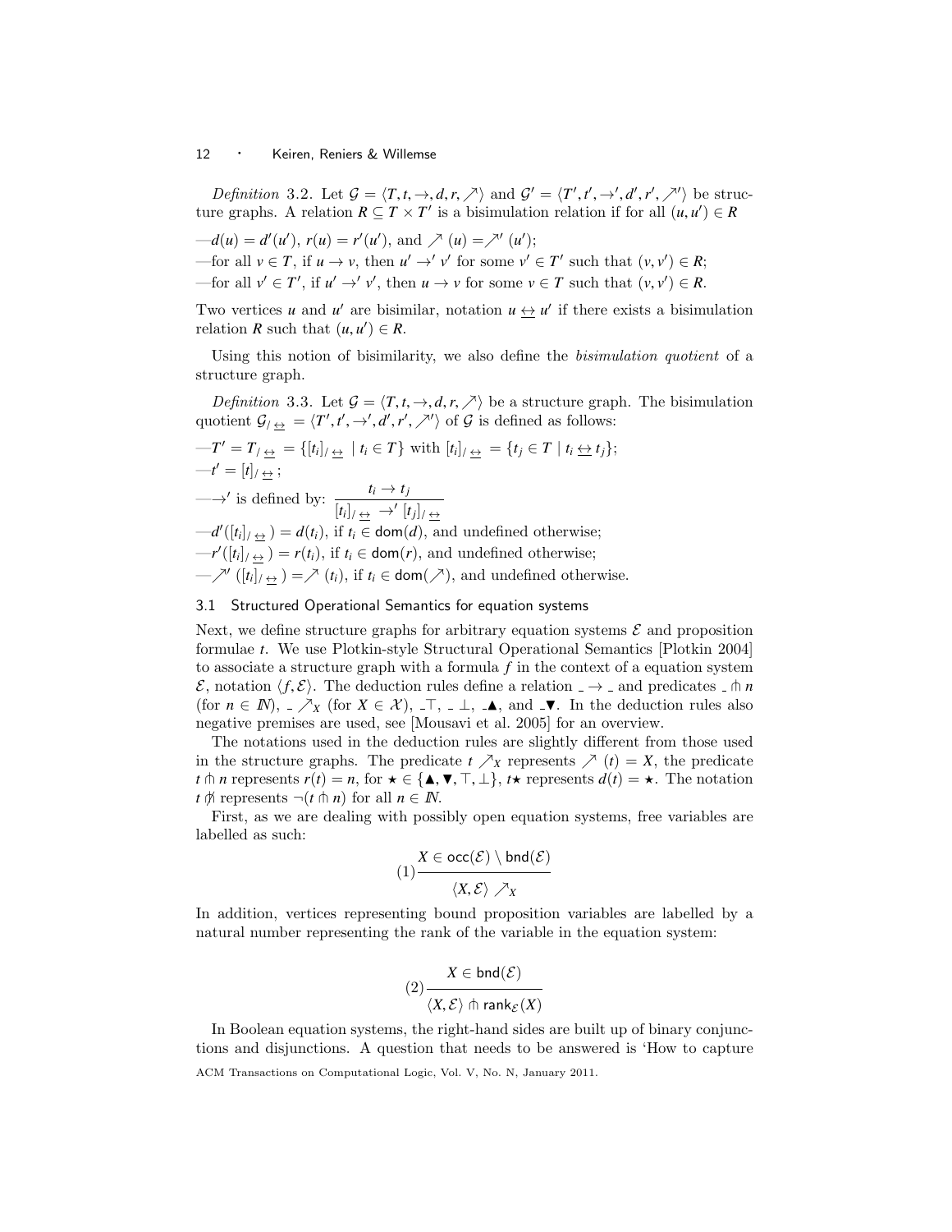*Definition* 3.2. Let $\mathcal{G} = \langle T, t, \rightarrow, d, r, \nearrow \rangle$ and $\mathcal{G}' = \langle T', t', \rightarrow', d', r', \nearrow' \rangle$ be structure graphs. A relation $R \subseteq T \times T'$ is a bisimulation relation if for all $(u, u') \in R$

—$d(u) = d'(u')$, $r(u) = r'(u')$, and $\nearrow(u) = \nearrow'(u')$;
—for all $v \in T$, if $u \rightarrow v$, then $u' \rightarrow' v'$ for some $v' \in T'$ such that $(v, v') \in R$;
—for all $v' \in T'$, if $u' \rightarrow' v'$, then $u \rightarrow v$ for some $v \in T$ such that $(v, v') \in R$.

Two vertices $u$ and $u'$ are bisimilar, notation $u \leftrightarrow u'$ if there exists a bisimulation relation $R$ such that $(u, u') \in R$.

Using this notion of bisimilarity, we also define the *bisimulation quotient* of a structure graph.

*Definition* 3.3. Let $\mathcal{G} = \langle T, t, \rightarrow, d, r, \nearrow \rangle$ be a structure graph. The bisimulation quotient $\mathcal{G}_{/\leftrightarrow} = \langle T', t', \rightarrow', d', r', \nearrow' \rangle$ of $\mathcal{G}$ is defined as follows:

—$T' = T_{/\leftrightarrow} = \{[t_i]_{/\leftrightarrow} \mid t_i \in T\}$ with $[t_i]_{/\leftrightarrow} = \{t_j \in T \mid t_i \leftrightarrow t_j\}$;
—$t' = [t]_{/\leftrightarrow}$;
—$\rightarrow'$ is defined by: $\dfrac{t_i \rightarrow t_j}{[t_i]_{/\leftrightarrow} \rightarrow' [t_j]_{/\leftrightarrow}}$
—$d'([t_i]_{/\leftrightarrow}) = d(t_i)$, if $t_i \in \mathsf{dom}(d)$, and undefined otherwise;
—$r'([t_i]_{/\leftrightarrow}) = r(t_i)$, if $t_i \in \mathsf{dom}(r)$, and undefined otherwise;
—$\nearrow'([t_i]_{/\leftrightarrow}) = \nearrow(t_i)$, if $t_i \in \mathsf{dom}(\nearrow)$, and undefined otherwise.

### 3.1 Structured Operational Semantics for equation systems

Next, we define structure graphs for arbitrary equation systems $\mathcal{E}$ and proposition formulae $t$. We use Plotkin-style Structural Operational Semantics [Plotkin 2004] to associate a structure graph with a formula $f$ in the context of a equation system $\mathcal{E}$, notation $\langle f, \mathcal{E} \rangle$. The deduction rules define a relation $\_ \rightarrow \_$ and predicates $\_ \pitchfork n$ (for $n \in \mathbb{N}$), $\_ \nearrow_X$ (for $X \in \mathcal{X}$), $\_\top$, $\_\bot$, $\_\blacktriangle$, and $\_\blacktriangledown$. In the deduction rules also negative premises are used, see [Mousavi et al. 2005] for an overview.

The notations used in the deduction rules are slightly different from those used in the structure graphs. The predicate $t \nearrow_X$ represents $\nearrow(t) = X$, the predicate $t \pitchfork n$ represents $r(t) = n$, for $\star \in \{\blacktriangle, \blacktriangledown, \top, \bot\}$, $t\star$ represents $d(t) = \star$. The notation $t \not\pitchfork$ represents $\neg(t \pitchfork n)$ for all $n \in \mathbb{N}$.

First, as we are dealing with possibly open equation systems, free variables are labelled as such:

$$(1)\,\frac{X \in \mathsf{occ}(\mathcal{E}) \setminus \mathsf{bnd}(\mathcal{E})}{\langle X, \mathcal{E} \rangle \nearrow_X}$$

In addition, vertices representing bound proposition variables are labelled by a natural number representing the rank of the variable in the equation system:

$$(2)\,\frac{X \in \mathsf{bnd}(\mathcal{E})}{\langle X, \mathcal{E} \rangle \pitchfork \mathsf{rank}_{\mathcal{E}}(X)}$$

In Boolean equation systems, the right-hand sides are built up of binary conjunctions and disjunctions. A question that needs to be answered is 'How to capture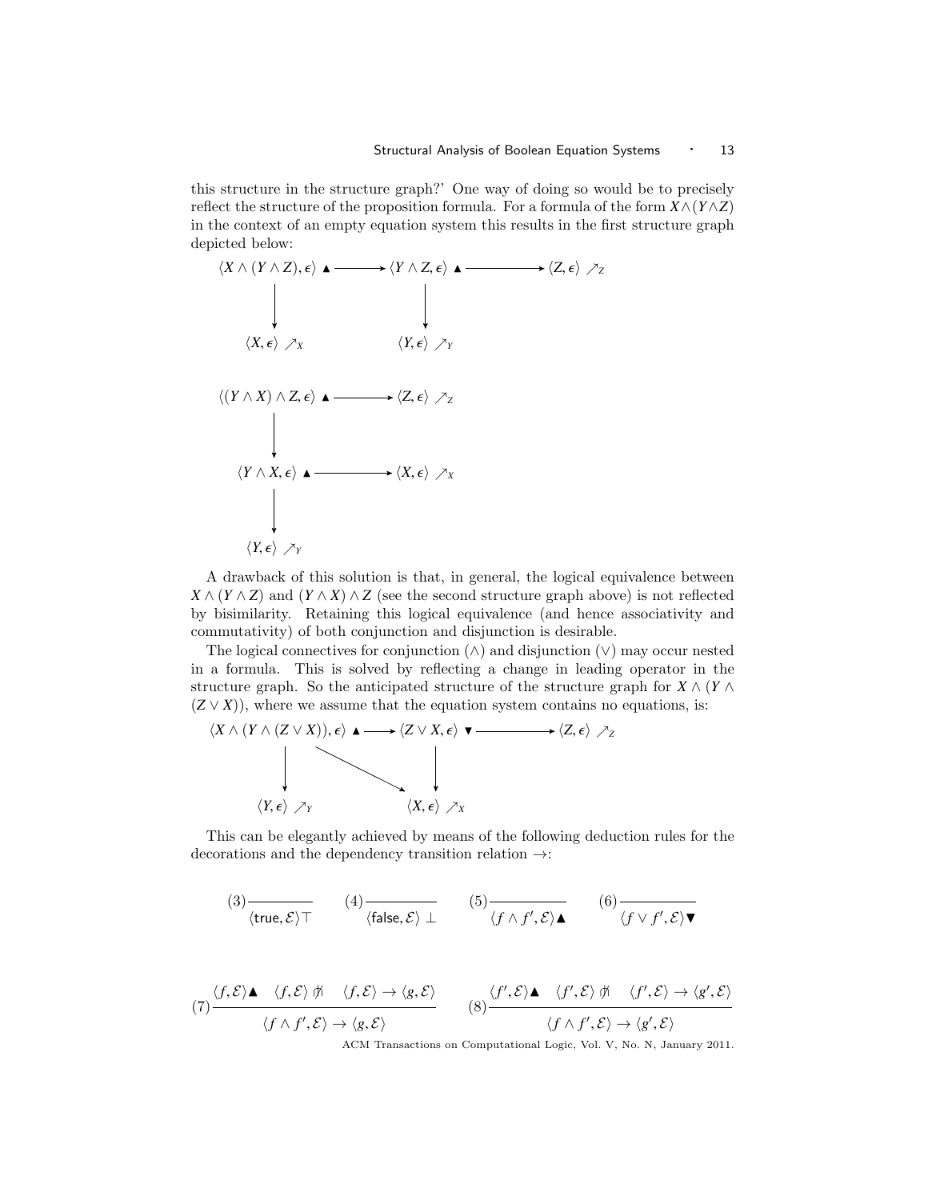this structure in the structure graph?' One way of doing so would be to precisely reflect the structure of the proposition formula. For a formula of the form $X \wedge (Y \wedge Z)$ in the context of an empty equation system this results in the first structure graph depicted below:

$$
\begin{array}{ccccc}
\langle X \wedge (Y \wedge Z), \epsilon\rangle \ \blacktriangle & \longrightarrow & \langle Y \wedge Z, \epsilon\rangle \ \blacktriangle & \longrightarrow & \langle Z, \epsilon\rangle \ \nearrow_Z \\
\downarrow & & \downarrow & & \\
\langle X, \epsilon\rangle \ \nearrow_X & & \langle Y, \epsilon\rangle \ \nearrow_Y & &
\end{array}
$$

$$
\begin{array}{ccc}
\langle (Y \wedge X) \wedge Z, \epsilon\rangle \ \blacktriangle & \longrightarrow & \langle Z, \epsilon\rangle \ \nearrow_Z \\
\downarrow & & \\
\langle Y \wedge X, \epsilon\rangle \ \blacktriangle & \longrightarrow & \langle X, \epsilon\rangle \ \nearrow_X \\
\downarrow & & \\
\langle Y, \epsilon\rangle \ \nearrow_Y & &
\end{array}
$$

A drawback of this solution is that, in general, the logical equivalence between $X \wedge (Y \wedge Z)$ and $(Y \wedge X) \wedge Z$ (see the second structure graph above) is not reflected by bisimilarity. Retaining this logical equivalence (and hence associativity and commutativity) of both conjunction and disjunction is desirable.

The logical connectives for conjunction ($\wedge$) and disjunction ($\vee$) may occur nested in a formula. This is solved by reflecting a change in leading operator in the structure graph. So the anticipated structure of the structure graph for $X \wedge (Y \wedge (Z \vee X))$, where we assume that the equation system contains no equations, is:

$$
\begin{array}{ccccc}
\langle X \wedge (Y \wedge (Z \vee X)), \epsilon\rangle \ \blacktriangle & \longrightarrow & \langle Z \vee X, \epsilon\rangle \ \blacktriangledown & \longrightarrow & \langle Z, \epsilon\rangle \ \nearrow_Z \\
\downarrow & \searrow & \downarrow & & \\
\langle Y, \epsilon\rangle \ \nearrow_Y & & \langle X, \epsilon\rangle \ \nearrow_X & &
\end{array}
$$

This can be elegantly achieved by means of the following deduction rules for the decorations and the dependency transition relation $\to$:

$$
(3)\frac{}{\langle \mathsf{true}, \mathcal{E}\rangle \top} \qquad (4)\frac{}{\langle \mathsf{false}, \mathcal{E}\rangle \perp} \qquad (5)\frac{}{\langle f \wedge f', \mathcal{E}\rangle \blacktriangle} \qquad (6)\frac{}{\langle f \vee f', \mathcal{E}\rangle \blacktriangledown}
$$

$$
(7)\frac{\langle f, \mathcal{E}\rangle \blacktriangle \quad \langle f, \mathcal{E}\rangle \not\!\nearrow \quad \langle f, \mathcal{E}\rangle \to \langle g, \mathcal{E}\rangle}{\langle f \wedge f', \mathcal{E}\rangle \to \langle g, \mathcal{E}\rangle} \qquad (8)\frac{\langle f', \mathcal{E}\rangle \blacktriangle \quad \langle f', \mathcal{E}\rangle \not\!\nearrow \quad \langle f', \mathcal{E}\rangle \to \langle g', \mathcal{E}\rangle}{\langle f \wedge f', \mathcal{E}\rangle \to \langle g', \mathcal{E}\rangle}
$$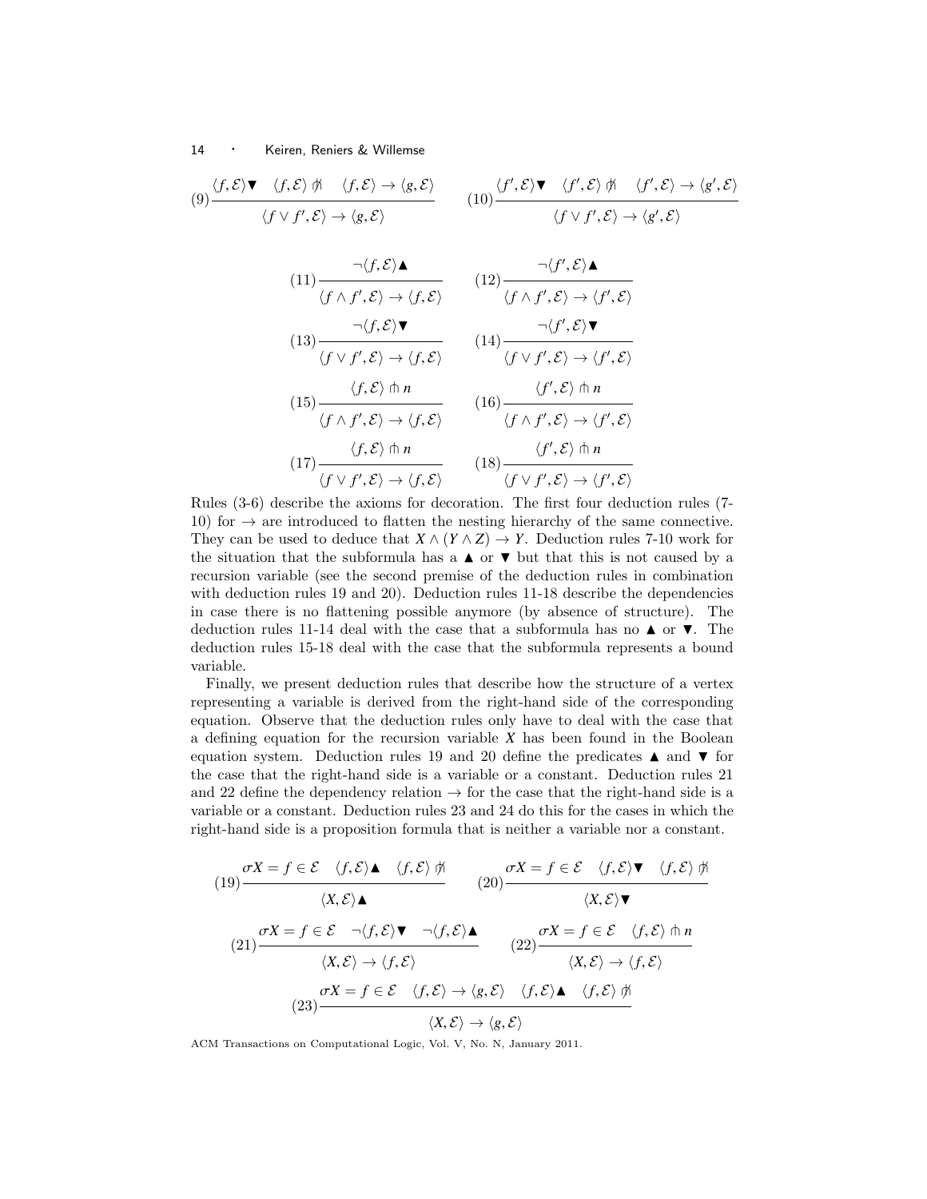$$(9)\frac{\langle f,\mathcal{E}\rangle\blacktriangledown \quad \langle f,\mathcal{E}\rangle \not\pitchfork \quad \langle f,\mathcal{E}\rangle \to \langle g,\mathcal{E}\rangle}{\langle f\vee f',\mathcal{E}\rangle \to \langle g,\mathcal{E}\rangle} \qquad (10)\frac{\langle f',\mathcal{E}\rangle\blacktriangledown \quad \langle f',\mathcal{E}\rangle \not\pitchfork \quad \langle f',\mathcal{E}\rangle \to \langle g',\mathcal{E}\rangle}{\langle f\vee f',\mathcal{E}\rangle \to \langle g',\mathcal{E}\rangle}$$

$$(11)\frac{\neg\langle f,\mathcal{E}\rangle\blacktriangle}{\langle f\wedge f',\mathcal{E}\rangle \to \langle f,\mathcal{E}\rangle} \qquad (12)\frac{\neg\langle f',\mathcal{E}\rangle\blacktriangle}{\langle f\wedge f',\mathcal{E}\rangle \to \langle f',\mathcal{E}\rangle}$$

$$(13)\frac{\neg\langle f,\mathcal{E}\rangle\blacktriangledown}{\langle f\vee f',\mathcal{E}\rangle \to \langle f,\mathcal{E}\rangle} \qquad (14)\frac{\neg\langle f',\mathcal{E}\rangle\blacktriangledown}{\langle f\vee f',\mathcal{E}\rangle \to \langle f',\mathcal{E}\rangle}$$

$$(15)\frac{\langle f,\mathcal{E}\rangle \pitchfork n}{\langle f\wedge f',\mathcal{E}\rangle \to \langle f,\mathcal{E}\rangle} \qquad (16)\frac{\langle f',\mathcal{E}\rangle \pitchfork n}{\langle f\wedge f',\mathcal{E}\rangle \to \langle f',\mathcal{E}\rangle}$$

$$(17)\frac{\langle f,\mathcal{E}\rangle \pitchfork n}{\langle f\vee f',\mathcal{E}\rangle \to \langle f,\mathcal{E}\rangle} \qquad (18)\frac{\langle f',\mathcal{E}\rangle \pitchfork n}{\langle f\vee f',\mathcal{E}\rangle \to \langle f',\mathcal{E}\rangle}$$

Rules (3-6) describe the axioms for decoration. The first four deduction rules (7-10) for $\to$ are introduced to flatten the nesting hierarchy of the same connective. They can be used to deduce that $X \wedge (Y \wedge Z) \to Y$. Deduction rules 7-10 work for the situation that the subformula has a $\blacktriangle$ or $\blacktriangledown$ but that this is not caused by a recursion variable (see the second premise of the deduction rules in combination with deduction rules 19 and 20). Deduction rules 11-18 describe the dependencies in case there is no flattening possible anymore (by absence of structure). The deduction rules 11-14 deal with the case that a subformula has no $\blacktriangle$ or $\blacktriangledown$. The deduction rules 15-18 deal with the case that the subformula represents a bound variable.

Finally, we present deduction rules that describe how the structure of a vertex representing a variable is derived from the right-hand side of the corresponding equation. Observe that the deduction rules only have to deal with the case that a defining equation for the recursion variable $X$ has been found in the Boolean equation system. Deduction rules 19 and 20 define the predicates $\blacktriangle$ and $\blacktriangledown$ for the case that the right-hand side is a variable or a constant. Deduction rules 21 and 22 define the dependency relation $\to$ for the case that the right-hand side is a variable or a constant. Deduction rules 23 and 24 do this for the cases in which the right-hand side is a proposition formula that is neither a variable nor a constant.

$$(19)\frac{\sigma X = f \in \mathcal{E} \quad \langle f,\mathcal{E}\rangle\blacktriangle \quad \langle f,\mathcal{E}\rangle \not\pitchfork}{\langle X,\mathcal{E}\rangle\blacktriangle} \qquad (20)\frac{\sigma X = f \in \mathcal{E} \quad \langle f,\mathcal{E}\rangle\blacktriangledown \quad \langle f,\mathcal{E}\rangle \not\pitchfork}{\langle X,\mathcal{E}\rangle\blacktriangledown}$$

$$(21)\frac{\sigma X = f \in \mathcal{E} \quad \neg\langle f,\mathcal{E}\rangle\blacktriangledown \quad \neg\langle f,\mathcal{E}\rangle\blacktriangle}{\langle X,\mathcal{E}\rangle \to \langle f,\mathcal{E}\rangle} \qquad (22)\frac{\sigma X = f \in \mathcal{E} \quad \langle f,\mathcal{E}\rangle \pitchfork n}{\langle X,\mathcal{E}\rangle \to \langle f,\mathcal{E}\rangle}$$

$$(23)\frac{\sigma X = f \in \mathcal{E} \quad \langle f,\mathcal{E}\rangle \to \langle g,\mathcal{E}\rangle \quad \langle f,\mathcal{E}\rangle\blacktriangle \quad \langle f,\mathcal{E}\rangle \not\pitchfork}{\langle X,\mathcal{E}\rangle \to \langle g,\mathcal{E}\rangle}$$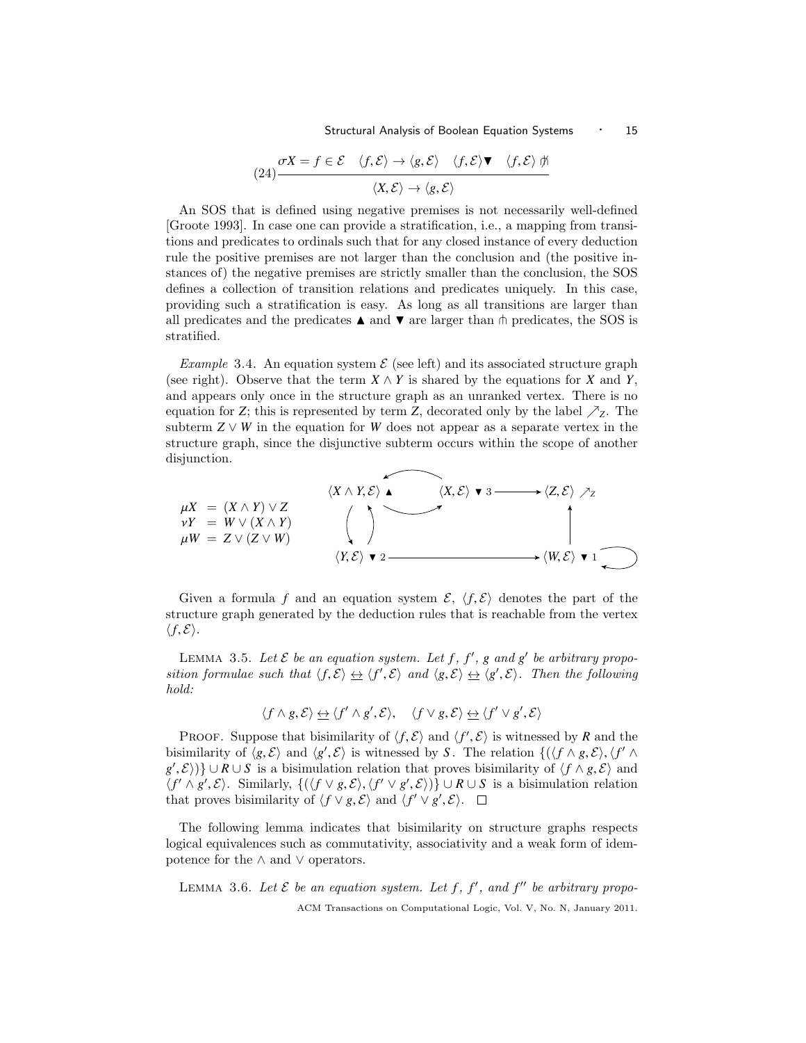$$(24)\frac{\sigma X = f \in \mathcal{E} \quad \langle f, \mathcal{E}\rangle \to \langle g, \mathcal{E}\rangle \quad \langle f, \mathcal{E}\rangle \blacktriangledown \quad \langle f, \mathcal{E}\rangle \not\pitchfork}{\langle X, \mathcal{E}\rangle \to \langle g, \mathcal{E}\rangle}$$

An SOS that is defined using negative premises is not necessarily well-defined [Groote 1993]. In case one can provide a stratification, i.e., a mapping from transitions and predicates to ordinals such that for any closed instance of every deduction rule the positive premises are not larger than the conclusion and (the positive instances of) the negative premises are strictly smaller than the conclusion, the SOS defines a collection of transition relations and predicates uniquely. In this case, providing such a stratification is easy. As long as all transitions are larger than all predicates and the predicates $\blacktriangle$ and $\blacktriangledown$ are larger than $\pitchfork$ predicates, the SOS is stratified.

*Example* 3.4. An equation system $\mathcal{E}$ (see left) and its associated structure graph (see right). Observe that the term $X \wedge Y$ is shared by the equations for $X$ and $Y$, and appears only once in the structure graph as an unranked vertex. There is no equation for $Z$; this is represented by term $Z$, decorated only by the label $\nearrow_Z$. The subterm $Z \vee W$ in the equation for $W$ does not appear as a separate vertex in the structure graph, since the disjunctive subterm occurs within the scope of another disjunction.

$$\begin{array}{lcl} \mu X & = & (X \wedge Y) \vee Z \\ \nu Y & = & W \vee (X \wedge Y) \\ \mu W & = & Z \vee (Z \vee W) \end{array}$$

Given a formula $f$ and an equation system $\mathcal{E}$, $\langle f, \mathcal{E}\rangle$ denotes the part of the structure graph generated by the deduction rules that is reachable from the vertex $\langle f, \mathcal{E}\rangle$.

Lemma 3.5. *Let $\mathcal{E}$ be an equation system. Let $f$, $f'$, $g$ and $g'$ be arbitrary proposition formulae such that $\langle f, \mathcal{E}\rangle \leftrightarrow \langle f', \mathcal{E}\rangle$ and $\langle g, \mathcal{E}\rangle \leftrightarrow \langle g', \mathcal{E}\rangle$. Then the following hold:*

$$\langle f \wedge g, \mathcal{E}\rangle \leftrightarrow \langle f' \wedge g', \mathcal{E}\rangle, \quad \langle f \vee g, \mathcal{E}\rangle \leftrightarrow \langle f' \vee g', \mathcal{E}\rangle$$

Proof. Suppose that bisimilarity of $\langle f, \mathcal{E}\rangle$ and $\langle f', \mathcal{E}\rangle$ is witnessed by $R$ and the bisimilarity of $\langle g, \mathcal{E}\rangle$ and $\langle g', \mathcal{E}\rangle$ is witnessed by $S$. The relation $\{(\langle f \wedge g, \mathcal{E}\rangle, \langle f' \wedge g', \mathcal{E}\rangle)\} \cup R \cup S$ is a bisimulation relation that proves bisimilarity of $\langle f \wedge g, \mathcal{E}\rangle$ and $\langle f' \wedge g', \mathcal{E}\rangle$. Similarly, $\{(\langle f \vee g, \mathcal{E}\rangle, \langle f' \vee g', \mathcal{E}\rangle)\} \cup R \cup S$ is a bisimulation relation that proves bisimilarity of $\langle f \vee g, \mathcal{E}\rangle$ and $\langle f' \vee g', \mathcal{E}\rangle$. $\square$

The following lemma indicates that bisimilarity on structure graphs respects logical equivalences such as commutativity, associativity and a weak form of idempotence for the $\wedge$ and $\vee$ operators.

Lemma 3.6. *Let $\mathcal{E}$ be an equation system. Let $f$, $f'$, and $f''$ be arbitrary propo-*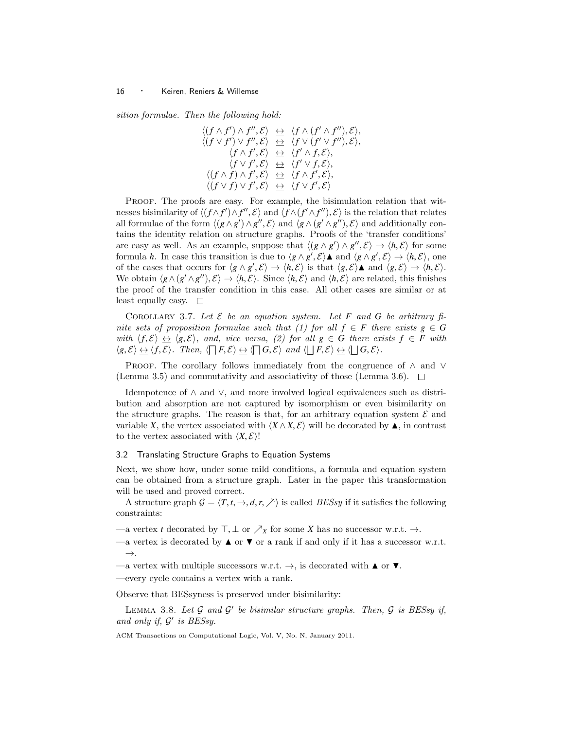*sition formulae. Then the following hold:*

$$
\begin{array}{rcl}
\langle (f \wedge f') \wedge f'', \mathcal{E} \rangle & \underline{\leftrightarrow} & \langle f \wedge (f' \wedge f''), \mathcal{E} \rangle, \\
\langle (f \vee f') \vee f'', \mathcal{E} \rangle & \underline{\leftrightarrow} & \langle f \vee (f' \vee f''), \mathcal{E} \rangle, \\
\langle f \wedge f', \mathcal{E} \rangle & \underline{\leftrightarrow} & \langle f' \wedge f, \mathcal{E} \rangle, \\
\langle f \vee f', \mathcal{E} \rangle & \underline{\leftrightarrow} & \langle f' \vee f, \mathcal{E} \rangle, \\
\langle (f \wedge f) \wedge f', \mathcal{E} \rangle & \underline{\leftrightarrow} & \langle f \wedge f', \mathcal{E} \rangle, \\
\langle (f \vee f) \vee f', \mathcal{E} \rangle & \underline{\leftrightarrow} & \langle f \vee f', \mathcal{E} \rangle
\end{array}
$$

PROOF. The proofs are easy. For example, the bisimulation relation that witnesses bisimilarity of $\langle (f \wedge f') \wedge f'', \mathcal{E} \rangle$ and $\langle f \wedge (f' \wedge f''), \mathcal{E} \rangle$ is the relation that relates all formulae of the form $\langle (g \wedge g') \wedge g'', \mathcal{E} \rangle$ and $\langle g \wedge (g' \wedge g''), \mathcal{E} \rangle$ and additionally contains the identity relation on structure graphs. Proofs of the 'transfer conditions' are easy as well. As an example, suppose that $\langle (g \wedge g') \wedge g'', \mathcal{E} \rangle \to \langle h, \mathcal{E} \rangle$ for some formula $h$. In case this transition is due to $\langle g \wedge g', \mathcal{E} \rangle \blacktriangle$ and $\langle g \wedge g', \mathcal{E} \rangle \to \langle h, \mathcal{E} \rangle$, one of the cases that occurs for $\langle g \wedge g', \mathcal{E} \rangle \to \langle h, \mathcal{E} \rangle$ is that $\langle g, \mathcal{E} \rangle \blacktriangle$ and $\langle g, \mathcal{E} \rangle \to \langle h, \mathcal{E} \rangle$. We obtain $\langle g \wedge (g' \wedge g''), \mathcal{E} \rangle \to \langle h, \mathcal{E} \rangle$. Since $\langle h, \mathcal{E} \rangle$ and $\langle h, \mathcal{E} \rangle$ are related, this finishes the proof of the transfer condition in this case. All other cases are similar or at least equally easy. $\square$

COROLLARY 3.7. *Let $\mathcal{E}$ be an equation system. Let $F$ and $G$ be arbitrary finite sets of proposition formulae such that (1) for all $f \in F$ there exists $g \in G$ with $\langle f, \mathcal{E} \rangle \underline{\leftrightarrow} \langle g, \mathcal{E} \rangle$, and, vice versa, (2) for all $g \in G$ there exists $f \in F$ with $\langle g, \mathcal{E} \rangle \underline{\leftrightarrow} \langle f, \mathcal{E} \rangle$. Then, $\langle \bigsqcap F, \mathcal{E} \rangle \underline{\leftrightarrow} \langle \bigsqcap G, \mathcal{E} \rangle$ and $\langle \bigsqcup F, \mathcal{E} \rangle \underline{\leftrightarrow} \langle \bigsqcup G, \mathcal{E} \rangle$.*

PROOF. The corollary follows immediately from the congruence of $\wedge$ and $\vee$ (Lemma 3.5) and commutativity and associativity of those (Lemma 3.6). $\square$

Idempotence of $\wedge$ and $\vee$, and more involved logical equivalences such as distribution and absorption are not captured by isomorphism or even bisimilarity on the structure graphs. The reason is that, for an arbitrary equation system $\mathcal{E}$ and variable $X$, the vertex associated with $\langle X \wedge X, \mathcal{E} \rangle$ will be decorated by $\blacktriangle$, in contrast to the vertex associated with $\langle X, \mathcal{E} \rangle$!

### 3.2 Translating Structure Graphs to Equation Systems

Next, we show how, under some mild conditions, a formula and equation system can be obtained from a structure graph. Later in the paper this transformation will be used and proved correct.

A structure graph $\mathcal{G} = \langle T, t, \to, d, r, \nearrow \rangle$ is called *BESsy* if it satisfies the following constraints:

- a vertex $t$ decorated by $\top, \bot$ or $\nearrow_X$ for some $X$ has no successor w.r.t. $\to$.
- a vertex is decorated by $\blacktriangle$ or $\blacktriangledown$ or a rank if and only if it has a successor w.r.t. $\to$.
- a vertex with multiple successors w.r.t. $\to$, is decorated with $\blacktriangle$ or $\blacktriangledown$.
- every cycle contains a vertex with a rank.

Observe that BESsyness is preserved under bisimilarity:

LEMMA 3.8. *Let $\mathcal{G}$ and $\mathcal{G}'$ be bisimilar structure graphs. Then, $\mathcal{G}$ is BESsy if, and only if, $\mathcal{G}'$ is BESsy.*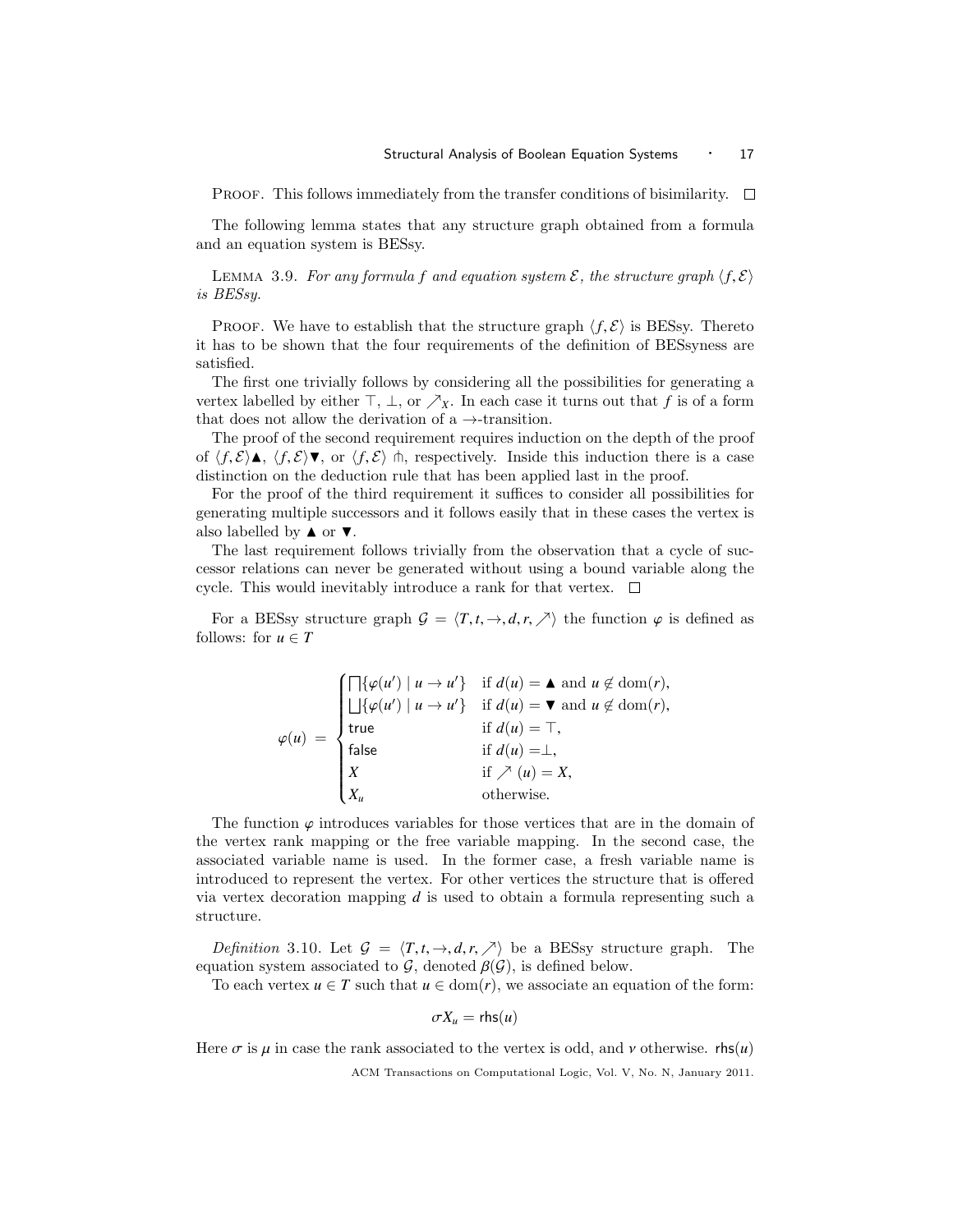PROOF. This follows immediately from the transfer conditions of bisimilarity. □

The following lemma states that any structure graph obtained from a formula and an equation system is BESsy.

LEMMA 3.9. *For any formula $f$ and equation system $\mathcal{E}$, the structure graph $\langle f, \mathcal{E} \rangle$ is BESsy.*

PROOF. We have to establish that the structure graph $\langle f, \mathcal{E} \rangle$ is BESsy. Thereto it has to be shown that the four requirements of the definition of BESsyness are satisfied.

The first one trivially follows by considering all the possibilities for generating a vertex labelled by either $\top$, $\bot$, or $\nearrow_X$. In each case it turns out that $f$ is of a form that does not allow the derivation of a $\to$-transition.

The proof of the second requirement requires induction on the depth of the proof of $\langle f, \mathcal{E} \rangle \blacktriangle$, $\langle f, \mathcal{E} \rangle \blacktriangledown$, or $\langle f, \mathcal{E} \rangle \pitchfork$, respectively. Inside this induction there is a case distinction on the deduction rule that has been applied last in the proof.

For the proof of the third requirement it suffices to consider all possibilities for generating multiple successors and it follows easily that in these cases the vertex is also labelled by $\blacktriangle$ or $\blacktriangledown$.

The last requirement follows trivially from the observation that a cycle of successor relations can never be generated without using a bound variable along the cycle. This would inevitably introduce a rank for that vertex. □

For a BESsy structure graph $\mathcal{G} = \langle T, t, \to, d, r, \nearrow \rangle$ the function $\varphi$ is defined as follows: for $u \in T$

$$
\varphi(u) \;=\; \begin{cases}
\bigsqcap\{\varphi(u') \mid u \to u'\} & \text{if } d(u) = \blacktriangle \text{ and } u \notin \mathrm{dom}(r),\\
\bigsqcup\{\varphi(u') \mid u \to u'\} & \text{if } d(u) = \blacktriangledown \text{ and } u \notin \mathrm{dom}(r),\\
\mathsf{true} & \text{if } d(u) = \top,\\
\mathsf{false} & \text{if } d(u) = \bot,\\
X & \text{if } \nearrow(u) = X,\\
X_u & \text{otherwise.}
\end{cases}
$$

The function $\varphi$ introduces variables for those vertices that are in the domain of the vertex rank mapping or the free variable mapping. In the second case, the associated variable name is used. In the former case, a fresh variable name is introduced to represent the vertex. For other vertices the structure that is offered via vertex decoration mapping $d$ is used to obtain a formula representing such a structure.

*Definition* 3.10. Let $\mathcal{G} = \langle T, t, \to, d, r, \nearrow \rangle$ be a BESsy structure graph. The equation system associated to $\mathcal{G}$, denoted $\beta(\mathcal{G})$, is defined below.

To each vertex $u \in T$ such that $u \in \mathrm{dom}(r)$, we associate an equation of the form:

$$\sigma X_u = \mathsf{rhs}(u)$$

Here $\sigma$ is $\mu$ in case the rank associated to the vertex is odd, and $\nu$ otherwise. $\mathsf{rhs}(u)$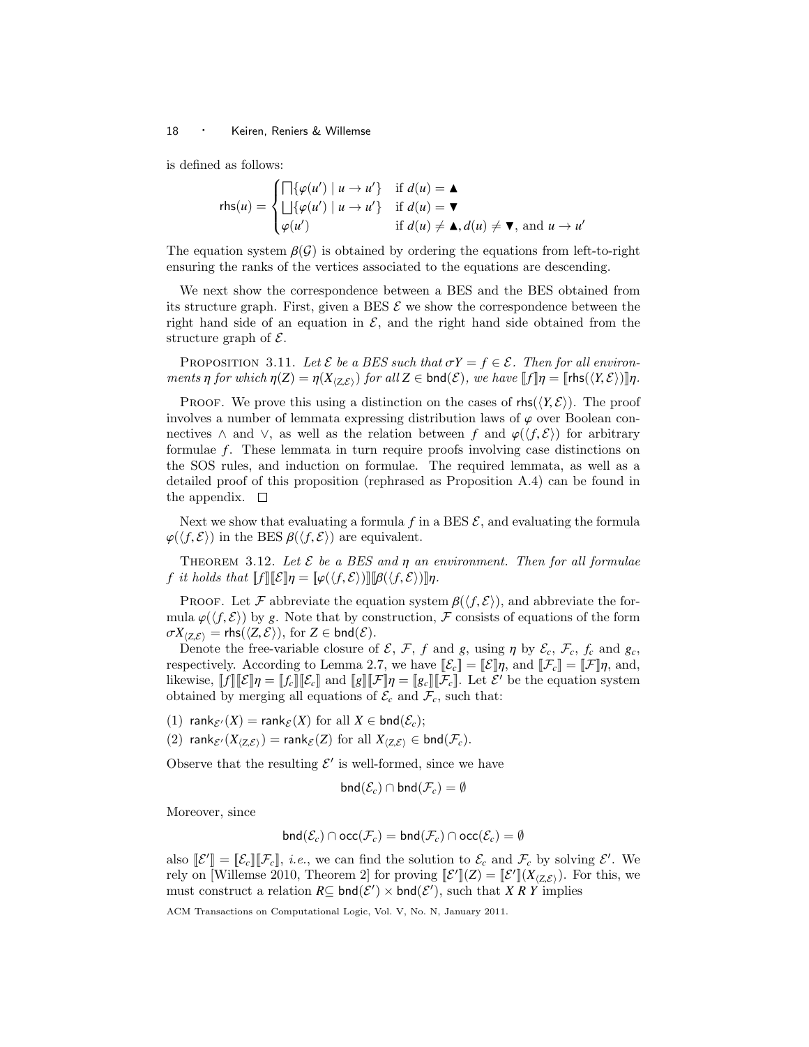is defined as follows:

$$\mathsf{rhs}(u) = \begin{cases} \bigsqcap\{\varphi(u') \mid u \to u'\} & \text{if } d(u) = \blacktriangle \\ \bigsqcup\{\varphi(u') \mid u \to u'\} & \text{if } d(u) = \blacktriangledown \\ \varphi(u') & \text{if } d(u) \neq \blacktriangle, d(u) \neq \blacktriangledown, \text{ and } u \to u' \end{cases}$$

The equation system $\beta(\mathcal{G})$ is obtained by ordering the equations from left-to-right ensuring the ranks of the vertices associated to the equations are descending.

We next show the correspondence between a BES and the BES obtained from its structure graph. First, given a BES $\mathcal{E}$ we show the correspondence between the right hand side of an equation in $\mathcal{E}$, and the right hand side obtained from the structure graph of $\mathcal{E}$.

Proposition 3.11. *Let $\mathcal{E}$ be a BES such that $\sigma Y = f \in \mathcal{E}$. Then for all environments $\eta$ for which $\eta(Z) = \eta(X_{\langle Z,\mathcal{E}\rangle})$ for all $Z \in \mathsf{bnd}(\mathcal{E})$, we have $[\![f]\!]\eta = [\![\mathsf{rhs}(\langle Y, \mathcal{E}\rangle)]\!]\eta$.*

Proof. We prove this using a distinction on the cases of $\mathsf{rhs}(\langle Y, \mathcal{E}\rangle)$. The proof involves a number of lemmata expressing distribution laws of $\varphi$ over Boolean connectives $\wedge$ and $\vee$, as well as the relation between $f$ and $\varphi(\langle f, \mathcal{E}\rangle)$ for arbitrary formulae $f$. These lemmata in turn require proofs involving case distinctions on the SOS rules, and induction on formulae. The required lemmata, as well as a detailed proof of this proposition (rephrased as Proposition A.4) can be found in the appendix. $\square$

Next we show that evaluating a formula $f$ in a BES $\mathcal{E}$, and evaluating the formula $\varphi(\langle f, \mathcal{E}\rangle)$ in the BES $\beta(\langle f, \mathcal{E}\rangle)$ are equivalent.

Theorem 3.12. *Let $\mathcal{E}$ be a BES and $\eta$ an environment. Then for all formulae $f$ it holds that $[\![f]\!][\![\mathcal{E}]\!]\eta = [\![\varphi(\langle f, \mathcal{E}\rangle)]\!][\![\beta(\langle f, \mathcal{E}\rangle)]\!]\eta$.*

Proof. Let $\mathcal{F}$ abbreviate the equation system $\beta(\langle f, \mathcal{E}\rangle)$, and abbreviate the formula $\varphi(\langle f, \mathcal{E}\rangle)$ by $g$. Note that by construction, $\mathcal{F}$ consists of equations of the form $\sigma X_{\langle Z,\mathcal{E}\rangle} = \mathsf{rhs}(\langle Z, \mathcal{E}\rangle)$, for $Z \in \mathsf{bnd}(\mathcal{E})$.

Denote the free-variable closure of $\mathcal{E}$, $\mathcal{F}$, $f$ and $g$, using $\eta$ by $\mathcal{E}_c$, $\mathcal{F}_c$, $f_c$ and $g_c$, respectively. According to Lemma 2.7, we have $[\![\mathcal{E}_c]\!] = [\![\mathcal{E}]\!]\eta$, and $[\![\mathcal{F}_c]\!] = [\![\mathcal{F}]\!]\eta$, and, likewise, $[\![f]\!][\![\mathcal{E}]\!]\eta = [\![f_c]\!][\![\mathcal{E}_c]\!]$ and $[\![g]\!][\![\mathcal{F}]\!]\eta = [\![g_c]\!][\![\mathcal{F}_c]\!]$. Let $\mathcal{E}'$ be the equation system obtained by merging all equations of $\mathcal{E}_c$ and $\mathcal{F}_c$, such that:

(1) $\mathsf{rank}_{\mathcal{E}'}(X) = \mathsf{rank}_{\mathcal{E}}(X)$ for all $X \in \mathsf{bnd}(\mathcal{E}_c)$;

(2) $\mathsf{rank}_{\mathcal{E}'}(X_{\langle Z,\mathcal{E}\rangle}) = \mathsf{rank}_{\mathcal{E}}(Z)$ for all $X_{\langle Z,\mathcal{E}\rangle} \in \mathsf{bnd}(\mathcal{F}_c)$.

Observe that the resulting $\mathcal{E}'$ is well-formed, since we have

$$\mathsf{bnd}(\mathcal{E}_c) \cap \mathsf{bnd}(\mathcal{F}_c) = \emptyset$$

Moreover, since

$$\mathsf{bnd}(\mathcal{E}_c) \cap \mathsf{occ}(\mathcal{F}_c) = \mathsf{bnd}(\mathcal{F}_c) \cap \mathsf{occ}(\mathcal{E}_c) = \emptyset$$

also $[\![\mathcal{E}']\!] = [\![\mathcal{E}_c]\!][\![\mathcal{F}_c]\!]$, *i.e.*, we can find the solution to $\mathcal{E}_c$ and $\mathcal{F}_c$ by solving $\mathcal{E}'$. We rely on [Willemse 2010, Theorem 2] for proving $[\![\mathcal{E}']\!](Z) = [\![\mathcal{E}']\!](X_{\langle Z,\mathcal{E}\rangle})$. For this, we must construct a relation $R \subseteq \mathsf{bnd}(\mathcal{E}') \times \mathsf{bnd}(\mathcal{E}')$, such that $X\ R\ Y$ implies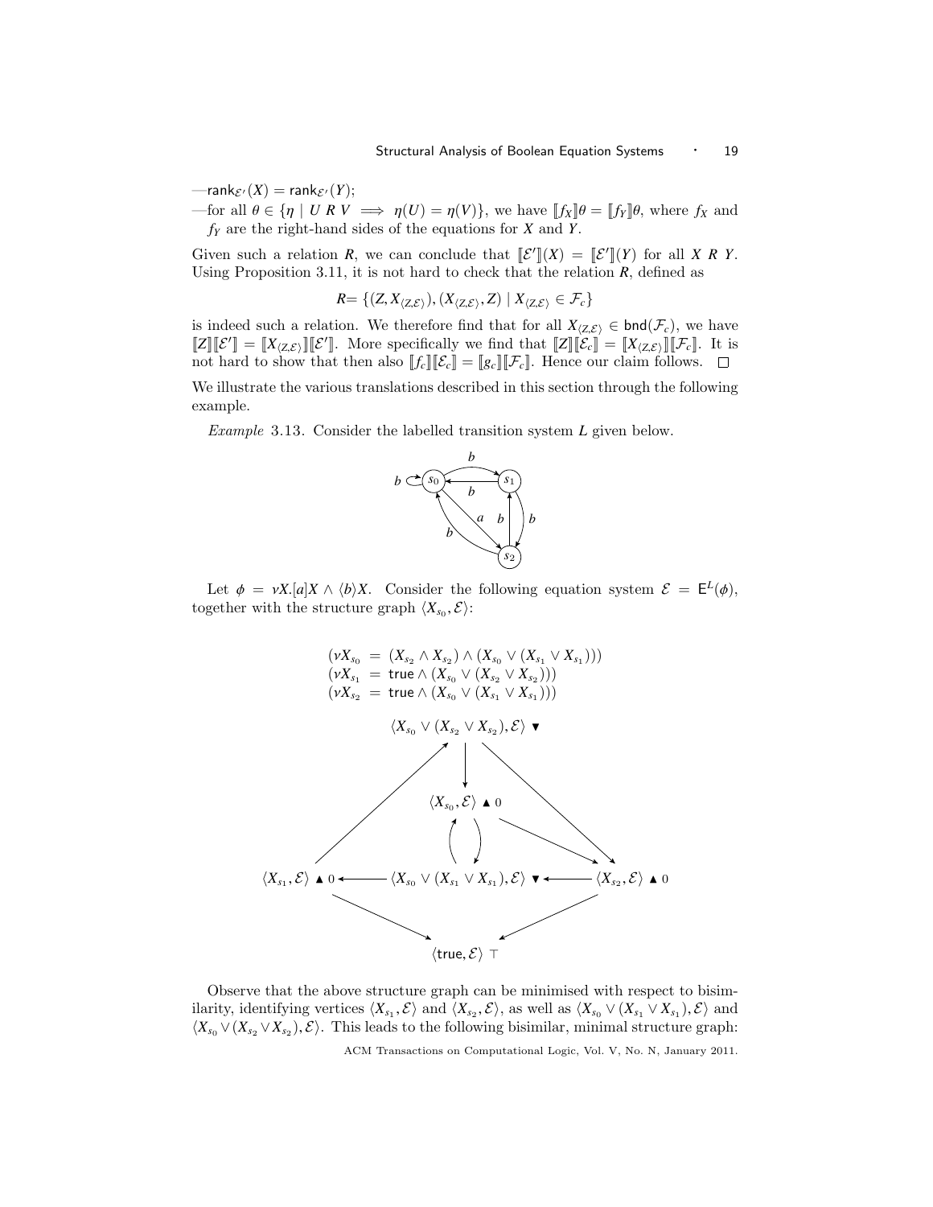—$\mathsf{rank}_{\mathcal{E}'}(X) = \mathsf{rank}_{\mathcal{E}'}(Y)$;

—for all $\theta \in \{\eta \mid U \; R \; V \implies \eta(U) = \eta(V)\}$, we have $[\![f_X]\!]\theta = [\![f_Y]\!]\theta$, where $f_X$ and $f_Y$ are the right-hand sides of the equations for $X$ and $Y$.

Given such a relation $R$, we can conclude that $[\![\mathcal{E}']\!](X) = [\![\mathcal{E}']\!](Y)$ for all $X \; R \; Y$. Using Proposition 3.11, it is not hard to check that the relation $R$, defined as

$$R = \{(Z, X_{\langle Z,\mathcal{E}\rangle}), (X_{\langle Z,\mathcal{E}\rangle}, Z) \mid X_{\langle Z,\mathcal{E}\rangle} \in \mathcal{F}_c\}$$

is indeed such a relation. We therefore find that for all $X_{\langle Z,\mathcal{E}\rangle} \in \mathsf{bnd}(\mathcal{F}_c)$, we have $[\![Z]\!][\![\mathcal{E}']\!] = [\![X_{\langle Z,\mathcal{E}\rangle}]\!][\![\mathcal{E}']\!]$. More specifically we find that $[\![Z]\!][\![\mathcal{E}_c]\!] = [\![X_{\langle Z,\mathcal{E}\rangle}]\!][\![\mathcal{F}_c]\!]$. It is not hard to show that then also $[\![f_c]\!][\![\mathcal{E}_c]\!] = [\![g_c]\!][\![\mathcal{F}_c]\!]$. Hence our claim follows. $\square$

We illustrate the various translations described in this section through the following example.

*Example* 3.13. Consider the labelled transition system $L$ given below.

Let $\phi = \nu X.[a]X \wedge \langle b\rangle X$. Consider the following equation system $\mathcal{E} = \mathsf{E}^L(\phi)$, together with the structure graph $\langle X_{s_0}, \mathcal{E}\rangle$:

$$\begin{aligned}
(\nu X_{s_0} &= (X_{s_2} \wedge X_{s_2}) \wedge (X_{s_0} \vee (X_{s_1} \vee X_{s_1}))) \\
(\nu X_{s_1} &= \mathsf{true} \wedge (X_{s_0} \vee (X_{s_2} \vee X_{s_2}))) \\
(\nu X_{s_2} &= \mathsf{true} \wedge (X_{s_0} \vee (X_{s_1} \vee X_{s_1})))
\end{aligned}$$

Observe that the above structure graph can be minimised with respect to bisimilarity, identifying vertices $\langle X_{s_1}, \mathcal{E}\rangle$ and $\langle X_{s_2}, \mathcal{E}\rangle$, as well as $\langle X_{s_0} \vee (X_{s_1} \vee X_{s_1}), \mathcal{E}\rangle$ and $\langle X_{s_0} \vee (X_{s_2} \vee X_{s_2}), \mathcal{E}\rangle$. This leads to the following bisimilar, minimal structure graph: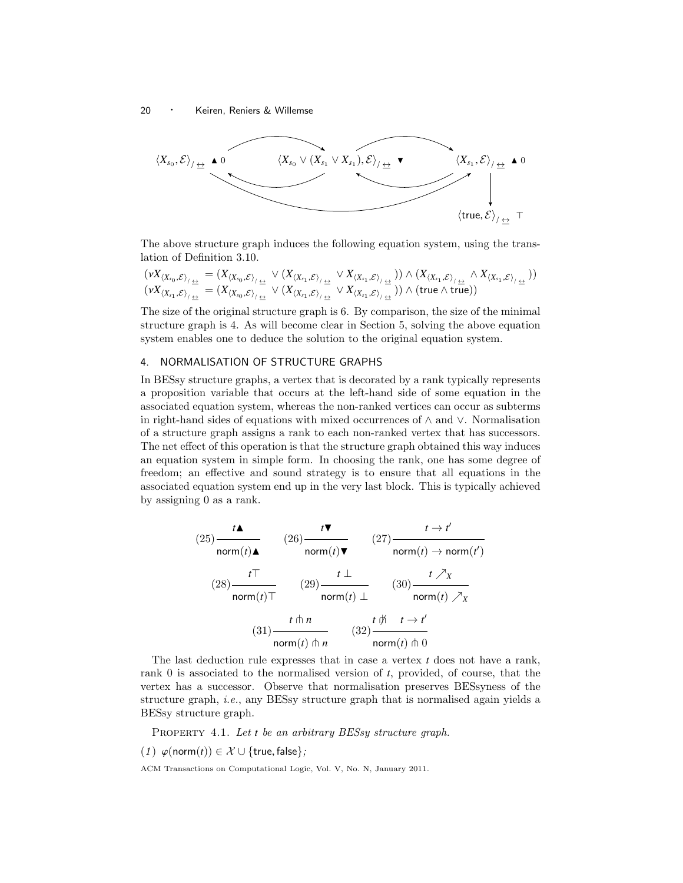$$\langle X_{s_0}, \mathcal{E}\rangle_{/\underline{\leftrightarrow}} \;\blacktriangle\, 0 \qquad \langle X_{s_0} \vee (X_{s_1} \vee X_{s_1}), \mathcal{E}\rangle_{/\underline{\leftrightarrow}} \;\blacktriangledown \qquad \langle X_{s_1}, \mathcal{E}\rangle_{/\underline{\leftrightarrow}} \;\blacktriangle\, 0 \qquad \langle \mathsf{true}, \mathcal{E}\rangle_{/\underline{\leftrightarrow}} \;\top$$

The above structure graph induces the following equation system, using the translation of Definition 3.10.

$$(\nu X_{\langle X_{s_0},\mathcal{E}\rangle_{/\underline{\leftrightarrow}}} = (X_{\langle X_{s_0},\mathcal{E}\rangle_{/\underline{\leftrightarrow}}} \vee (X_{\langle X_{s_1},\mathcal{E}\rangle_{/\underline{\leftrightarrow}}} \vee X_{\langle X_{s_1},\mathcal{E}\rangle_{/\underline{\leftrightarrow}}})) \wedge (X_{\langle X_{s_1},\mathcal{E}\rangle_{/\underline{\leftrightarrow}}} \wedge X_{\langle X_{s_1},\mathcal{E}\rangle_{/\underline{\leftrightarrow}}}))$$
$$(\nu X_{\langle X_{s_1},\mathcal{E}\rangle_{/\underline{\leftrightarrow}}} = (X_{\langle X_{s_0},\mathcal{E}\rangle_{/\underline{\leftrightarrow}}} \vee (X_{\langle X_{s_1},\mathcal{E}\rangle_{/\underline{\leftrightarrow}}} \vee X_{\langle X_{s_1},\mathcal{E}\rangle_{/\underline{\leftrightarrow}}})) \wedge (\mathsf{true} \wedge \mathsf{true}))$$

The size of the original structure graph is 6. By comparison, the size of the minimal structure graph is 4. As will become clear in Section 5, solving the above equation system enables one to deduce the solution to the original equation system.

## 4. NORMALISATION OF STRUCTURE GRAPHS

In BESsy structure graphs, a vertex that is decorated by a rank typically represents a proposition variable that occurs at the left-hand side of some equation in the associated equation system, whereas the non-ranked vertices can occur as subterms in right-hand sides of equations with mixed occurrences of $\wedge$ and $\vee$. Normalisation of a structure graph assigns a rank to each non-ranked vertex that has successors. The net effect of this operation is that the structure graph obtained this way induces an equation system in simple form. In choosing the rank, one has some degree of freedom; an effective and sound strategy is to ensure that all equations in the associated equation system end up in the very last block. This is typically achieved by assigning 0 as a rank.

$$(25)\frac{t\blacktriangle}{\mathsf{norm}(t)\blacktriangle} \qquad (26)\frac{t\blacktriangledown}{\mathsf{norm}(t)\blacktriangledown} \qquad (27)\frac{t \to t'}{\mathsf{norm}(t) \to \mathsf{norm}(t')}$$

$$(28)\frac{t\top}{\mathsf{norm}(t)\top} \qquad (29)\frac{t\perp}{\mathsf{norm}(t)\perp} \qquad (30)\frac{t \nearrow_X}{\mathsf{norm}(t) \nearrow_X}$$

$$(31)\frac{t \pitchfork n}{\mathsf{norm}(t) \pitchfork n} \qquad (32)\frac{t \not\pitchfork \quad t \to t'}{\mathsf{norm}(t) \pitchfork 0}$$

The last deduction rule expresses that in case a vertex $t$ does not have a rank, rank 0 is associated to the normalised version of $t$, provided, of course, that the vertex has a successor. Observe that normalisation preserves BESsyness of the structure graph, *i.e.*, any BESsy structure graph that is normalised again yields a BESsy structure graph.

PROPERTY 4.1. *Let $t$ be an arbitrary BESsy structure graph.*

*(1)* $\varphi(\mathsf{norm}(t)) \in \mathcal{X} \cup \{\mathsf{true}, \mathsf{false}\}$;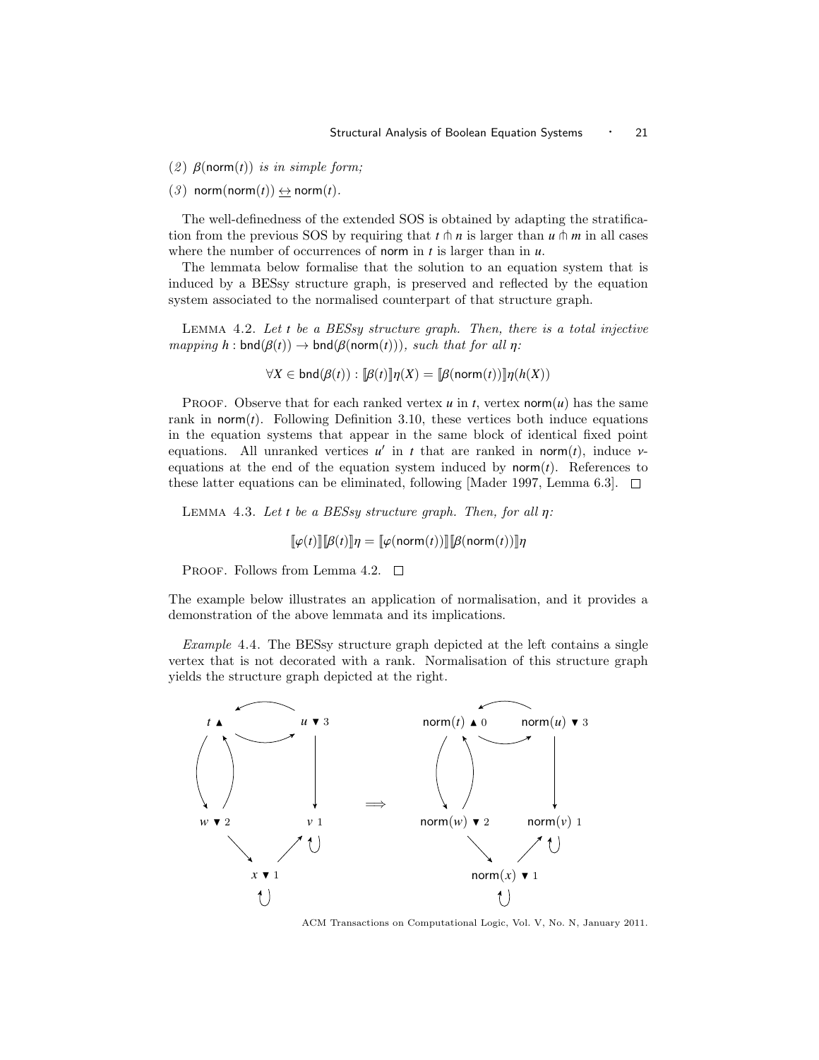(2) $\beta(\mathsf{norm}(t))$ *is in simple form;*

(3) $\mathsf{norm}(\mathsf{norm}(t)) \leftrightarrow \mathsf{norm}(t)$.

The well-definedness of the extended SOS is obtained by adapting the stratification from the previous SOS by requiring that $t \pitchfork n$ is larger than $u \pitchfork m$ in all cases where the number of occurrences of norm in $t$ is larger than in $u$.

The lemmata below formalise that the solution to an equation system that is induced by a BESsy structure graph, is preserved and reflected by the equation system associated to the normalised counterpart of that structure graph.

LEMMA 4.2. *Let $t$ be a BESsy structure graph. Then, there is a total injective mapping $h : \mathsf{bnd}(\beta(t)) \to \mathsf{bnd}(\beta(\mathsf{norm}(t)))$, such that for all $\eta$:*

$$\forall X \in \mathsf{bnd}(\beta(t)) : [\![\beta(t)]\!]\eta(X) = [\![\beta(\mathsf{norm}(t))]\!]\eta(h(X))$$

PROOF. Observe that for each ranked vertex $u$ in $t$, vertex $\mathsf{norm}(u)$ has the same rank in $\mathsf{norm}(t)$. Following Definition 3.10, these vertices both induce equations in the equation systems that appear in the same block of identical fixed point equations. All unranked vertices $u'$ in $t$ that are ranked in $\mathsf{norm}(t)$, induce $\nu$-equations at the end of the equation system induced by $\mathsf{norm}(t)$. References to these latter equations can be eliminated, following [Mader 1997, Lemma 6.3]. $\square$

LEMMA 4.3. *Let $t$ be a BESsy structure graph. Then, for all $\eta$:*

$$[\![\varphi(t)]\!][\![\beta(t)]\!]\eta = [\![\varphi(\mathsf{norm}(t))]\!][\![\beta(\mathsf{norm}(t))]\!]\eta$$

PROOF. Follows from Lemma 4.2. $\square$

The example below illustrates an application of normalisation, and it provides a demonstration of the above lemmata and its implications.

*Example* 4.4. The BESsy structure graph depicted at the left contains a single vertex that is not decorated with a rank. Normalisation of this structure graph yields the structure graph depicted at the right.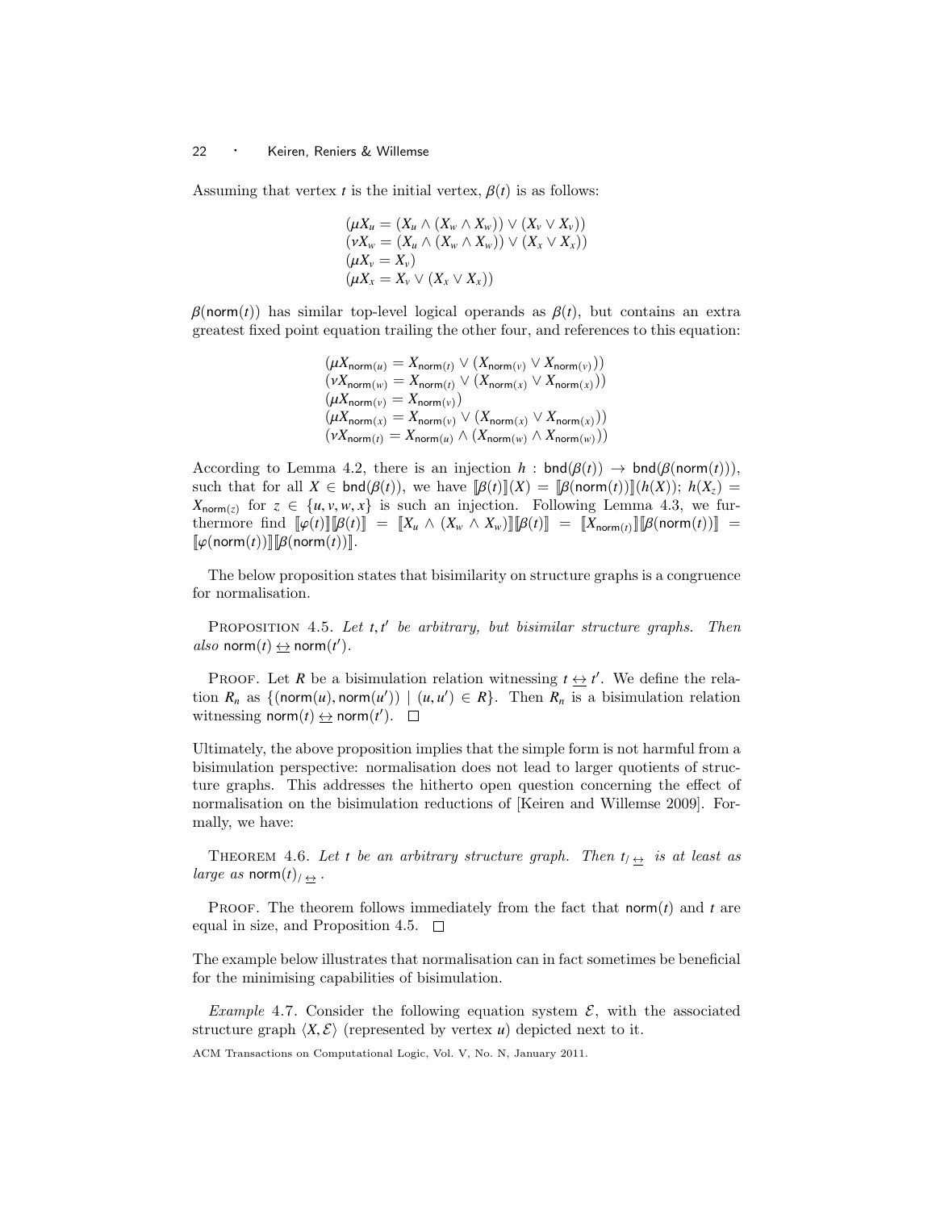Assuming that vertex $t$ is the initial vertex, $\beta(t)$ is as follows:

$$
\begin{array}{l}
(\mu X_u = (X_u \wedge (X_w \wedge X_w)) \vee (X_v \vee X_v)) \\
(\nu X_w = (X_u \wedge (X_w \wedge X_w)) \vee (X_x \vee X_x)) \\
(\mu X_v = X_v) \\
(\mu X_x = X_v \vee (X_x \vee X_x))
\end{array}
$$

$\beta(\mathsf{norm}(t))$ has similar top-level logical operands as $\beta(t)$, but contains an extra greatest fixed point equation trailing the other four, and references to this equation:

$$
\begin{array}{l}
(\mu X_{\mathsf{norm}(u)} = X_{\mathsf{norm}(t)} \vee (X_{\mathsf{norm}(v)} \vee X_{\mathsf{norm}(v)})) \\
(\nu X_{\mathsf{norm}(w)} = X_{\mathsf{norm}(t)} \vee (X_{\mathsf{norm}(x)} \vee X_{\mathsf{norm}(x)})) \\
(\mu X_{\mathsf{norm}(v)} = X_{\mathsf{norm}(v)}) \\
(\mu X_{\mathsf{norm}(x)} = X_{\mathsf{norm}(v)} \vee (X_{\mathsf{norm}(x)} \vee X_{\mathsf{norm}(x)})) \\
(\nu X_{\mathsf{norm}(t)} = X_{\mathsf{norm}(u)} \wedge (X_{\mathsf{norm}(w)} \wedge X_{\mathsf{norm}(w)}))
\end{array}
$$

According to Lemma 4.2, there is an injection $h : \mathsf{bnd}(\beta(t)) \to \mathsf{bnd}(\beta(\mathsf{norm}(t)))$, such that for all $X \in \mathsf{bnd}(\beta(t))$, we have $[\![\beta(t)]\!](X) = [\![\beta(\mathsf{norm}(t))]\!](h(X))$; $h(X_z) = X_{\mathsf{norm}(z)}$ for $z \in \{u, v, w, x\}$ is such an injection. Following Lemma 4.3, we furthermore find $[\![\varphi(t)]\!][\![\beta(t)]\!] = [\![X_u \wedge (X_w \wedge X_w)]\!][\![\beta(t)]\!] = [\![X_{\mathsf{norm}(t)}]\!][\![\beta(\mathsf{norm}(t))]\!] = [\![\varphi(\mathsf{norm}(t))]\!][\![\beta(\mathsf{norm}(t))]\!]$.

The below proposition states that bisimilarity on structure graphs is a congruence for normalisation.

Proposition 4.5. *Let $t, t'$ be arbitrary, but bisimilar structure graphs. Then also $\mathsf{norm}(t) \leftrightarrow \mathsf{norm}(t')$.*

Proof. Let $R$ be a bisimulation relation witnessing $t \leftrightarrow t'$. We define the relation $R_n$ as $\{(\mathsf{norm}(u), \mathsf{norm}(u')) \mid (u, u') \in R\}$. Then $R_n$ is a bisimulation relation witnessing $\mathsf{norm}(t) \leftrightarrow \mathsf{norm}(t')$. □

Ultimately, the above proposition implies that the simple form is not harmful from a bisimulation perspective: normalisation does not lead to larger quotients of structure graphs. This addresses the hitherto open question concerning the effect of normalisation on the bisimulation reductions of [Keiren and Willemse 2009]. Formally, we have:

Theorem 4.6. *Let $t$ be an arbitrary structure graph. Then $t_{/\leftrightarrow}$ is at least as large as $\mathsf{norm}(t)_{/\leftrightarrow}$.*

Proof. The theorem follows immediately from the fact that $\mathsf{norm}(t)$ and $t$ are equal in size, and Proposition 4.5. □

The example below illustrates that normalisation can in fact sometimes be beneficial for the minimising capabilities of bisimulation.

*Example* 4.7. Consider the following equation system $\mathcal{E}$, with the associated structure graph $\langle X, \mathcal{E} \rangle$ (represented by vertex $u$) depicted next to it.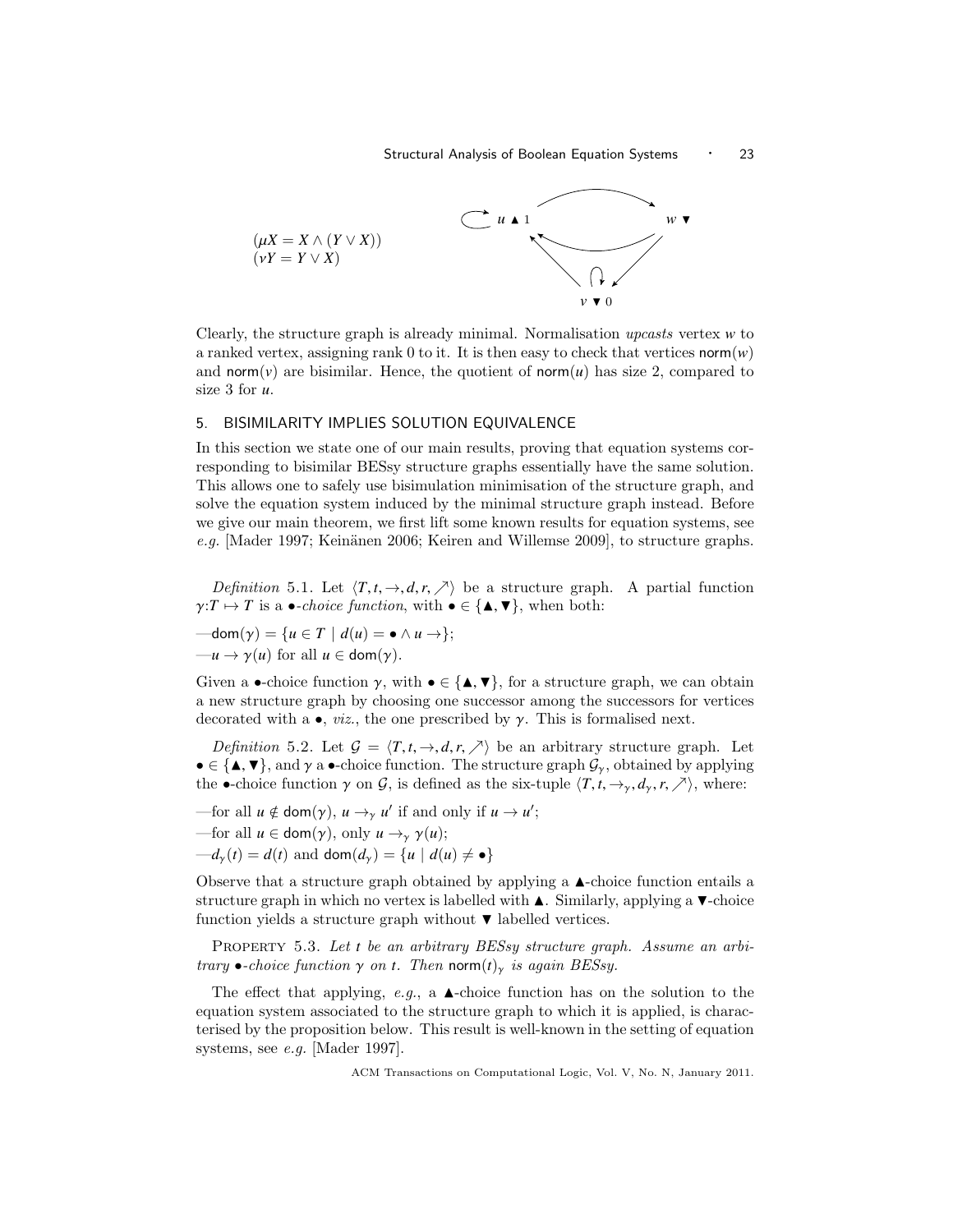$(\mu X = X \wedge (Y \vee X))$
$(\nu Y = Y \vee X)$

Clearly, the structure graph is already minimal. Normalisation *upcasts* vertex $w$ to a ranked vertex, assigning rank 0 to it. It is then easy to check that vertices $\mathsf{norm}(w)$ and $\mathsf{norm}(v)$ are bisimilar. Hence, the quotient of $\mathsf{norm}(u)$ has size 2, compared to size 3 for $u$.

## 5. BISIMILARITY IMPLIES SOLUTION EQUIVALENCE

In this section we state one of our main results, proving that equation systems corresponding to bisimilar BESsy structure graphs essentially have the same solution. This allows one to safely use bisimulation minimisation of the structure graph, and solve the equation system induced by the minimal structure graph instead. Before we give our main theorem, we first lift some known results for equation systems, see *e.g.* [Mader 1997; Keinänen 2006; Keiren and Willemse 2009], to structure graphs.

*Definition* 5.1. Let $\langle T, t, \to, d, r, \nearrow \rangle$ be a structure graph. A partial function $\gamma : T \mapsto T$ is a $\bullet$*-choice function*, with $\bullet \in \{\blacktriangle, \blacktriangledown\}$, when both:

— $\mathsf{dom}(\gamma) = \{u \in T \mid d(u) = \bullet \wedge u \to\}$;
— $u \to \gamma(u)$ for all $u \in \mathsf{dom}(\gamma)$.

Given a $\bullet$-choice function $\gamma$, with $\bullet \in \{\blacktriangle, \blacktriangledown\}$, for a structure graph, we can obtain a new structure graph by choosing one successor among the successors for vertices decorated with a $\bullet$, *viz.*, the one prescribed by $\gamma$. This is formalised next.

*Definition* 5.2. Let $\mathcal{G} = \langle T, t, \to, d, r, \nearrow \rangle$ be an arbitrary structure graph. Let $\bullet \in \{\blacktriangle, \blacktriangledown\}$, and $\gamma$ a $\bullet$-choice function. The structure graph $\mathcal{G}_\gamma$, obtained by applying the $\bullet$-choice function $\gamma$ on $\mathcal{G}$, is defined as the six-tuple $\langle T, t, \to_\gamma, d_\gamma, r, \nearrow \rangle$, where:

— for all $u \notin \mathsf{dom}(\gamma)$, $u \to_\gamma u'$ if and only if $u \to u'$;
— for all $u \in \mathsf{dom}(\gamma)$, only $u \to_\gamma \gamma(u)$;
— $d_\gamma(t) = d(t)$ and $\mathsf{dom}(d_\gamma) = \{u \mid d(u) \neq \bullet\}$

Observe that a structure graph obtained by applying a $\blacktriangle$-choice function entails a structure graph in which no vertex is labelled with $\blacktriangle$. Similarly, applying a $\blacktriangledown$-choice function yields a structure graph without $\blacktriangledown$ labelled vertices.

PROPERTY 5.3. *Let $t$ be an arbitrary BESsy structure graph. Assume an arbitrary $\bullet$-choice function $\gamma$ on $t$. Then $\mathsf{norm}(t)_\gamma$ is again BESsy.*

The effect that applying, *e.g.*, a $\blacktriangle$-choice function has on the solution to the equation system associated to the structure graph to which it is applied, is characterised by the proposition below. This result is well-known in the setting of equation systems, see *e.g.* [Mader 1997].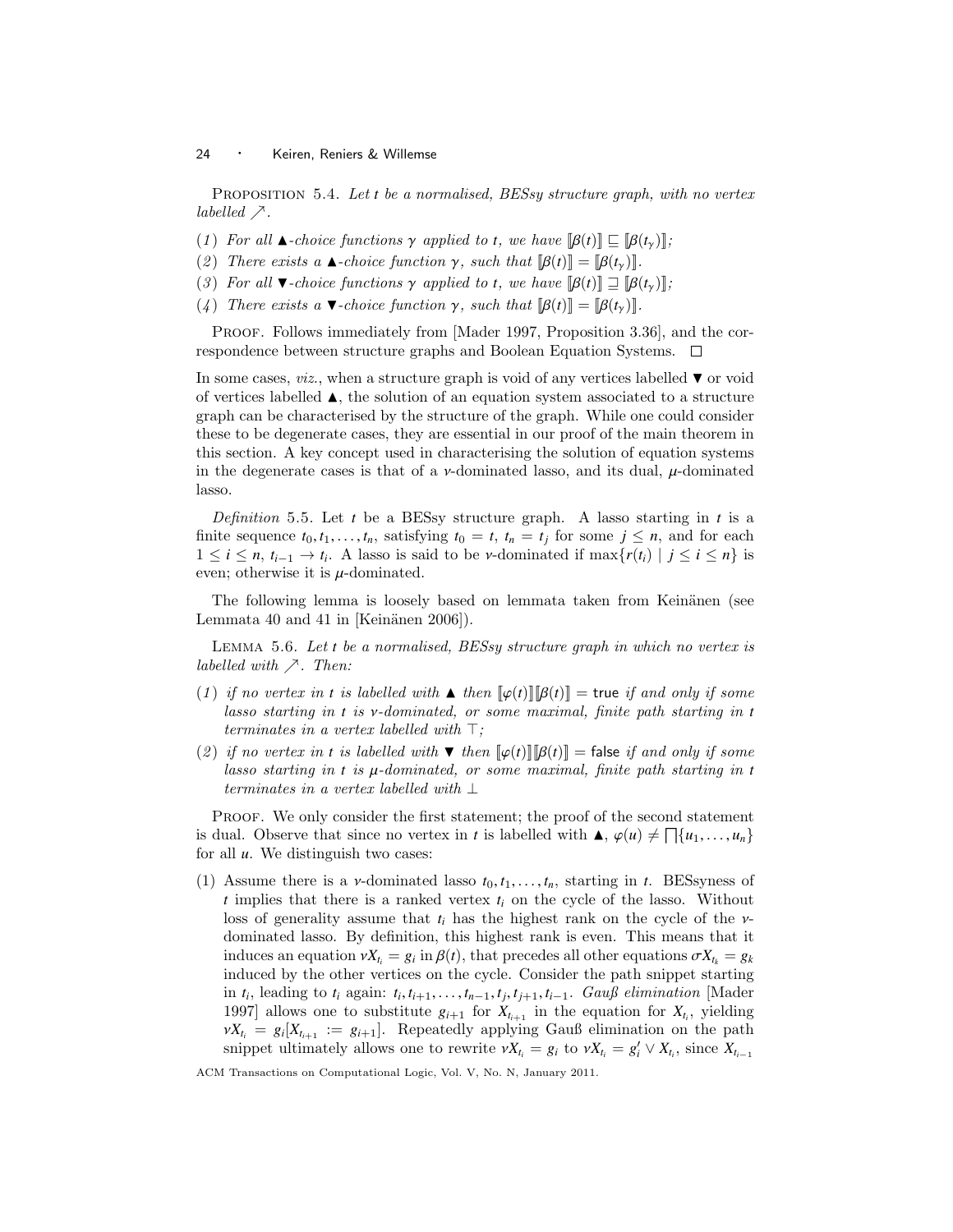PROPOSITION 5.4. *Let $t$ be a normalised, BESsy structure graph, with no vertex labelled $\nearrow$.*

(1) *For all $\blacktriangle$-choice functions $\gamma$ applied to $t$, we have $[\![\beta(t)]\!] \sqsubseteq [\![\beta(t_\gamma)]\!]$;*
(2) *There exists a $\blacktriangle$-choice function $\gamma$, such that $[\![\beta(t)]\!] = [\![\beta(t_\gamma)]\!]$.*
(3) *For all $\blacktriangledown$-choice functions $\gamma$ applied to $t$, we have $[\![\beta(t)]\!] \sqsupseteq [\![\beta(t_\gamma)]\!]$;*
(4) *There exists a $\blacktriangledown$-choice function $\gamma$, such that $[\![\beta(t)]\!] = [\![\beta(t_\gamma)]\!]$.*

PROOF. Follows immediately from [Mader 1997, Proposition 3.36], and the correspondence between structure graphs and Boolean Equation Systems. $\square$

In some cases, *viz.*, when a structure graph is void of any vertices labelled $\blacktriangledown$ or void of vertices labelled $\blacktriangle$, the solution of an equation system associated to a structure graph can be characterised by the structure of the graph. While one could consider these to be degenerate cases, they are essential in our proof of the main theorem in this section. A key concept used in characterising the solution of equation systems in the degenerate cases is that of a $\nu$-dominated lasso, and its dual, $\mu$-dominated lasso.

*Definition* 5.5. Let $t$ be a BESsy structure graph. A lasso starting in $t$ is a finite sequence $t_0, t_1, \dots, t_n$, satisfying $t_0 = t$, $t_n = t_j$ for some $j \leq n$, and for each $1 \leq i \leq n$, $t_{i-1} \to t_i$. A lasso is said to be $\nu$-dominated if $\max\{r(t_i) \mid j \leq i \leq n\}$ is even; otherwise it is $\mu$-dominated.

The following lemma is loosely based on lemmata taken from Keinänen (see Lemmata 40 and 41 in [Keinänen 2006]).

LEMMA 5.6. *Let $t$ be a normalised, BESsy structure graph in which no vertex is labelled with $\nearrow$. Then:*

(1) *if no vertex in $t$ is labelled with $\blacktriangle$ then $[\![\varphi(t)]\!][\![\beta(t)]\!] = \mathsf{true}$ if and only if some lasso starting in $t$ is $\nu$-dominated, or some maximal, finite path starting in $t$ terminates in a vertex labelled with $\top$;*
(2) *if no vertex in $t$ is labelled with $\blacktriangledown$ then $[\![\varphi(t)]\!][\![\beta(t)]\!] = \mathsf{false}$ if and only if some lasso starting in $t$ is $\mu$-dominated, or some maximal, finite path starting in $t$ terminates in a vertex labelled with $\bot$*

PROOF. We only consider the first statement; the proof of the second statement is dual. Observe that since no vertex in $t$ is labelled with $\blacktriangle$, $\varphi(u) \neq \bigsqcap\{u_1, \dots, u_n\}$ for all $u$. We distinguish two cases:

(1) Assume there is a $\nu$-dominated lasso $t_0, t_1, \dots, t_n$, starting in $t$. BESsyness of $t$ implies that there is a ranked vertex $t_i$ on the cycle of the lasso. Without loss of generality assume that $t_i$ has the highest rank on the cycle of the $\nu$-dominated lasso. By definition, this highest rank is even. This means that it induces an equation $\nu X_{t_i} = g_i$ in $\beta(t)$, that precedes all other equations $\sigma X_{t_k} = g_k$ induced by the other vertices on the cycle. Consider the path snippet starting in $t_i$, leading to $t_i$ again: $t_i, t_{i+1}, \dots, t_{n-1}, t_j, t_{j+1}, t_{i-1}$. *Gauß elimination* [Mader 1997] allows one to substitute $g_{i+1}$ for $X_{t_{i+1}}$ in the equation for $X_{t_i}$, yielding $\nu X_{t_i} = g_i[X_{t_{i+1}} := g_{i+1}]$. Repeatedly applying Gauß elimination on the path snippet ultimately allows one to rewrite $\nu X_{t_i} = g_i$ to $\nu X_{t_i} = g_i' \vee X_{t_i}$, since $X_{t_{i-1}}$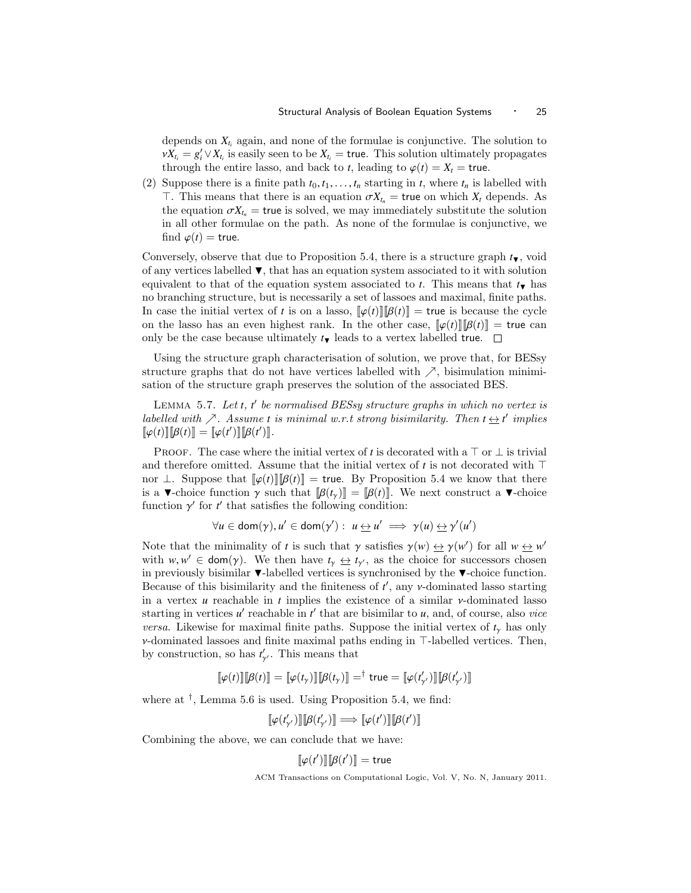depends on $X_{t_i}$ again, and none of the formulae is conjunctive. The solution to $\nu X_{t_i} = g'_i \vee X_{t_i}$ is easily seen to be $X_{t_i} = \mathsf{true}$. This solution ultimately propagates through the entire lasso, and back to $t$, leading to $\varphi(t) = X_t = \mathsf{true}$.

(2) Suppose there is a finite path $t_0, t_1, \ldots, t_n$ starting in $t$, where $t_n$ is labelled with $\top$. This means that there is an equation $\sigma X_{t_n} = \mathsf{true}$ on which $X_t$ depends. As the equation $\sigma X_{t_n} = \mathsf{true}$ is solved, we may immediately substitute the solution in all other formulae on the path. As none of the formulae is conjunctive, we find $\varphi(t) = \mathsf{true}$.

Conversely, observe that due to Proposition 5.4, there is a structure graph $t_{\blacktriangledown}$, void of any vertices labelled $\blacktriangledown$, that has an equation system associated to it with solution equivalent to that of the equation system associated to $t$. This means that $t_{\blacktriangledown}$ has no branching structure, but is necessarily a set of lassoes and maximal, finite paths. In case the initial vertex of $t$ is on a lasso, $[\![\varphi(t)]\!][\![\beta(t)]\!] = \mathsf{true}$ is because the cycle on the lasso has an even highest rank. In the other case, $[\![\varphi(t)]\!][\![\beta(t)]\!] = \mathsf{true}$ can only be the case because ultimately $t_{\blacktriangledown}$ leads to a vertex labelled true. $\square$

Using the structure graph characterisation of solution, we prove that, for BESsy structure graphs that do not have vertices labelled with $\nearrow$, bisimulation minimisation of the structure graph preserves the solution of the associated BES.

Lemma 5.7. *Let $t$, $t'$ be normalised BESsy structure graphs in which no vertex is labelled with $\nearrow$. Assume $t$ is minimal w.r.t strong bisimilarity. Then $t \leftrightarrow t'$ implies $[\![\varphi(t)]\!][\![\beta(t)]\!] = [\![\varphi(t')]\!][\![\beta(t')]\!]$.*

Proof. The case where the initial vertex of $t$ is decorated with a $\top$ or $\bot$ is trivial and therefore omitted. Assume that the initial vertex of $t$ is not decorated with $\top$ nor $\bot$. Suppose that $[\![\varphi(t)]\!][\![\beta(t)]\!] = \mathsf{true}$. By Proposition 5.4 we know that there is a $\blacktriangledown$-choice function $\gamma$ such that $[\![\beta(t_\gamma)]\!] = [\![\beta(t)]\!]$. We next construct a $\blacktriangledown$-choice function $\gamma'$ for $t'$ that satisfies the following condition:

$$\forall u \in \mathsf{dom}(\gamma), u' \in \mathsf{dom}(\gamma') : \ u \leftrightarrow u' \implies \gamma(u) \leftrightarrow \gamma'(u')$$

Note that the minimality of $t$ is such that $\gamma$ satisfies $\gamma(w) \leftrightarrow \gamma(w')$ for all $w \leftrightarrow w'$ with $w, w' \in \mathsf{dom}(\gamma)$. We then have $t_\gamma \leftrightarrow t_{\gamma'}$, as the choice for successors chosen in previously bisimilar $\blacktriangledown$-labelled vertices is synchronised by the $\blacktriangledown$-choice function. Because of this bisimilarity and the finiteness of $t'$, any $\nu$-dominated lasso starting in a vertex $u$ reachable in $t$ implies the existence of a similar $\nu$-dominated lasso starting in vertices $u'$ reachable in $t'$ that are bisimilar to $u$, and, of course, also *vice versa*. Likewise for maximal finite paths. Suppose the initial vertex of $t_\gamma$ has only $\nu$-dominated lassoes and finite maximal paths ending in $\top$-labelled vertices. Then, by construction, so has $t'_{\gamma'}$. This means that

$$[\![\varphi(t)]\!][\![\beta(t)]\!] = [\![\varphi(t_\gamma)]\!][\![\beta(t_\gamma)]\!] =^{\dagger} \mathsf{true} = [\![\varphi(t'_{\gamma'})]\!][\![\beta(t'_{\gamma'})]\!]$$

where at $^\dagger$, Lemma 5.6 is used. Using Proposition 5.4, we find:

$$[\![\varphi(t'_{\gamma'})]\!][\![\beta(t'_{\gamma'})]\!] \Longrightarrow [\![\varphi(t')]\!][\![\beta(t')]\!]$$

Combining the above, we can conclude that we have:

$$[\![\varphi(t')]\!][\![\beta(t')]\!] = \mathsf{true}$$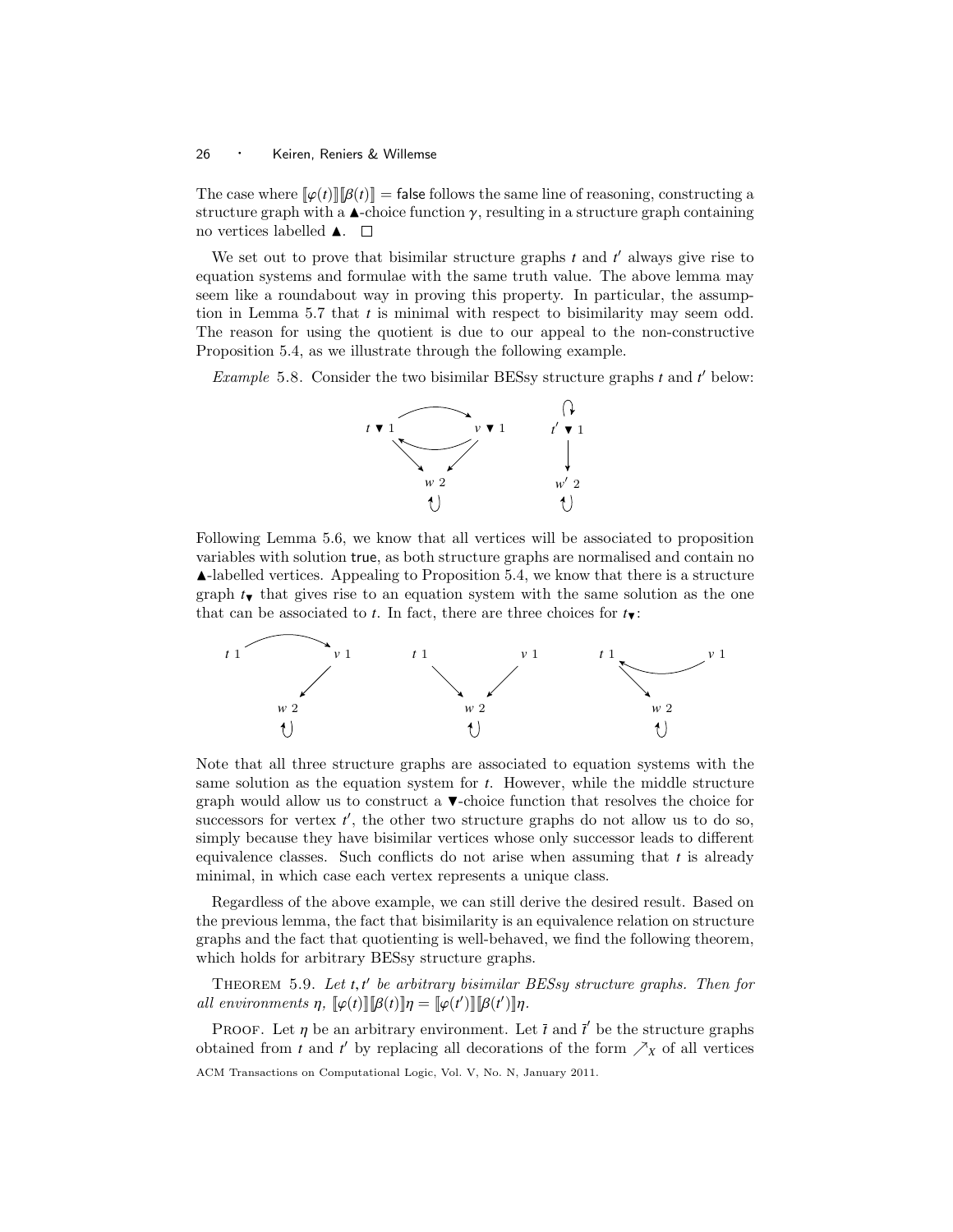The case where $[\![\varphi(t)]\!][\![\beta(t)]\!] = \mathsf{false}$ follows the same line of reasoning, constructing a structure graph with a $\blacktriangle$-choice function $\gamma$, resulting in a structure graph containing no vertices labelled $\blacktriangle$. $\square$

We set out to prove that bisimilar structure graphs $t$ and $t'$ always give rise to equation systems and formulae with the same truth value. The above lemma may seem like a roundabout way in proving this property. In particular, the assumption in Lemma 5.7 that $t$ is minimal with respect to bisimilarity may seem odd. The reason for using the quotient is due to our appeal to the non-constructive Proposition 5.4, as we illustrate through the following example.

*Example* 5.8. Consider the two bisimilar BESsy structure graphs $t$ and $t'$ below:

Following Lemma 5.6, we know that all vertices will be associated to proposition variables with solution true, as both structure graphs are normalised and contain no $\blacktriangle$-labelled vertices. Appealing to Proposition 5.4, we know that there is a structure graph $t_\blacktriangledown$ that gives rise to an equation system with the same solution as the one that can be associated to $t$. In fact, there are three choices for $t_\blacktriangledown$:

Note that all three structure graphs are associated to equation systems with the same solution as the equation system for $t$. However, while the middle structure graph would allow us to construct a $\blacktriangledown$-choice function that resolves the choice for successors for vertex $t'$, the other two structure graphs do not allow us to do so, simply because they have bisimilar vertices whose only successor leads to different equivalence classes. Such conflicts do not arise when assuming that $t$ is already minimal, in which case each vertex represents a unique class.

Regardless of the above example, we can still derive the desired result. Based on the previous lemma, the fact that bisimilarity is an equivalence relation on structure graphs and the fact that quotienting is well-behaved, we find the following theorem, which holds for arbitrary BESsy structure graphs.

THEOREM 5.9. *Let $t, t'$ be arbitrary bisimilar BESsy structure graphs. Then for all environments $\eta$, $[\![\varphi(t)]\!][\![\beta(t)]\!]\eta = [\![\varphi(t')]\!][\![\beta(t')]\!]\eta$.*

PROOF. Let $\eta$ be an arbitrary environment. Let $\bar{t}$ and $\bar{t}'$ be the structure graphs obtained from $t$ and $t'$ by replacing all decorations of the form $\nearrow_X$ of all vertices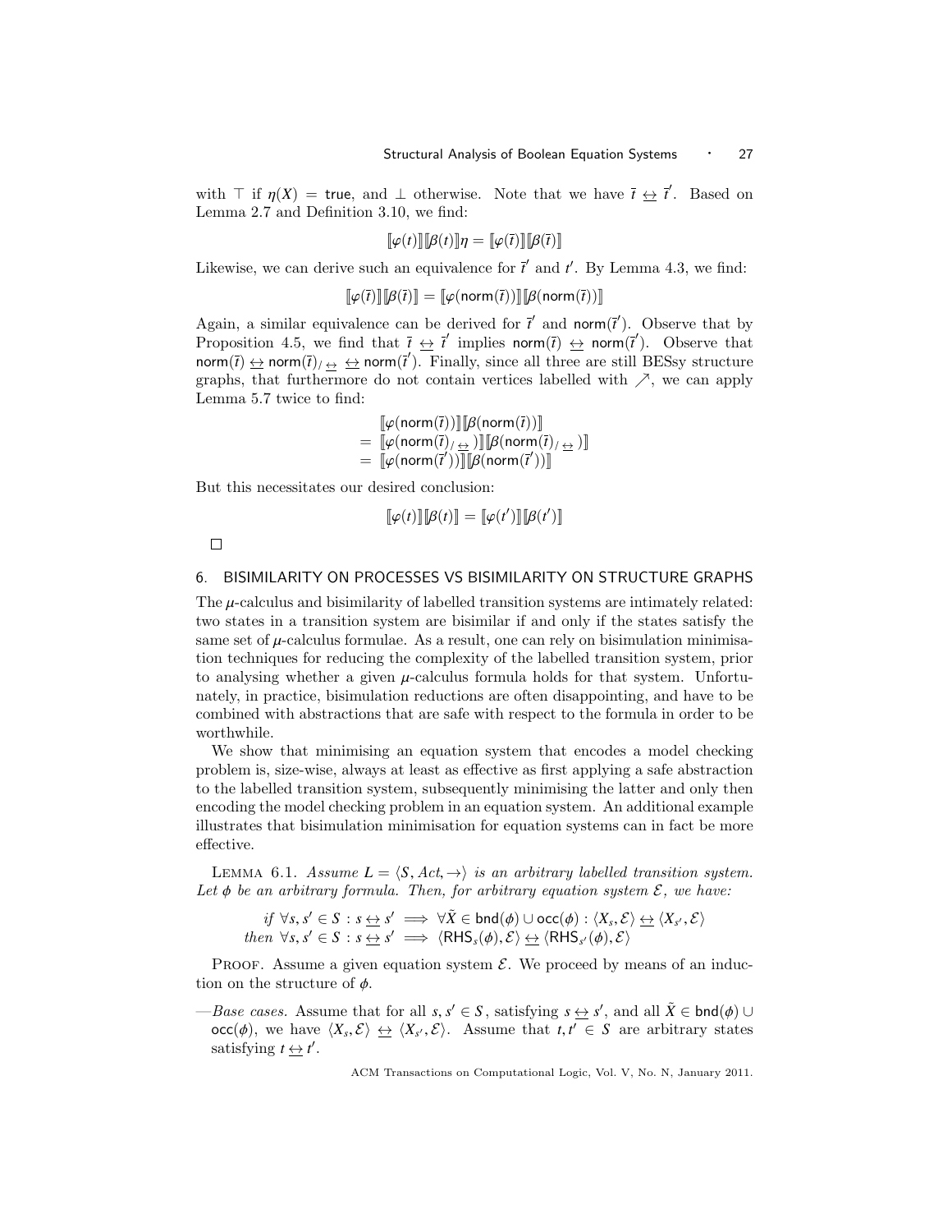with $\top$ if $\eta(X) = \mathsf{true}$, and $\bot$ otherwise. Note that we have $\bar{t} \leftrightarrow \bar{t}'$. Based on Lemma 2.7 and Definition 3.10, we find:

$$[\![\varphi(t)]\!][\![\beta(t)]\!]\eta = [\![\varphi(\bar{t})]\!][\![\beta(\bar{t})]\!]$$

Likewise, we can derive such an equivalence for $\bar{t}'$ and $t'$. By Lemma 4.3, we find:

$$[\![\varphi(\bar{t})]\!][\![\beta(\bar{t})]\!] = [\![\varphi(\mathsf{norm}(\bar{t}))]\!][\![\beta(\mathsf{norm}(\bar{t}))]\!]$$

Again, a similar equivalence can be derived for $\bar{t}'$ and $\mathsf{norm}(\bar{t}')$. Observe that by Proposition 4.5, we find that $\bar{t} \leftrightarrow \bar{t}'$ implies $\mathsf{norm}(\bar{t}) \leftrightarrow \mathsf{norm}(\bar{t}')$. Observe that $\mathsf{norm}(\bar{t}) \leftrightarrow \mathsf{norm}(\bar{t})_{/\leftrightarrow} \leftrightarrow \mathsf{norm}(\bar{t}')$. Finally, since all three are still BESsy structure graphs, that furthermore do not contain vertices labelled with $\nearrow$, we can apply Lemma 5.7 twice to find:

$$\begin{aligned}
&[\![\varphi(\mathsf{norm}(\bar{t}))]\!][\![\beta(\mathsf{norm}(\bar{t}))]\!] \\
=\ &[\![\varphi(\mathsf{norm}(\bar{t})_{/\leftrightarrow})]\!][\![\beta(\mathsf{norm}(\bar{t})_{/\leftrightarrow})]\!] \\
=\ &[\![\varphi(\mathsf{norm}(\bar{t}'))]\!][\![\beta(\mathsf{norm}(\bar{t}'))]\!]
\end{aligned}$$

But this necessitates our desired conclusion:

$$[\![\varphi(t)]\!][\![\beta(t)]\!] = [\![\varphi(t')]\!][\![\beta(t')]\!]$$

$\square$

## 6. BISIMILARITY ON PROCESSES VS BISIMILARITY ON STRUCTURE GRAPHS

The $\mu$-calculus and bisimilarity of labelled transition systems are intimately related: two states in a transition system are bisimilar if and only if the states satisfy the same set of $\mu$-calculus formulae. As a result, one can rely on bisimulation minimisation techniques for reducing the complexity of the labelled transition system, prior to analysing whether a given $\mu$-calculus formula holds for that system. Unfortunately, in practice, bisimulation reductions are often disappointing, and have to be combined with abstractions that are safe with respect to the formula in order to be worthwhile.

We show that minimising an equation system that encodes a model checking problem is, size-wise, always at least as effective as first applying a safe abstraction to the labelled transition system, subsequently minimising the latter and only then encoding the model checking problem in an equation system. An additional example illustrates that bisimulation minimisation for equation systems can in fact be more effective.

LEMMA 6.1. *Assume $L = \langle S, Act, \rightarrow \rangle$ is an arbitrary labelled transition system. Let $\phi$ be an arbitrary formula. Then, for arbitrary equation system $\mathcal{E}$, we have:*

$$\begin{aligned}
&\textit{if } \forall s,s' \in S : s \leftrightarrow s' \implies \forall \tilde{X} \in \mathsf{bnd}(\phi) \cup \mathsf{occ}(\phi) : \langle X_s, \mathcal{E} \rangle \leftrightarrow \langle X_{s'}, \mathcal{E} \rangle \\
&\textit{then } \forall s,s' \in S : s \leftrightarrow s' \implies \langle \mathsf{RHS}_s(\phi), \mathcal{E} \rangle \leftrightarrow \langle \mathsf{RHS}_{s'}(\phi), \mathcal{E} \rangle
\end{aligned}$$

PROOF. Assume a given equation system $\mathcal{E}$. We proceed by means of an induction on the structure of $\phi$.

—*Base cases.* Assume that for all $s, s' \in S$, satisfying $s \leftrightarrow s'$, and all $\tilde{X} \in \mathsf{bnd}(\phi) \cup \mathsf{occ}(\phi)$, we have $\langle X_s, \mathcal{E} \rangle \leftrightarrow \langle X_{s'}, \mathcal{E} \rangle$. Assume that $t, t' \in S$ are arbitrary states satisfying $t \leftrightarrow t'$.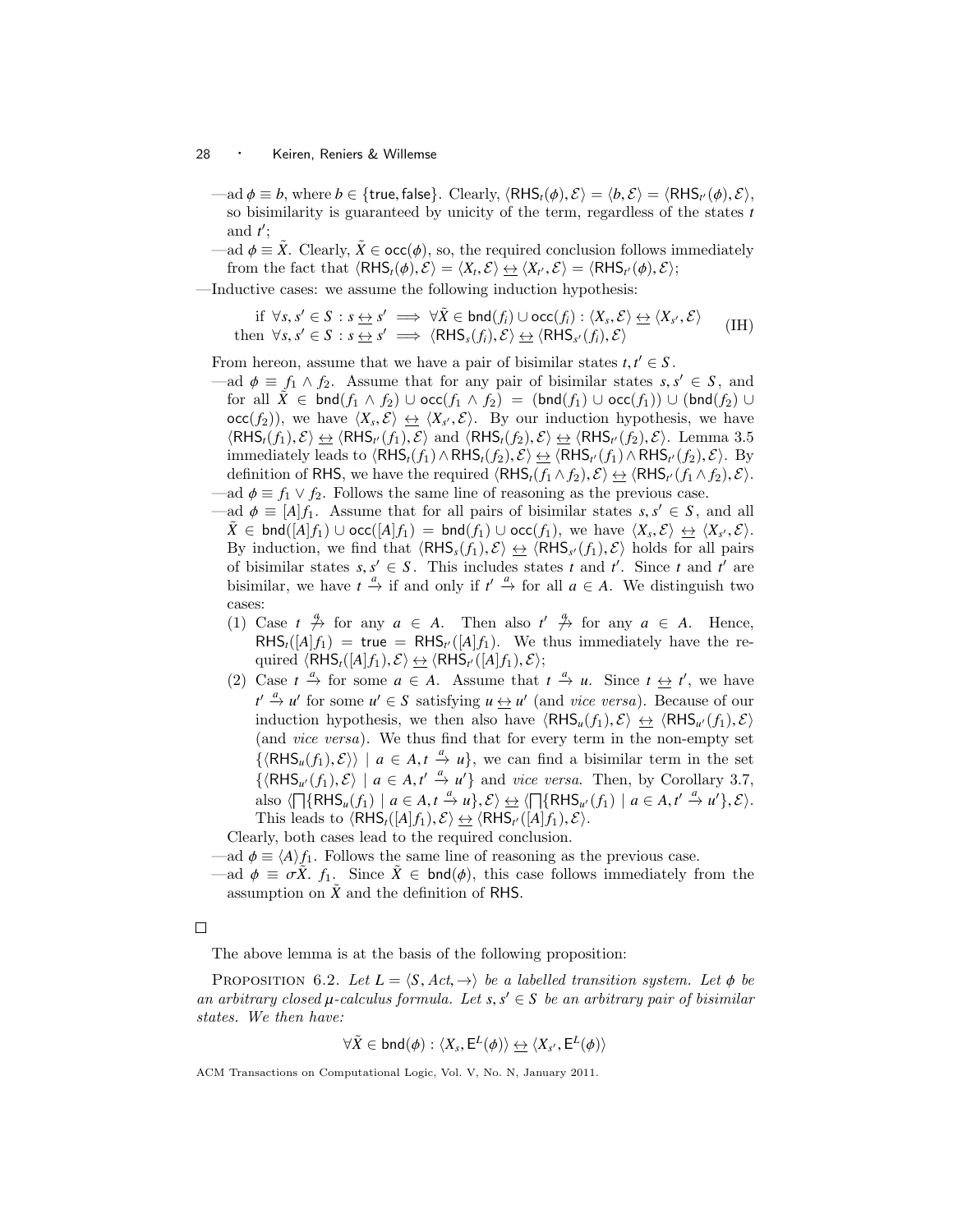—ad $\phi \equiv b$, where $b \in \{\mathsf{true}, \mathsf{false}\}$. Clearly, $\langle \mathsf{RHS}_t(\phi), \mathcal{E}\rangle = \langle b, \mathcal{E}\rangle = \langle \mathsf{RHS}_{t'}(\phi), \mathcal{E}\rangle$, so bisimilarity is guaranteed by unicity of the term, regardless of the states $t$ and $t'$;

—ad $\phi \equiv \tilde{X}$. Clearly, $\tilde{X} \in \mathsf{occ}(\phi)$, so, the required conclusion follows immediately from the fact that $\langle \mathsf{RHS}_t(\phi), \mathcal{E}\rangle = \langle X_t, \mathcal{E}\rangle \leftrightarrow \langle X_{t'}, \mathcal{E}\rangle = \langle \mathsf{RHS}_{t'}(\phi), \mathcal{E}\rangle$;

—Inductive cases: we assume the following induction hypothesis:

$$\begin{array}{l}\text{if } \forall s, s' \in S : s \leftrightarrow s' \implies \forall \tilde{X} \in \mathsf{bnd}(f_i) \cup \mathsf{occ}(f_i) : \langle X_s, \mathcal{E}\rangle \leftrightarrow \langle X_{s'}, \mathcal{E}\rangle \\ \text{then } \forall s, s' \in S : s \leftrightarrow s' \implies \langle \mathsf{RHS}_s(f_i), \mathcal{E}\rangle \leftrightarrow \langle \mathsf{RHS}_{s'}(f_i), \mathcal{E}\rangle\end{array} \quad \text{(IH)}$$

From hereon, assume that we have a pair of bisimilar states $t, t' \in S$.

—ad $\phi \equiv f_1 \wedge f_2$. Assume that for any pair of bisimilar states $s, s' \in S$, and for all $\tilde{X} \in \mathsf{bnd}(f_1 \wedge f_2) \cup \mathsf{occ}(f_1 \wedge f_2) = (\mathsf{bnd}(f_1) \cup \mathsf{occ}(f_1)) \cup (\mathsf{bnd}(f_2) \cup \mathsf{occ}(f_2))$, we have $\langle X_s, \mathcal{E}\rangle \leftrightarrow \langle X_{s'}, \mathcal{E}\rangle$. By our induction hypothesis, we have $\langle \mathsf{RHS}_t(f_1), \mathcal{E}\rangle \leftrightarrow \langle \mathsf{RHS}_{t'}(f_1), \mathcal{E}\rangle$ and $\langle \mathsf{RHS}_t(f_2), \mathcal{E}\rangle \leftrightarrow \langle \mathsf{RHS}_{t'}(f_2), \mathcal{E}\rangle$. Lemma 3.5 immediately leads to $\langle \mathsf{RHS}_t(f_1) \wedge \mathsf{RHS}_t(f_2), \mathcal{E}\rangle \leftrightarrow \langle \mathsf{RHS}_{t'}(f_1) \wedge \mathsf{RHS}_{t'}(f_2), \mathcal{E}\rangle$. By definition of RHS, we have the required $\langle \mathsf{RHS}_t(f_1 \wedge f_2), \mathcal{E}\rangle \leftrightarrow \langle \mathsf{RHS}_{t'}(f_1 \wedge f_2), \mathcal{E}\rangle$.

—ad $\phi \equiv f_1 \vee f_2$. Follows the same line of reasoning as the previous case.

—ad $\phi \equiv [A]f_1$. Assume that for all pairs of bisimilar states $s, s' \in S$, and all $\tilde{X} \in \mathsf{bnd}([A]f_1) \cup \mathsf{occ}([A]f_1) = \mathsf{bnd}(f_1) \cup \mathsf{occ}(f_1)$, we have $\langle X_s, \mathcal{E}\rangle \leftrightarrow \langle X_{s'}, \mathcal{E}\rangle$. By induction, we find that $\langle \mathsf{RHS}_s(f_1), \mathcal{E}\rangle \leftrightarrow \langle \mathsf{RHS}_{s'}(f_1), \mathcal{E}\rangle$ holds for all pairs of bisimilar states $s, s' \in S$. This includes states $t$ and $t'$. Since $t$ and $t'$ are bisimilar, we have $t \xrightarrow{a}$ if and only if $t' \xrightarrow{a}$ for all $a \in A$. We distinguish two cases:

(1) Case $t \not\xrightarrow{a}$ for any $a \in A$. Then also $t' \not\xrightarrow{a}$ for any $a \in A$. Hence, $\mathsf{RHS}_t([A]f_1) = \mathsf{true} = \mathsf{RHS}_{t'}([A]f_1)$. We thus immediately have the required $\langle \mathsf{RHS}_t([A]f_1), \mathcal{E}\rangle \leftrightarrow \langle \mathsf{RHS}_{t'}([A]f_1), \mathcal{E}\rangle$;

(2) Case $t \xrightarrow{a}$ for some $a \in A$. Assume that $t \xrightarrow{a} u$. Since $t \leftrightarrow t'$, we have $t' \xrightarrow{a} u'$ for some $u' \in S$ satisfying $u \leftrightarrow u'$ (and *vice versa*). Because of our induction hypothesis, we then also have $\langle \mathsf{RHS}_u(f_1), \mathcal{E}\rangle \leftrightarrow \langle \mathsf{RHS}_{u'}(f_1), \mathcal{E}\rangle$ (and *vice versa*). We thus find that for every term in the non-empty set $\{\langle \mathsf{RHS}_u(f_1), \mathcal{E}\rangle\rangle \mid a \in A, t \xrightarrow{a} u\}$, we can find a bisimilar term in the set $\{\langle \mathsf{RHS}_{u'}(f_1), \mathcal{E}\rangle \mid a \in A, t' \xrightarrow{a} u'\}$ and *vice versa*. Then, by Corollary 3.7, also $\langle \bigsqcap\{\mathsf{RHS}_u(f_1) \mid a \in A, t \xrightarrow{a} u\}, \mathcal{E}\rangle \leftrightarrow \langle \bigsqcap\{\mathsf{RHS}_{u'}(f_1) \mid a \in A, t' \xrightarrow{a} u'\}, \mathcal{E}\rangle$. This leads to $\langle \mathsf{RHS}_t([A]f_1), \mathcal{E}\rangle \leftrightarrow \langle \mathsf{RHS}_{t'}([A]f_1), \mathcal{E}\rangle$.

Clearly, both cases lead to the required conclusion.

—ad $\phi \equiv \langle A\rangle f_1$. Follows the same line of reasoning as the previous case.

—ad $\phi \equiv \sigma\tilde{X}.\ f_1$. Since $\tilde{X} \in \mathsf{bnd}(\phi)$, this case follows immediately from the assumption on $\tilde{X}$ and the definition of RHS.

□

The above lemma is at the basis of the following proposition:

Proposition 6.2. *Let $L = \langle S, Act, \rightarrow\rangle$ be a labelled transition system. Let $\phi$ be an arbitrary closed $\mu$-calculus formula. Let $s, s' \in S$ be an arbitrary pair of bisimilar states. We then have:*

$$\forall \tilde{X} \in \mathsf{bnd}(\phi) : \langle X_s, \mathsf{E}^L(\phi)\rangle \leftrightarrow \langle X_{s'}, \mathsf{E}^L(\phi)\rangle$$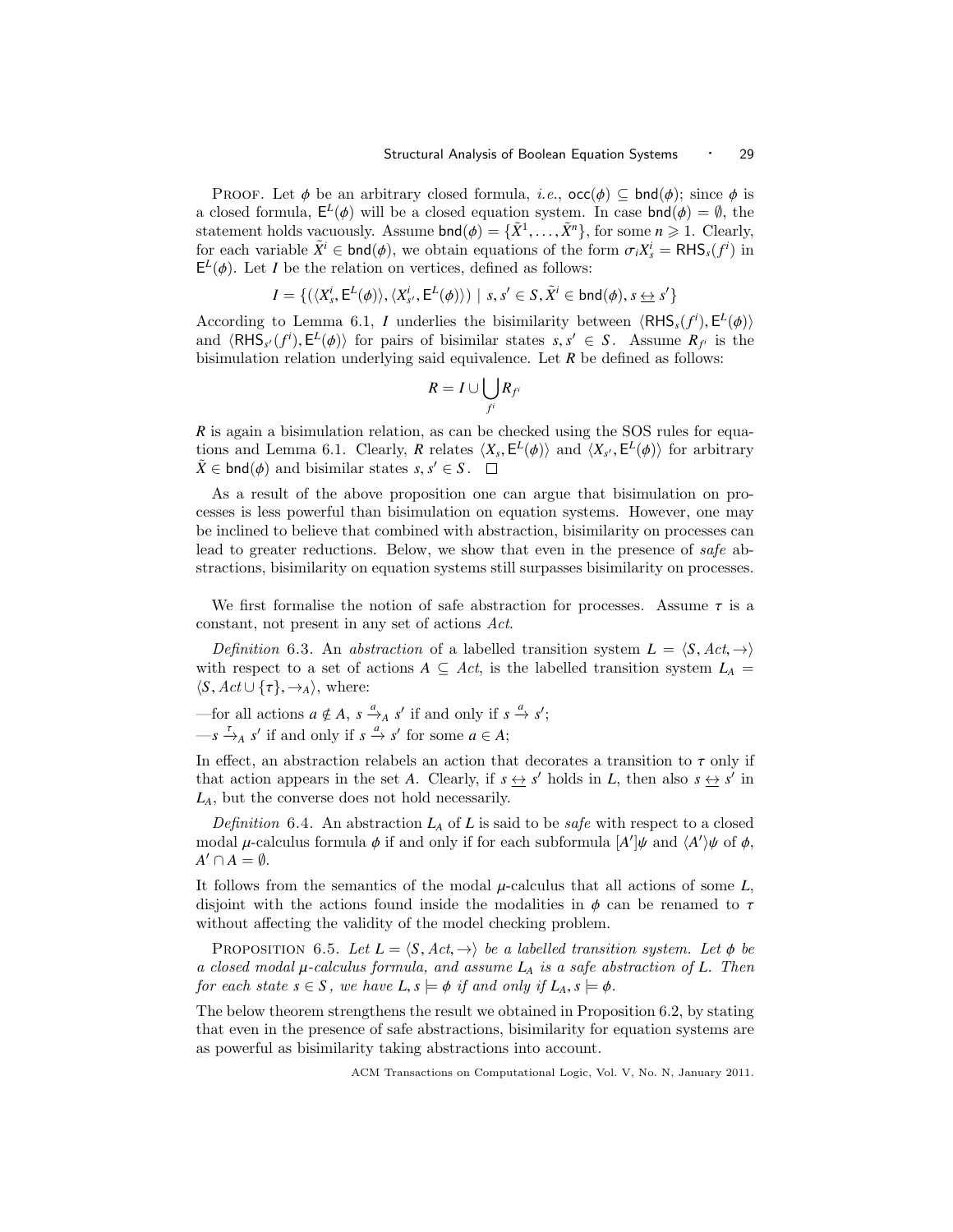Proof. Let $\phi$ be an arbitrary closed formula, *i.e.*, $\mathsf{occ}(\phi) \subseteq \mathsf{bnd}(\phi)$; since $\phi$ is a closed formula, $\mathsf{E}^L(\phi)$ will be a closed equation system. In case $\mathsf{bnd}(\phi) = \emptyset$, the statement holds vacuously. Assume $\mathsf{bnd}(\phi) = \{\tilde{X}^1, \dots, \tilde{X}^n\}$, for some $n \geqslant 1$. Clearly, for each variable $\tilde{X}^i \in \mathsf{bnd}(\phi)$, we obtain equations of the form $\sigma_i X^i_s = \mathsf{RHS}_s(f^i)$ in $\mathsf{E}^L(\phi)$. Let $I$ be the relation on vertices, defined as follows:

$$I = \{(\langle X^i_s, \mathsf{E}^L(\phi)\rangle, \langle X^i_{s'}, \mathsf{E}^L(\phi)\rangle) \mid s, s' \in S, \tilde{X}^i \in \mathsf{bnd}(\phi), s \leftrightarrow s'\}$$

According to Lemma 6.1, $I$ underlies the bisimilarity between $\langle \mathsf{RHS}_s(f^i), \mathsf{E}^L(\phi)\rangle$ and $\langle \mathsf{RHS}_{s'}(f^i), \mathsf{E}^L(\phi)\rangle$ for pairs of bisimilar states $s, s' \in S$. Assume $R_{f^i}$ is the bisimulation relation underlying said equivalence. Let $R$ be defined as follows:

$$R = I \cup \bigcup_{f^i} R_{f^i}$$

$R$ is again a bisimulation relation, as can be checked using the SOS rules for equations and Lemma 6.1. Clearly, $R$ relates $\langle X_s, \mathsf{E}^L(\phi)\rangle$ and $\langle X_{s'}, \mathsf{E}^L(\phi)\rangle$ for arbitrary $\tilde{X} \in \mathsf{bnd}(\phi)$ and bisimilar states $s, s' \in S$. □

As a result of the above proposition one can argue that bisimulation on processes is less powerful than bisimulation on equation systems. However, one may be inclined to believe that combined with abstraction, bisimilarity on processes can lead to greater reductions. Below, we show that even in the presence of *safe* abstractions, bisimilarity on equation systems still surpasses bisimilarity on processes.

We first formalise the notion of safe abstraction for processes. Assume $\tau$ is a constant, not present in any set of actions *Act*.

*Definition* 6.3. An *abstraction* of a labelled transition system $L = \langle S, Act, \rightarrow\rangle$ with respect to a set of actions $A \subseteq Act$, is the labelled transition system $L_A = \langle S, Act \cup \{\tau\}, \rightarrow_A\rangle$, where:

—for all actions $a \notin A$, $s \xrightarrow{a}_A s'$ if and only if $s \xrightarrow{a} s'$;

—$s \xrightarrow{\tau}_A s'$ if and only if $s \xrightarrow{a} s'$ for some $a \in A$;

In effect, an abstraction relabels an action that decorates a transition to $\tau$ only if that action appears in the set $A$. Clearly, if $s \leftrightarrow s'$ holds in $L$, then also $s \leftrightarrow s'$ in $L_A$, but the converse does not hold necessarily.

*Definition* 6.4. An abstraction $L_A$ of $L$ is said to be *safe* with respect to a closed modal $\mu$-calculus formula $\phi$ if and only if for each subformula $[A']\psi$ and $\langle A'\rangle\psi$ of $\phi$, $A' \cap A = \emptyset$.

It follows from the semantics of the modal $\mu$-calculus that all actions of some $L$, disjoint with the actions found inside the modalities in $\phi$ can be renamed to $\tau$ without affecting the validity of the model checking problem.

Proposition 6.5. *Let $L = \langle S, Act, \rightarrow\rangle$ be a labelled transition system. Let $\phi$ be a closed modal $\mu$-calculus formula, and assume $L_A$ is a safe abstraction of $L$. Then for each state $s \in S$, we have $L, s \models \phi$ if and only if $L_A, s \models \phi$.*

The below theorem strengthens the result we obtained in Proposition 6.2, by stating that even in the presence of safe abstractions, bisimilarity for equation systems are as powerful as bisimilarity taking abstractions into account.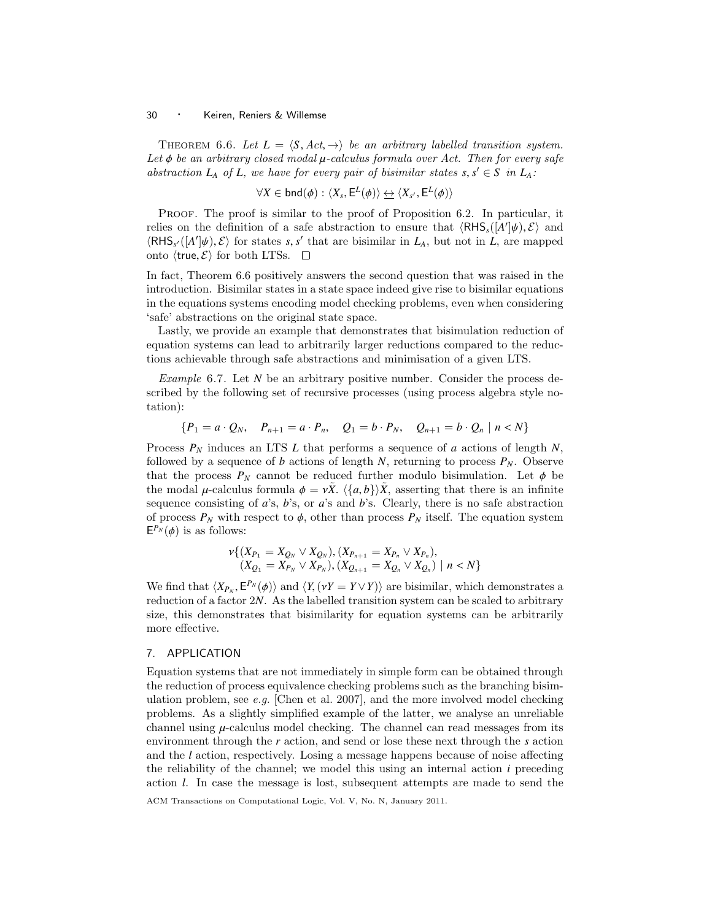Theorem 6.6. *Let $L = \langle S, Act, \rightarrow \rangle$ be an arbitrary labelled transition system. Let $\phi$ be an arbitrary closed modal $\mu$-calculus formula over Act. Then for every safe abstraction $L_A$ of $L$, we have for every pair of bisimilar states $s, s' \in S$ in $L_A$:*

$$\forall X \in \mathsf{bnd}(\phi) : \langle X_s, \mathsf{E}^L(\phi) \rangle \underline{\leftrightarrow} \langle X_{s'}, \mathsf{E}^L(\phi) \rangle$$

Proof. The proof is similar to the proof of Proposition 6.2. In particular, it relies on the definition of a safe abstraction to ensure that $\langle \mathsf{RHS}_s([A']\psi), \mathcal{E} \rangle$ and $\langle \mathsf{RHS}_{s'}([A']\psi), \mathcal{E} \rangle$ for states $s, s'$ that are bisimilar in $L_A$, but not in $L$, are mapped onto $\langle \mathsf{true}, \mathcal{E} \rangle$ for both LTSs. $\square$

In fact, Theorem 6.6 positively answers the second question that was raised in the introduction. Bisimilar states in a state space indeed give rise to bisimilar equations in the equations systems encoding model checking problems, even when considering 'safe' abstractions on the original state space.

Lastly, we provide an example that demonstrates that bisimulation reduction of equation systems can lead to arbitrarily larger reductions compared to the reductions achievable through safe abstractions and minimisation of a given LTS.

*Example* 6.7. Let $N$ be an arbitrary positive number. Consider the process described by the following set of recursive processes (using process algebra style notation):

$$\{P_1 = a \cdot Q_N, \quad P_{n+1} = a \cdot P_n, \quad Q_1 = b \cdot P_N, \quad Q_{n+1} = b \cdot Q_n \mid n < N\}$$

Process $P_N$ induces an LTS $L$ that performs a sequence of $a$ actions of length $N$, followed by a sequence of $b$ actions of length $N$, returning to process $P_N$. Observe that the process $P_N$ cannot be reduced further modulo bisimulation. Let $\phi$ be the modal $\mu$-calculus formula $\phi = \nu \tilde{X}.\ \langle \{a, b\} \rangle \tilde{X}$, asserting that there is an infinite sequence consisting of $a$'s, $b$'s, or $a$'s and $b$'s. Clearly, there is no safe abstraction of process $P_N$ with respect to $\phi$, other than process $P_N$ itself. The equation system $\mathsf{E}^{P_N}(\phi)$ is as follows:

$$\begin{array}{l} \nu\{(X_{P_1} = X_{Q_N} \vee X_{Q_N}), (X_{P_{n+1}} = X_{P_n} \vee X_{P_n}), \\ \quad (X_{Q_1} = X_{P_N} \vee X_{P_N}), (X_{Q_{n+1}} = X_{Q_n} \vee X_{Q_n}) \mid n < N\} \end{array}$$

We find that $\langle X_{P_N}, \mathsf{E}^{P_N}(\phi) \rangle$ and $\langle Y, (\nu Y = Y \vee Y) \rangle$ are bisimilar, which demonstrates a reduction of a factor $2N$. As the labelled transition system can be scaled to arbitrary size, this demonstrates that bisimilarity for equation systems can be arbitrarily more effective.

## 7. APPLICATION

Equation systems that are not immediately in simple form can be obtained through the reduction of process equivalence checking problems such as the branching bisimulation problem, see *e.g.* [Chen et al. 2007], and the more involved model checking problems. As a slightly simplified example of the latter, we analyse an unreliable channel using $\mu$-calculus model checking. The channel can read messages from its environment through the $r$ action, and send or lose these next through the $s$ action and the $l$ action, respectively. Losing a message happens because of noise affecting the reliability of the channel; we model this using an internal action $i$ preceding action $l$. In case the message is lost, subsequent attempts are made to send the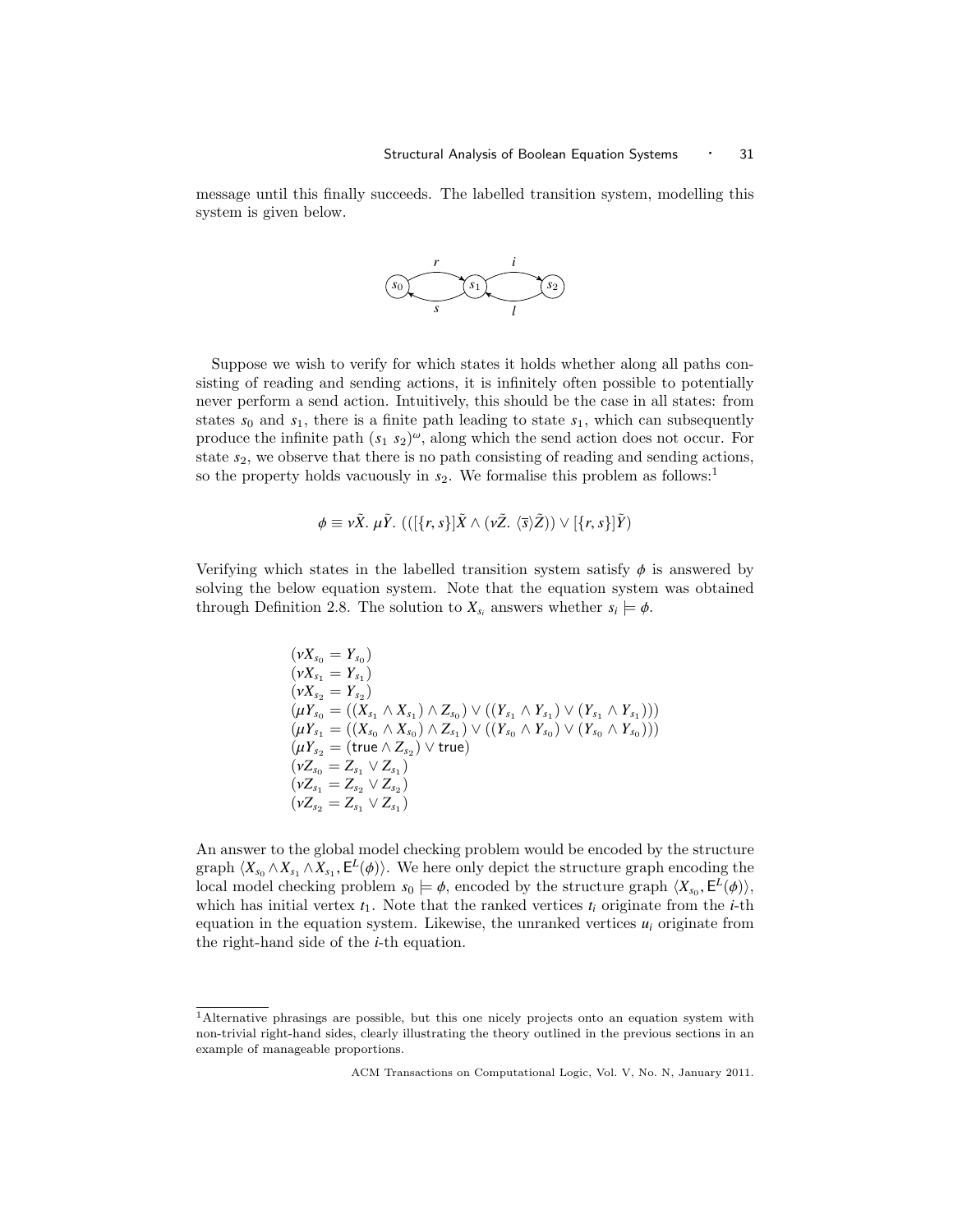message until this finally succeeds. The labelled transition system, modelling this system is given below.

Suppose we wish to verify for which states it holds whether along all paths consisting of reading and sending actions, it is infinitely often possible to potentially never perform a send action. Intuitively, this should be the case in all states: from states $s_0$ and $s_1$, there is a finite path leading to state $s_1$, which can subsequently produce the infinite path $(s_1\ s_2)^\omega$, along which the send action does not occur. For state $s_2$, we observe that there is no path consisting of reading and sending actions, so the property holds vacuously in $s_2$. We formalise this problem as follows:[1]

$$\phi \equiv \nu\tilde{X}.\ \mu\tilde{Y}.\ (([\{r,s\}]\tilde{X} \wedge (\nu\tilde{Z}.\ \langle\overline{s}\rangle\tilde{Z})) \vee [\{r,s\}]\tilde{Y})$$

Verifying which states in the labelled transition system satisfy $\phi$ is answered by solving the below equation system. Note that the equation system was obtained through Definition 2.8. The solution to $X_{s_i}$ answers whether $s_i \models \phi$.

$$
\begin{array}{l}
(\nu X_{s_0} = Y_{s_0})\\
(\nu X_{s_1} = Y_{s_1})\\
(\nu X_{s_2} = Y_{s_2})\\
(\mu Y_{s_0} = ((X_{s_1} \wedge X_{s_1}) \wedge Z_{s_0}) \vee ((Y_{s_1} \wedge Y_{s_1}) \vee (Y_{s_1} \wedge Y_{s_1})))\\
(\mu Y_{s_1} = ((X_{s_0} \wedge X_{s_0}) \wedge Z_{s_1}) \vee ((Y_{s_0} \wedge Y_{s_0}) \vee (Y_{s_0} \wedge Y_{s_0})))\\
(\mu Y_{s_2} = (\mathsf{true} \wedge Z_{s_2}) \vee \mathsf{true})\\
(\nu Z_{s_0} = Z_{s_1} \vee Z_{s_1})\\
(\nu Z_{s_1} = Z_{s_2} \vee Z_{s_2})\\
(\nu Z_{s_2} = Z_{s_1} \vee Z_{s_1})
\end{array}
$$

An answer to the global model checking problem would be encoded by the structure graph $\langle X_{s_0} \wedge X_{s_1} \wedge X_{s_1}, \mathsf{E}^L(\phi)\rangle$. We here only depict the structure graph encoding the local model checking problem $s_0 \models \phi$, encoded by the structure graph $\langle X_{s_0}, \mathsf{E}^L(\phi)\rangle$, which has initial vertex $t_1$. Note that the ranked vertices $t_i$ originate from the $i$-th equation in the equation system. Likewise, the unranked vertices $u_i$ originate from the right-hand side of the $i$-th equation.

[1] Alternative phrasings are possible, but this one nicely projects onto an equation system with non-trivial right-hand sides, clearly illustrating the theory outlined in the previous sections in an example of manageable proportions.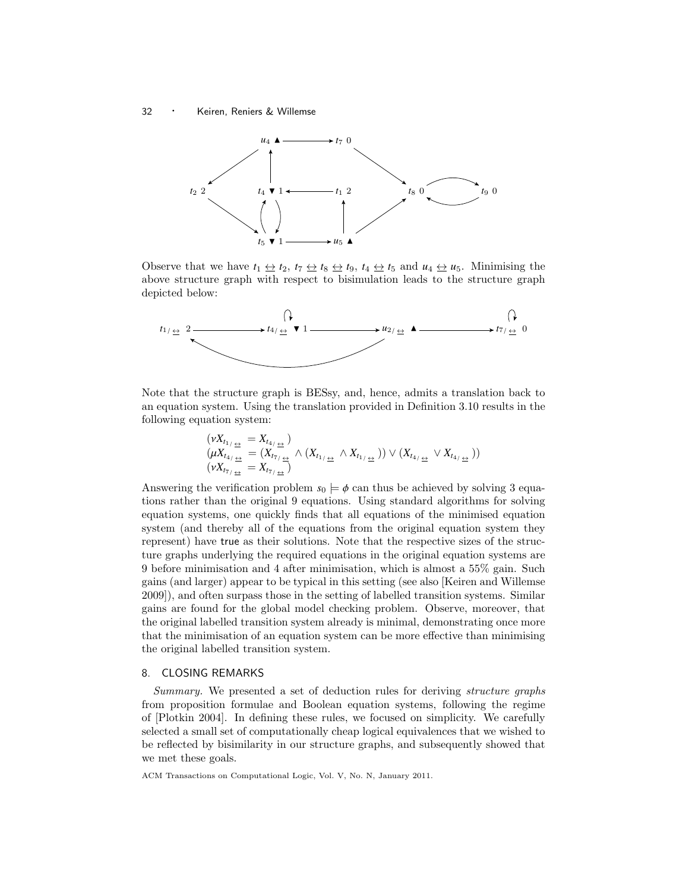Observe that we have $t_1 \leftrightarrow t_2$, $t_7 \leftrightarrow t_8 \leftrightarrow t_9$, $t_4 \leftrightarrow t_5$ and $u_4 \leftrightarrow u_5$. Minimising the above structure graph with respect to bisimulation leads to the structure graph depicted below:

Note that the structure graph is BESsy, and, hence, admits a translation back to an equation system. Using the translation provided in Definition 3.10 results in the following equation system:

$$
\begin{array}{l}
(\nu X_{t_{1/\leftrightarrow}} = X_{t_{4/\leftrightarrow}}) \\
(\mu X_{t_{4/\leftrightarrow}} = (X_{t_{7/\leftrightarrow}} \wedge (X_{t_{1/\leftrightarrow}} \wedge X_{t_{1/\leftrightarrow}})) \vee (X_{t_{4/\leftrightarrow}} \vee X_{t_{4/\leftrightarrow}})) \\
(\nu X_{t_{7/\leftrightarrow}} = X_{t_{7/\leftrightarrow}})
\end{array}
$$

Answering the verification problem $s_0 \models \phi$ can thus be achieved by solving 3 equations rather than the original 9 equations. Using standard algorithms for solving equation systems, one quickly finds that all equations of the minimised equation system (and thereby all of the equations from the original equation system they represent) have true as their solutions. Note that the respective sizes of the structure graphs underlying the required equations in the original equation systems are 9 before minimisation and 4 after minimisation, which is almost a 55% gain. Such gains (and larger) appear to be typical in this setting (see also [Keiren and Willemse 2009]), and often surpass those in the setting of labelled transition systems. Similar gains are found for the global model checking problem. Observe, moreover, that the original labelled transition system already is minimal, demonstrating once more that the minimisation of an equation system can be more effective than minimising the original labelled transition system.

## 8. CLOSING REMARKS

*Summary.* We presented a set of deduction rules for deriving *structure graphs* from proposition formulae and Boolean equation systems, following the regime of [Plotkin 2004]. In defining these rules, we focused on simplicity. We carefully selected a small set of computationally cheap logical equivalences that we wished to be reflected by bisimilarity in our structure graphs, and subsequently showed that we met these goals.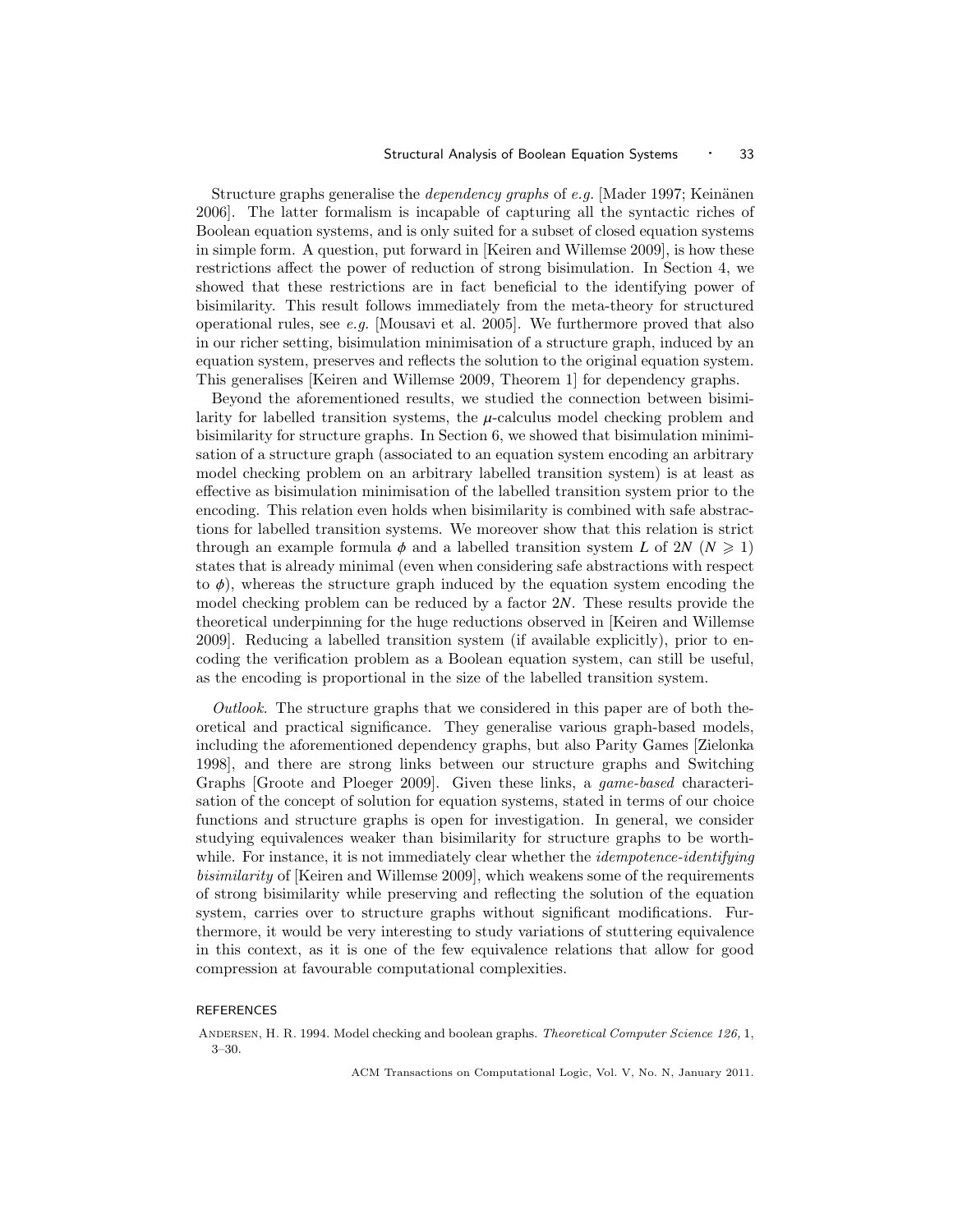Structure graphs generalise the *dependency graphs* of *e.g.* [Mader 1997; Keinänen 2006]. The latter formalism is incapable of capturing all the syntactic riches of Boolean equation systems, and is only suited for a subset of closed equation systems in simple form. A question, put forward in [Keiren and Willemse 2009], is how these restrictions affect the power of reduction of strong bisimulation. In Section 4, we showed that these restrictions are in fact beneficial to the identifying power of bisimilarity. This result follows immediately from the meta-theory for structured operational rules, see *e.g.* [Mousavi et al. 2005]. We furthermore proved that also in our richer setting, bisimulation minimisation of a structure graph, induced by an equation system, preserves and reflects the solution to the original equation system. This generalises [Keiren and Willemse 2009, Theorem 1] for dependency graphs.

Beyond the aforementioned results, we studied the connection between bisimilarity for labelled transition systems, the $\mu$-calculus model checking problem and bisimilarity for structure graphs. In Section 6, we showed that bisimulation minimisation of a structure graph (associated to an equation system encoding an arbitrary model checking problem on an arbitrary labelled transition system) is at least as effective as bisimulation minimisation of the labelled transition system prior to the encoding. This relation even holds when bisimilarity is combined with safe abstractions for labelled transition systems. We moreover show that this relation is strict through an example formula $\phi$ and a labelled transition system $L$ of $2N$ ($N \geqslant 1$) states that is already minimal (even when considering safe abstractions with respect to $\phi$), whereas the structure graph induced by the equation system encoding the model checking problem can be reduced by a factor $2N$. These results provide the theoretical underpinning for the huge reductions observed in [Keiren and Willemse 2009]. Reducing a labelled transition system (if available explicitly), prior to encoding the verification problem as a Boolean equation system, can still be useful, as the encoding is proportional in the size of the labelled transition system.

*Outlook*. The structure graphs that we considered in this paper are of both theoretical and practical significance. They generalise various graph-based models, including the aforementioned dependency graphs, but also Parity Games [Zielonka 1998], and there are strong links between our structure graphs and Switching Graphs [Groote and Ploeger 2009]. Given these links, a *game-based* characterisation of the concept of solution for equation systems, stated in terms of our choice functions and structure graphs is open for investigation. In general, we consider studying equivalences weaker than bisimilarity for structure graphs to be worthwhile. For instance, it is not immediately clear whether the *idempotence-identifying bisimilarity* of [Keiren and Willemse 2009], which weakens some of the requirements of strong bisimilarity while preserving and reflecting the solution of the equation system, carries over to structure graphs without significant modifications. Furthermore, it would be very interesting to study variations of stuttering equivalence in this context, as it is one of the few equivalence relations that allow for good compression at favourable computational complexities.

## REFERENCES

Andersen, H. R. 1994. Model checking and boolean graphs. *Theoretical Computer Science 126,* 1, 3–30.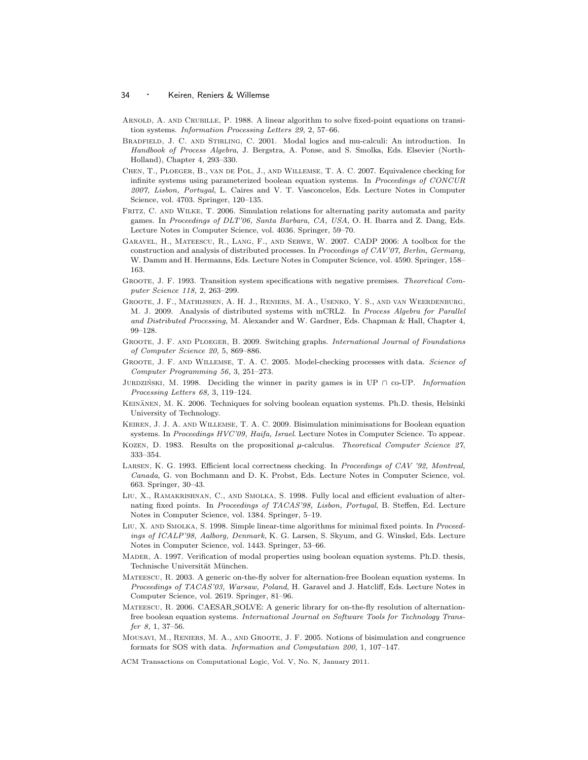Arnold, A. and Crubille, P. 1988. A linear algorithm to solve fixed-point equations on transition systems. *Information Processing Letters 29,* 2, 57–66.

Bradfield, J. C. and Stirling, C. 2001. Modal logics and mu-calculi: An introduction. In *Handbook of Process Algebra*, J. Bergstra, A. Ponse, and S. Smolka, Eds. Elsevier (North-Holland), Chapter 4, 293–330.

Chen, T., Ploeger, B., van de Pol, J., and Willemse, T. A. C. 2007. Equivalence checking for infinite systems using parameterized boolean equation systems. In *Proceedings of CONCUR 2007, Lisbon, Portugal*, L. Caires and V. T. Vasconcelos, Eds. Lecture Notes in Computer Science, vol. 4703. Springer, 120–135.

Fritz, C. and Wilke, T. 2006. Simulation relations for alternating parity automata and parity games. In *Proceedings of DLT'06, Santa Barbara, CA, USA*, O. H. Ibarra and Z. Dang, Eds. Lecture Notes in Computer Science, vol. 4036. Springer, 59–70.

Garavel, H., Mateescu, R., Lang, F., and Serwe, W. 2007. CADP 2006: A toolbox for the construction and analysis of distributed processes. In *Proceedings of CAV'07, Berlin, Germany*, W. Damm and H. Hermanns, Eds. Lecture Notes in Computer Science, vol. 4590. Springer, 158–163.

Groote, J. F. 1993. Transition system specifications with negative premises. *Theoretical Computer Science 118,* 2, 263–299.

Groote, J. F., Mathijssen, A. H. J., Reniers, M. A., Usenko, Y. S., and van Weerdenburg, M. J. 2009. Analysis of distributed systems with mCRL2. In *Process Algebra for Parallel and Distributed Processing*, M. Alexander and W. Gardner, Eds. Chapman & Hall, Chapter 4, 99–128.

Groote, J. F. and Ploeger, B. 2009. Switching graphs. *International Journal of Foundations of Computer Science 20,* 5, 869–886.

Groote, J. F. and Willemse, T. A. C. 2005. Model-checking processes with data. *Science of Computer Programming 56,* 3, 251–273.

Jurdziński, M. 1998. Deciding the winner in parity games is in UP $\cap$ co-UP. *Information Processing Letters 68,* 3, 119–124.

Keinänen, M. K. 2006. Techniques for solving boolean equation systems. Ph.D. thesis, Helsinki University of Technology.

Keiren, J. J. A. and Willemse, T. A. C. 2009. Bisimulation minimisations for Boolean equation systems. In *Proceedings HVC'09, Haifa, Israel*. Lecture Notes in Computer Science. To appear.

Kozen, D. 1983. Results on the propositional $\mu$-calculus. *Theoretical Computer Science 27*, 333–354.

Larsen, K. G. 1993. Efficient local correctness checking. In *Proceedings of CAV '92, Montreal, Canada*, G. von Bochmann and D. K. Probst, Eds. Lecture Notes in Computer Science, vol. 663. Springer, 30–43.

Liu, X., Ramakrishnan, C., and Smolka, S. 1998. Fully local and efficient evaluation of alternating fixed points. In *Proceedings of TACAS'98, Lisbon, Portugal*, B. Steffen, Ed. Lecture Notes in Computer Science, vol. 1384. Springer, 5–19.

Liu, X. and Smolka, S. 1998. Simple linear-time algorithms for minimal fixed points. In *Proceedings of ICALP'98, Aalborg, Denmark*, K. G. Larsen, S. Skyum, and G. Winskel, Eds. Lecture Notes in Computer Science, vol. 1443. Springer, 53–66.

Mader, A. 1997. Verification of modal properties using boolean equation systems. Ph.D. thesis, Technische Universität München.

Mateescu, R. 2003. A generic on-the-fly solver for alternation-free Boolean equation systems. In *Proceedings of TACAS'03, Warsaw, Poland*, H. Garavel and J. Hatcliff, Eds. Lecture Notes in Computer Science, vol. 2619. Springer, 81–96.

Mateescu, R. 2006. CAESAR_SOLVE: A generic library for on-the-fly resolution of alternation-free boolean equation systems. *International Journal on Software Tools for Technology Transfer 8,* 1, 37–56.

Mousavi, M., Reniers, M. A., and Groote, J. F. 2005. Notions of bisimulation and congruence formats for SOS with data. *Information and Computation 200,* 1, 107–147.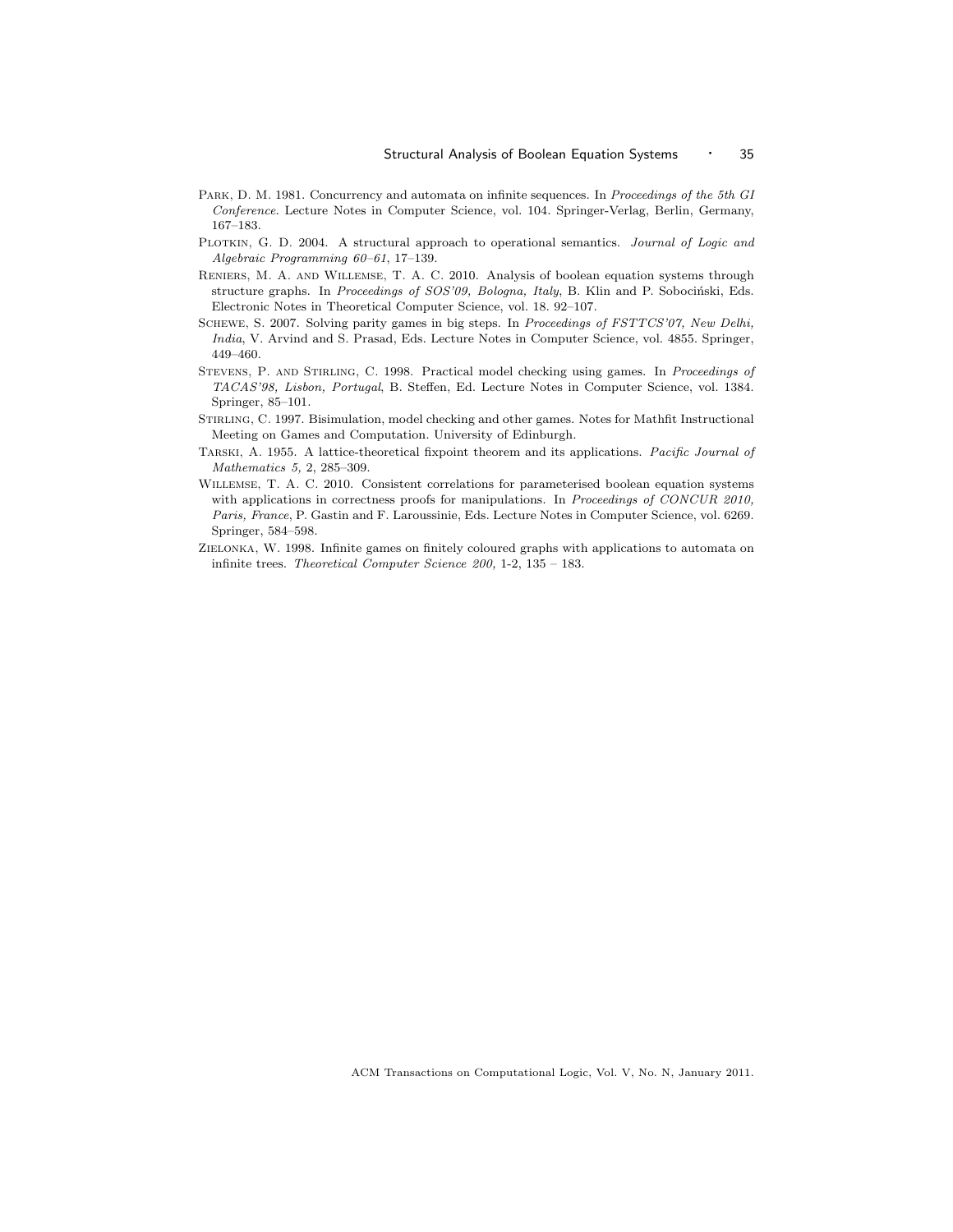Park, D. M. 1981. Concurrency and automata on infinite sequences. In *Proceedings of the 5th GI Conference*. Lecture Notes in Computer Science, vol. 104. Springer-Verlag, Berlin, Germany, 167–183.

Plotkin, G. D. 2004. A structural approach to operational semantics. *Journal of Logic and Algebraic Programming 60–61*, 17–139.

Reniers, M. A. and Willemse, T. A. C. 2010. Analysis of boolean equation systems through structure graphs. In *Proceedings of SOS'09, Bologna, Italy*, B. Klin and P. Sobociński, Eds. Electronic Notes in Theoretical Computer Science, vol. 18. 92–107.

Schewe, S. 2007. Solving parity games in big steps. In *Proceedings of FSTTCS'07, New Delhi, India*, V. Arvind and S. Prasad, Eds. Lecture Notes in Computer Science, vol. 4855. Springer, 449–460.

Stevens, P. and Stirling, C. 1998. Practical model checking using games. In *Proceedings of TACAS'98, Lisbon, Portugal*, B. Steffen, Ed. Lecture Notes in Computer Science, vol. 1384. Springer, 85–101.

Stirling, C. 1997. Bisimulation, model checking and other games. Notes for Mathfit Instructional Meeting on Games and Computation. University of Edinburgh.

Tarski, A. 1955. A lattice-theoretical fixpoint theorem and its applications. *Pacific Journal of Mathematics 5,* 2, 285–309.

Willemse, T. A. C. 2010. Consistent correlations for parameterised boolean equation systems with applications in correctness proofs for manipulations. In *Proceedings of CONCUR 2010, Paris, France*, P. Gastin and F. Laroussinie, Eds. Lecture Notes in Computer Science, vol. 6269. Springer, 584–598.

Zielonka, W. 1998. Infinite games on finitely coloured graphs with applications to automata on infinite trees. *Theoretical Computer Science 200,* 1-2, 135 – 183.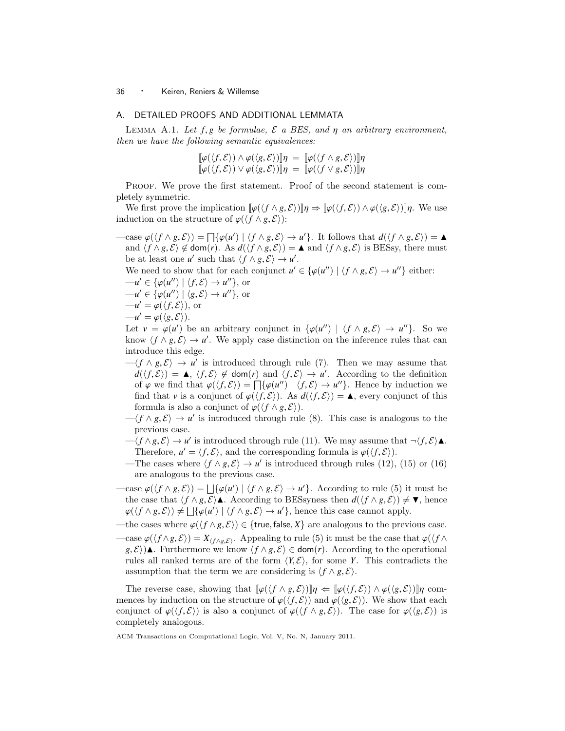## A. DETAILED PROOFS AND ADDITIONAL LEMMATA

LEMMA A.1. *Let $f, g$ be formulae, $\mathcal{E}$ a BES, and $\eta$ an arbitrary environment, then we have the following semantic equivalences:*

$$\llbracket \varphi(\langle f, \mathcal{E}\rangle) \wedge \varphi(\langle g, \mathcal{E}\rangle) \rrbracket \eta \;=\; \llbracket \varphi(\langle f \wedge g, \mathcal{E}\rangle) \rrbracket \eta$$
$$\llbracket \varphi(\langle f, \mathcal{E}\rangle) \vee \varphi(\langle g, \mathcal{E}\rangle) \rrbracket \eta \;=\; \llbracket \varphi(\langle f \vee g, \mathcal{E}\rangle) \rrbracket \eta$$

PROOF. We prove the first statement. Proof of the second statement is completely symmetric.

We first prove the implication $\llbracket \varphi(\langle f \wedge g, \mathcal{E}\rangle) \rrbracket \eta \Rightarrow \llbracket \varphi(\langle f, \mathcal{E}\rangle) \wedge \varphi(\langle g, \mathcal{E}\rangle) \rrbracket \eta$. We use induction on the structure of $\varphi(\langle f \wedge g, \mathcal{E}\rangle)$:

—case $\varphi(\langle f \wedge g, \mathcal{E}\rangle) = \bigsqcap\{\varphi(u') \mid \langle f \wedge g, \mathcal{E}\rangle \to u'\}$. It follows that $d(\langle f \wedge g, \mathcal{E}\rangle) = \blacktriangle$ and $\langle f \wedge g, \mathcal{E}\rangle \notin \mathsf{dom}(r)$. As $d(\langle f \wedge g, \mathcal{E}\rangle) = \blacktriangle$ and $\langle f \wedge g, \mathcal{E}\rangle$ is BESsy, there must be at least one $u'$ such that $\langle f \wedge g, \mathcal{E}\rangle \to u'$.

We need to show that for each conjunct $u' \in \{\varphi(u'') \mid \langle f \wedge g, \mathcal{E}\rangle \to u''\}$ either:

—$u' \in \{\varphi(u'') \mid \langle f, \mathcal{E}\rangle \to u''\}$, or

—$u' \in \{\varphi(u'') \mid \langle g, \mathcal{E}\rangle \to u''\}$, or

—$u' = \varphi(\langle f, \mathcal{E}\rangle)$, or

—$u' = \varphi(\langle g, \mathcal{E}\rangle)$.

Let $v = \varphi(u')$ be an arbitrary conjunct in $\{\varphi(u'') \mid \langle f \wedge g, \mathcal{E}\rangle \to u''\}$. So we know $\langle f \wedge g, \mathcal{E}\rangle \to u'$. We apply case distinction on the inference rules that can introduce this edge.

—$\langle f \wedge g, \mathcal{E}\rangle \to u'$ is introduced through rule (7). Then we may assume that $d(\langle f, \mathcal{E}\rangle) = \blacktriangle$, $\langle f, \mathcal{E}\rangle \notin \mathsf{dom}(r)$ and $\langle f, \mathcal{E}\rangle \to u'$. According to the definition of $\varphi$ we find that $\varphi(\langle f, \mathcal{E}\rangle) = \bigsqcap\{\varphi(u'') \mid \langle f, \mathcal{E}\rangle \to u''\}$. Hence by induction we find that $v$ is a conjunct of $\varphi(\langle f, \mathcal{E}\rangle)$. As $d(\langle f, \mathcal{E}\rangle) = \blacktriangle$, every conjunct of this formula is also a conjunct of $\varphi(\langle f \wedge g, \mathcal{E}\rangle)$.

—$\langle f \wedge g, \mathcal{E}\rangle \to u'$ is introduced through rule (8). This case is analogous to the previous case.

—$\langle f \wedge g, \mathcal{E}\rangle \to u'$ is introduced through rule (11). We may assume that $\neg\langle f, \mathcal{E}\rangle\blacktriangle$. Therefore, $u' = \langle f, \mathcal{E}\rangle$, and the corresponding formula is $\varphi(\langle f, \mathcal{E}\rangle)$.

—The cases where $\langle f \wedge g, \mathcal{E}\rangle \to u'$ is introduced through rules (12), (15) or (16) are analogous to the previous case.

—case $\varphi(\langle f \wedge g, \mathcal{E}\rangle) = \bigsqcup\{\varphi(u') \mid \langle f \wedge g, \mathcal{E}\rangle \to u'\}$. According to rule (5) it must be the case that $\langle f \wedge g, \mathcal{E}\rangle\blacktriangle$. According to BESsyness then $d(\langle f \wedge g, \mathcal{E}\rangle) \neq \blacktriangledown$, hence $\varphi(\langle f \wedge g, \mathcal{E}\rangle) \neq \bigsqcup\{\varphi(u') \mid \langle f \wedge g, \mathcal{E}\rangle \to u'\}$, hence this case cannot apply.

—the cases where $\varphi(\langle f \wedge g, \mathcal{E}\rangle) \in \{\mathsf{true}, \mathsf{false}, X\}$ are analogous to the previous case.

—case $\varphi(\langle f \wedge g, \mathcal{E}\rangle) = X_{\langle f \wedge g, \mathcal{E}\rangle}$. Appealing to rule (5) it must be the case that $\varphi(\langle f \wedge g, \mathcal{E}\rangle)\blacktriangle$. Furthermore we know $\langle f \wedge g, \mathcal{E}\rangle \in \mathsf{dom}(r)$. According to the operational rules all ranked terms are of the form $\langle Y, \mathcal{E}\rangle$, for some $Y$. This contradicts the assumption that the term we are considering is $\langle f \wedge g, \mathcal{E}\rangle$.

The reverse case, showing that $\llbracket \varphi(\langle f \wedge g, \mathcal{E}\rangle) \rrbracket \eta \Leftarrow \llbracket \varphi(\langle f, \mathcal{E}\rangle) \wedge \varphi(\langle g, \mathcal{E}\rangle) \rrbracket \eta$ commences by induction on the structure of $\varphi(\langle f, \mathcal{E}\rangle)$ and $\varphi(\langle g, \mathcal{E}\rangle)$. We show that each conjunct of $\varphi(\langle f, \mathcal{E}\rangle)$ is also a conjunct of $\varphi(\langle f \wedge g, \mathcal{E}\rangle)$. The case for $\varphi(\langle g, \mathcal{E}\rangle)$ is completely analogous.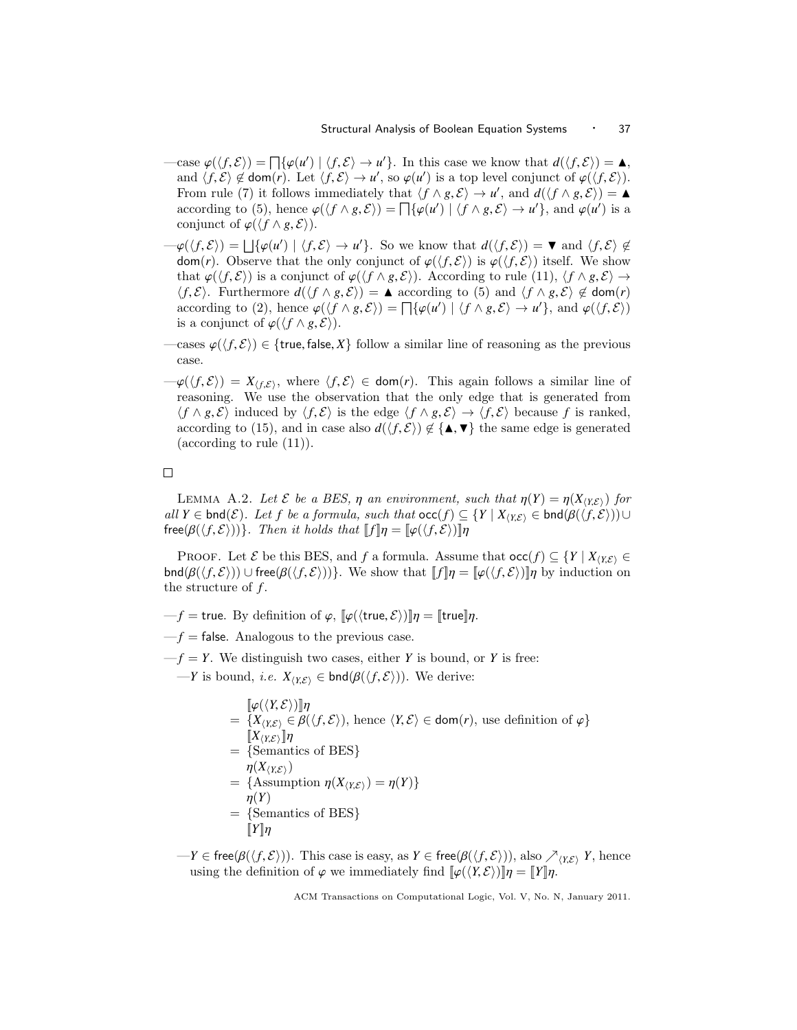—case $\varphi(\langle f, \mathcal{E}\rangle) = \bigsqcap\{\varphi(u') \mid \langle f, \mathcal{E}\rangle \to u'\}$. In this case we know that $d(\langle f, \mathcal{E}\rangle) = \blacktriangle$, and $\langle f, \mathcal{E}\rangle \notin \mathsf{dom}(r)$. Let $\langle f, \mathcal{E}\rangle \to u'$, so $\varphi(u')$ is a top level conjunct of $\varphi(\langle f, \mathcal{E}\rangle)$. From rule (7) it follows immediately that $\langle f \wedge g, \mathcal{E}\rangle \to u'$, and $d(\langle f \wedge g, \mathcal{E}\rangle) = \blacktriangle$ according to (5), hence $\varphi(\langle f \wedge g, \mathcal{E}\rangle) = \bigsqcap\{\varphi(u') \mid \langle f \wedge g, \mathcal{E}\rangle \to u'\}$, and $\varphi(u')$ is a conjunct of $\varphi(\langle f \wedge g, \mathcal{E}\rangle)$.

—$\varphi(\langle f, \mathcal{E}\rangle) = \bigsqcup\{\varphi(u') \mid \langle f, \mathcal{E}\rangle \to u'\}$. So we know that $d(\langle f, \mathcal{E}\rangle) = \blacktriangledown$ and $\langle f, \mathcal{E}\rangle \notin \mathsf{dom}(r)$. Observe that the only conjunct of $\varphi(\langle f, \mathcal{E}\rangle)$ is $\varphi(\langle f, \mathcal{E}\rangle)$ itself. We show that $\varphi(\langle f, \mathcal{E}\rangle)$ is a conjunct of $\varphi(\langle f \wedge g, \mathcal{E}\rangle)$. According to rule (11), $\langle f \wedge g, \mathcal{E}\rangle \to \langle f, \mathcal{E}\rangle$. Furthermore $d(\langle f \wedge g, \mathcal{E}\rangle) = \blacktriangle$ according to (5) and $\langle f \wedge g, \mathcal{E}\rangle \notin \mathsf{dom}(r)$ according to (2), hence $\varphi(\langle f \wedge g, \mathcal{E}\rangle) = \bigsqcap\{\varphi(u') \mid \langle f \wedge g, \mathcal{E}\rangle \to u'\}$, and $\varphi(\langle f, \mathcal{E}\rangle)$ is a conjunct of $\varphi(\langle f \wedge g, \mathcal{E}\rangle)$.

—cases $\varphi(\langle f, \mathcal{E}\rangle) \in \{\mathsf{true}, \mathsf{false}, X\}$ follow a similar line of reasoning as the previous case.

—$\varphi(\langle f, \mathcal{E}\rangle) = X_{\langle f, \mathcal{E}\rangle}$, where $\langle f, \mathcal{E}\rangle \in \mathsf{dom}(r)$. This again follows a similar line of reasoning. We use the observation that the only edge that is generated from $\langle f \wedge g, \mathcal{E}\rangle$ induced by $\langle f, \mathcal{E}\rangle$ is the edge $\langle f \wedge g, \mathcal{E}\rangle \to \langle f, \mathcal{E}\rangle$ because $f$ is ranked, according to (15), and in case also $d(\langle f, \mathcal{E}\rangle) \notin \{\blacktriangle, \blacktriangledown\}$ the same edge is generated (according to rule (11)).

□

Lemma A.2. *Let $\mathcal{E}$ be a BES, $\eta$ an environment, such that $\eta(Y) = \eta(X_{\langle Y, \mathcal{E}\rangle})$ for all $Y \in \mathsf{bnd}(\mathcal{E})$. Let $f$ be a formula, such that $\mathsf{occ}(f) \subseteq \{Y \mid X_{\langle Y, \mathcal{E}\rangle} \in \mathsf{bnd}(\beta(\langle f, \mathcal{E}\rangle)) \cup \mathsf{free}(\beta(\langle f, \mathcal{E}\rangle))\}$. Then it holds that $[\![f]\!]\eta = [\![\varphi(\langle f, \mathcal{E}\rangle)]\!]\eta$*

Proof. Let $\mathcal{E}$ be this BES, and $f$ a formula. Assume that $\mathsf{occ}(f) \subseteq \{Y \mid X_{\langle Y, \mathcal{E}\rangle} \in \mathsf{bnd}(\beta(\langle f, \mathcal{E}\rangle)) \cup \mathsf{free}(\beta(\langle f, \mathcal{E}\rangle))\}$. We show that $[\![f]\!]\eta = [\![\varphi(\langle f, \mathcal{E}\rangle)]\!]\eta$ by induction on the structure of $f$.

—$f = \mathsf{true}$. By definition of $\varphi$, $[\![\varphi(\langle \mathsf{true}, \mathcal{E}\rangle)]\!]\eta = [\![\mathsf{true}]\!]\eta$.

—$f = \mathsf{false}$. Analogous to the previous case.

—$f = Y$. We distinguish two cases, either $Y$ is bound, or $Y$ is free:

—$Y$ is bound, *i.e.* $X_{\langle Y, \mathcal{E}\rangle} \in \mathsf{bnd}(\beta(\langle f, \mathcal{E}\rangle))$. We derive:

$$
\begin{aligned}
& [\![\varphi(\langle Y, \mathcal{E}\rangle)]\!]\eta \\
= & \ \{X_{\langle Y, \mathcal{E}\rangle} \in \beta(\langle f, \mathcal{E}\rangle), \text{ hence } \langle Y, \mathcal{E}\rangle \in \mathsf{dom}(r), \text{ use definition of } \varphi\} \\
& [\![X_{\langle Y, \mathcal{E}\rangle}]\!]\eta \\
= & \ \{\text{Semantics of BES}\} \\
& \eta(X_{\langle Y, \mathcal{E}\rangle}) \\
= & \ \{\text{Assumption } \eta(X_{\langle Y, \mathcal{E}\rangle}) = \eta(Y)\} \\
& \eta(Y) \\
= & \ \{\text{Semantics of BES}\} \\
& [\![Y]\!]\eta
\end{aligned}
$$

—$Y \in \mathsf{free}(\beta(\langle f, \mathcal{E}\rangle))$. This case is easy, as $Y \in \mathsf{free}(\beta(\langle f, \mathcal{E}\rangle))$, also $\nearrow_{\langle Y, \mathcal{E}\rangle} Y$, hence using the definition of $\varphi$ we immediately find $[\![\varphi(\langle Y, \mathcal{E}\rangle)]\!]\eta = [\![Y]\!]\eta$.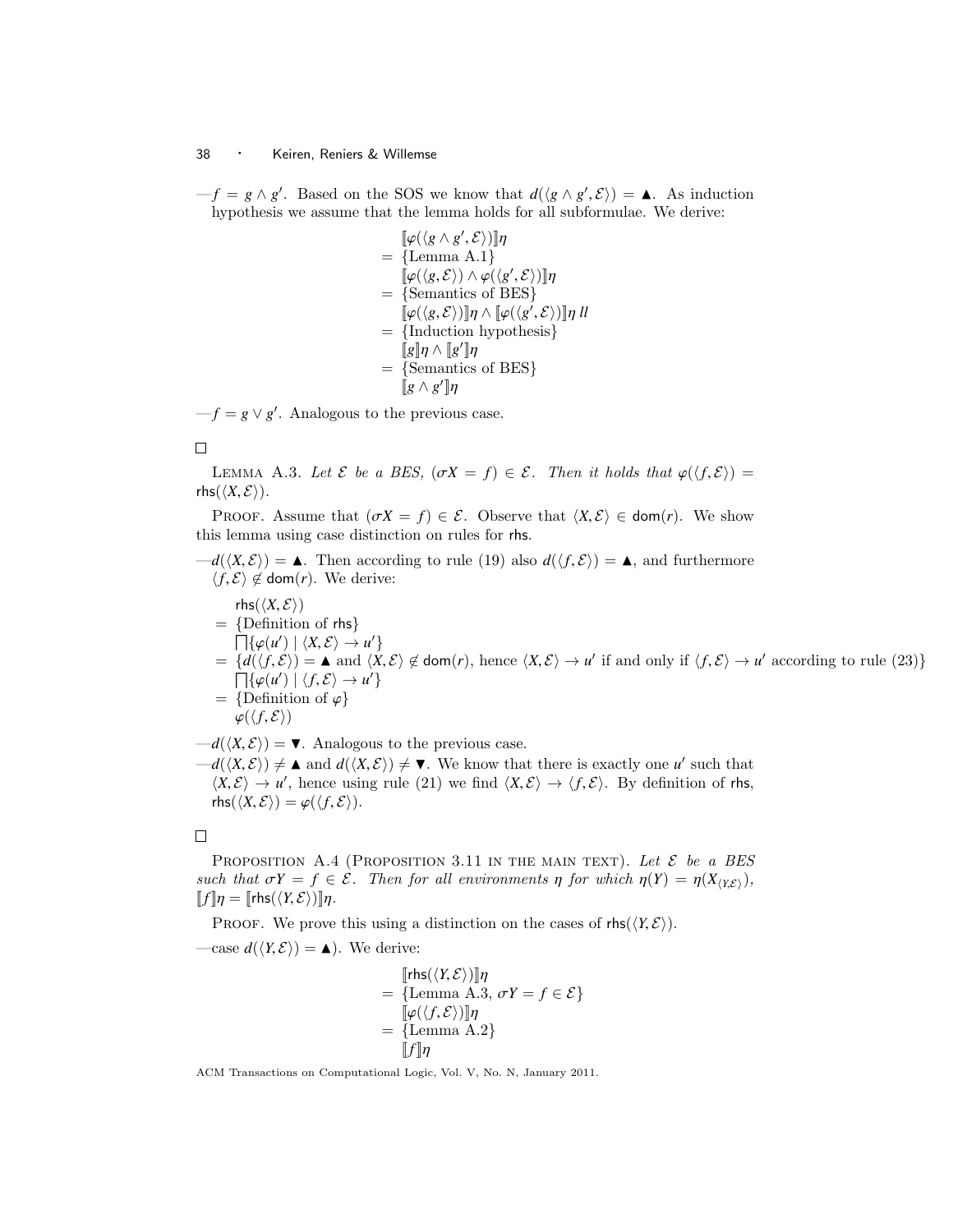—$f = g \wedge g'$. Based on the SOS we know that $d(\langle g \wedge g', \mathcal{E}\rangle) = \blacktriangle$. As induction hypothesis we assume that the lemma holds for all subformulae. We derive:

$$
\begin{aligned}
& [\![\varphi(\langle g \wedge g', \mathcal{E}\rangle)]\!]\eta \\
= & \ \{\text{Lemma A.1}\} \\
& [\![\varphi(\langle g, \mathcal{E}\rangle) \wedge \varphi(\langle g', \mathcal{E}\rangle)]\!]\eta \\
= & \ \{\text{Semantics of BES}\} \\
& [\![\varphi(\langle g, \mathcal{E}\rangle)]\!]\eta \wedge [\![\varphi(\langle g', \mathcal{E}\rangle)]\!]\eta \ ll \\
= & \ \{\text{Induction hypothesis}\} \\
& [\![g]\!]\eta \wedge [\![g']\!]\eta \\
= & \ \{\text{Semantics of BES}\} \\
& [\![g \wedge g']\!]\eta
\end{aligned}
$$

—$f = g \vee g'$. Analogous to the previous case.

□

LEMMA A.3. *Let $\mathcal{E}$ be a BES, $(\sigma X = f) \in \mathcal{E}$. Then it holds that $\varphi(\langle f, \mathcal{E}\rangle) = \mathsf{rhs}(\langle X, \mathcal{E}\rangle)$.*

PROOF. Assume that $(\sigma X = f) \in \mathcal{E}$. Observe that $\langle X, \mathcal{E}\rangle \in \mathsf{dom}(r)$. We show this lemma using case distinction on rules for $\mathsf{rhs}$.

—$d(\langle X, \mathcal{E}\rangle) = \blacktriangle$. Then according to rule (19) also $d(\langle f, \mathcal{E}\rangle) = \blacktriangle$, and furthermore $\langle f, \mathcal{E}\rangle \notin \mathsf{dom}(r)$. We derive:

$$
\begin{aligned}
& \mathsf{rhs}(\langle X, \mathcal{E}\rangle) \\
= & \ \{\text{Definition of } \mathsf{rhs}\} \\
& \textstyle\bigsqcap\{\varphi(u') \mid \langle X, \mathcal{E}\rangle \to u'\} \\
= & \ \{d(\langle f, \mathcal{E}\rangle) = \blacktriangle \text{ and } \langle X, \mathcal{E}\rangle \notin \mathsf{dom}(r), \text{ hence } \langle X, \mathcal{E}\rangle \to u' \text{ if and only if } \langle f, \mathcal{E}\rangle \to u' \text{ according to rule (23)}\} \\
& \textstyle\bigsqcap\{\varphi(u') \mid \langle f, \mathcal{E}\rangle \to u'\} \\
= & \ \{\text{Definition of } \varphi\} \\
& \varphi(\langle f, \mathcal{E}\rangle)
\end{aligned}
$$

—$d(\langle X, \mathcal{E}\rangle) = \blacktriangledown$. Analogous to the previous case.

—$d(\langle X, \mathcal{E}\rangle) \neq \blacktriangle$ and $d(\langle X, \mathcal{E}\rangle) \neq \blacktriangledown$. We know that there is exactly one $u'$ such that $\langle X, \mathcal{E}\rangle \to u'$, hence using rule (21) we find $\langle X, \mathcal{E}\rangle \to \langle f, \mathcal{E}\rangle$. By definition of $\mathsf{rhs}$, $\mathsf{rhs}(\langle X, \mathcal{E}\rangle) = \varphi(\langle f, \mathcal{E}\rangle)$.

□

PROPOSITION A.4 (PROPOSITION 3.11 IN THE MAIN TEXT). *Let $\mathcal{E}$ be a BES such that $\sigma Y = f \in \mathcal{E}$. Then for all environments $\eta$ for which $\eta(Y) = \eta(X_{\langle Y, \mathcal{E}\rangle})$, $[\![f]\!]\eta = [\![\mathsf{rhs}(\langle Y, \mathcal{E}\rangle)]\!]\eta$.*

PROOF. We prove this using a distinction on the cases of $\mathsf{rhs}(\langle Y, \mathcal{E}\rangle)$.

—case $d(\langle Y, \mathcal{E}\rangle) = \blacktriangle$). We derive:

$$
\begin{aligned}
& [\![\mathsf{rhs}(\langle Y, \mathcal{E}\rangle)]\!]\eta \\
= & \ \{\text{Lemma A.3}, \sigma Y = f \in \mathcal{E}\} \\
& [\![\varphi(\langle f, \mathcal{E}\rangle)]\!]\eta \\
= & \ \{\text{Lemma A.2}\} \\
& [\![f]\!]\eta
\end{aligned}
$$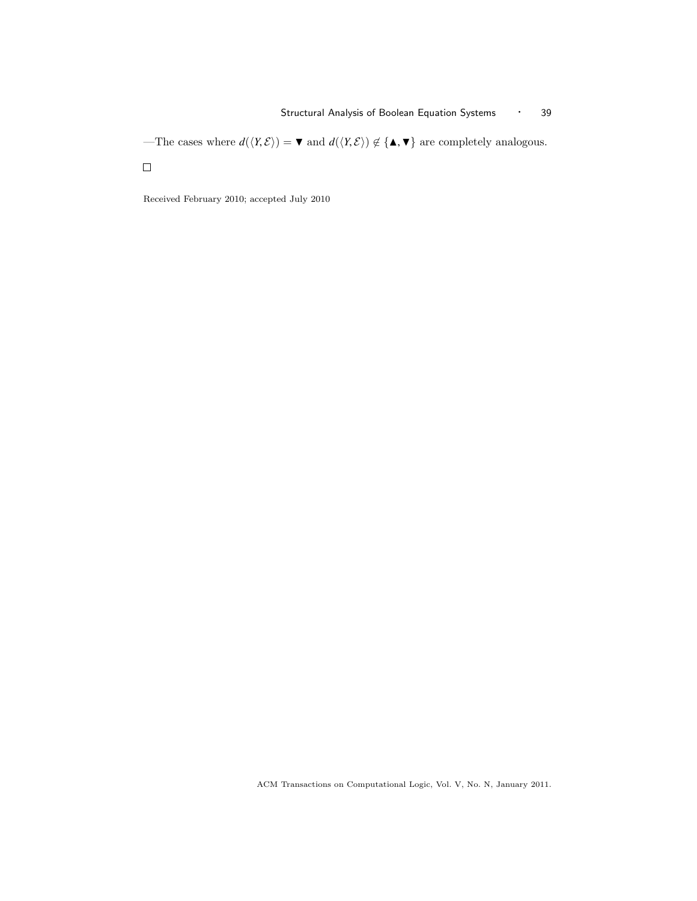—The cases where $d(\langle Y, \mathcal{E} \rangle) = \blacktriangledown$ and $d(\langle Y, \mathcal{E} \rangle) \notin \{\blacktriangle, \blacktriangledown\}$ are completely analogous.

$\square$

Received February 2010; accepted July 2010